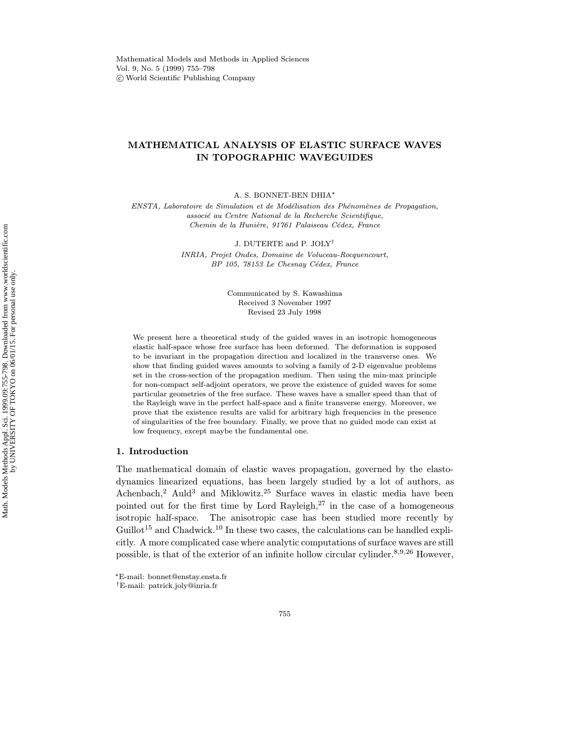# MATHEMATICAL ANALYSIS OF ELASTIC SURFACE WAVES IN TOPOGRAPHIC WAVEGUIDES

A. S. BONNET-BEN DHIA*

*ENSTA, Laboratoire de Simulation et de Modélisation des Phénomènes de Propagation, associé au Centre National de la Recherche Scientifique, Chemin de la Hunière, 91761 Palaiseau Cédex, France*

J. DUTERTE and P. JOLY†

*INRIA, Projet Ondes, Domaine de Voluceau-Rocquencourt, BP 105, 78153 Le Chesnay Cédex, France*

Communicated by S. Kawashima
Received 3 November 1997
Revised 23 July 1998

We present here a theoretical study of the guided waves in an isotropic homogeneous elastic half-space whose free surface has been deformed. The deformation is supposed to be invariant in the propagation direction and localized in the transverse ones. We show that finding guided waves amounts to solving a family of 2-D eigenvalue problems set in the cross-section of the propagation medium. Then using the min-max principle for non-compact self-adjoint operators, we prove the existence of guided waves for some particular geometries of the free surface. These waves have a smaller speed than that of the Rayleigh wave in the perfect half-space and a finite transverse energy. Moreover, we prove that the existence results are valid for arbitrary high frequencies in the presence of singularities of the free boundary. Finally, we prove that no guided mode can exist at low frequency, except maybe the fundamental one.

## 1. Introduction

The mathematical domain of elastic waves propagation, governed by the elastodynamics linearized equations, has been largely studied by a lot of authors, as Achenbach,[2] Auld[3] and Miklowitz.[25] Surface waves in elastic media have been pointed out for the first time by Lord Rayleigh,[27] in the case of a homogeneous isotropic half-space. The anisotropic case has been studied more recently by Guillot[15] and Chadwick.[10] In these two cases, the calculations can be handled explicitly. A more complicated case where analytic computations of surface waves are still possible, is that of the exterior of an infinite hollow circular cylinder.[8,9,26] However,

*E-mail: bonnet@enstay.ensta.fr
†E-mail: patrick.joly@inria.fr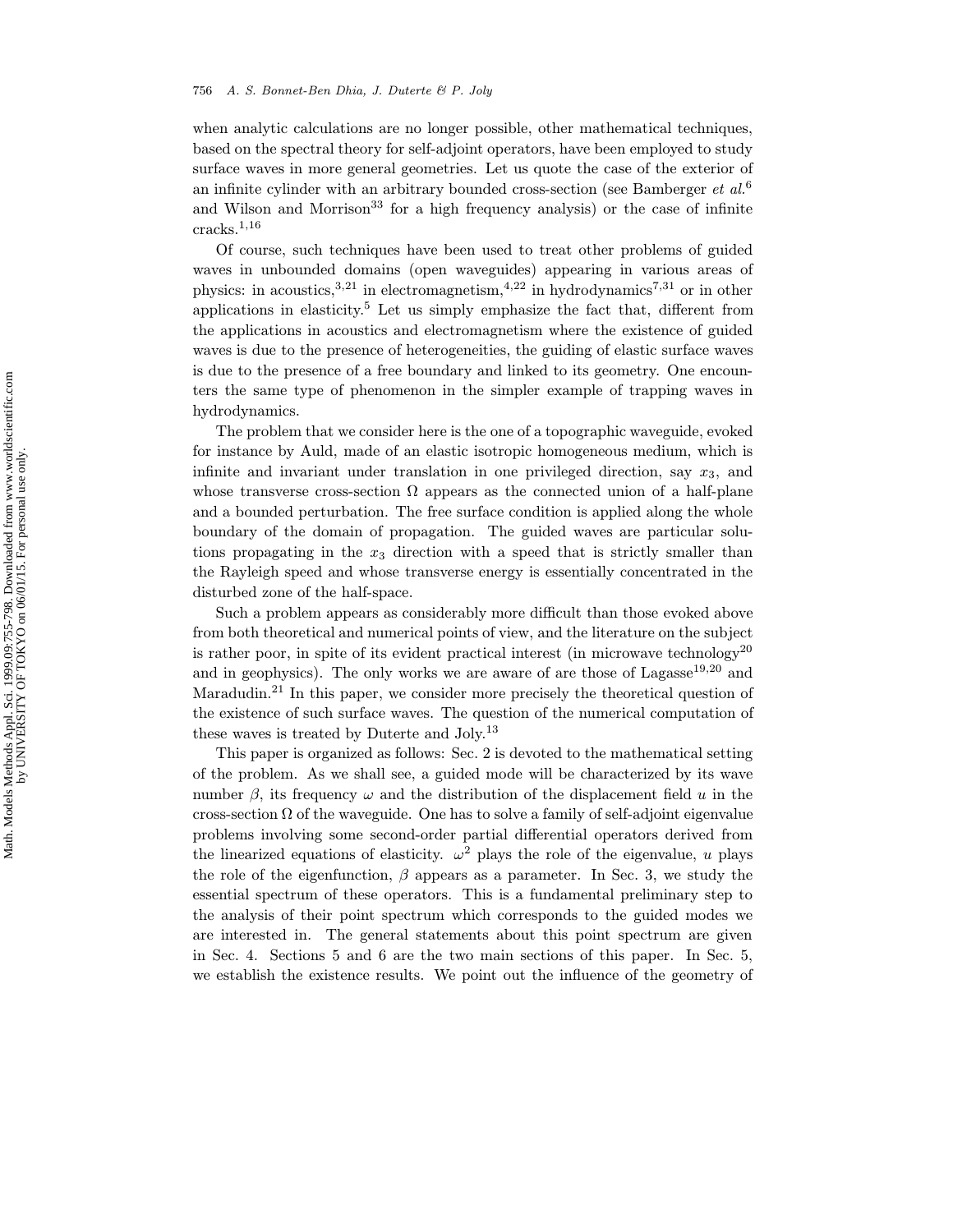when analytic calculations are no longer possible, other mathematical techniques, based on the spectral theory for self-adjoint operators, have been employed to study surface waves in more general geometries. Let us quote the case of the exterior of an infinite cylinder with an arbitrary bounded cross-section (see Bamberger *et al.*[6] and Wilson and Morrison[33] for a high frequency analysis) or the case of infinite cracks.[1,16]

Of course, such techniques have been used to treat other problems of guided waves in unbounded domains (open waveguides) appearing in various areas of physics: in acoustics,[3,21] in electromagnetism,[4,22] in hydrodynamics[7,31] or in other applications in elasticity.[5] Let us simply emphasize the fact that, different from the applications in acoustics and electromagnetism where the existence of guided waves is due to the presence of heterogeneities, the guiding of elastic surface waves is due to the presence of a free boundary and linked to its geometry. One encounters the same type of phenomenon in the simpler example of trapping waves in hydrodynamics.

The problem that we consider here is the one of a topographic waveguide, evoked for instance by Auld, made of an elastic isotropic homogeneous medium, which is infinite and invariant under translation in one privileged direction, say $x_3$, and whose transverse cross-section $\Omega$ appears as the connected union of a half-plane and a bounded perturbation. The free surface condition is applied along the whole boundary of the domain of propagation. The guided waves are particular solutions propagating in the $x_3$ direction with a speed that is strictly smaller than the Rayleigh speed and whose transverse energy is essentially concentrated in the disturbed zone of the half-space.

Such a problem appears as considerably more difficult than those evoked above from both theoretical and numerical points of view, and the literature on the subject is rather poor, in spite of its evident practical interest (in microwave technology[20] and in geophysics). The only works we are aware of are those of Lagasse[19,20] and Maradudin.[21] In this paper, we consider more precisely the theoretical question of the existence of such surface waves. The question of the numerical computation of these waves is treated by Duterte and Joly.[13]

This paper is organized as follows: Sec. 2 is devoted to the mathematical setting of the problem. As we shall see, a guided mode will be characterized by its wave number $\beta$, its frequency $\omega$ and the distribution of the displacement field $u$ in the cross-section $\Omega$ of the waveguide. One has to solve a family of self-adjoint eigenvalue problems involving some second-order partial differential operators derived from the linearized equations of elasticity. $\omega^2$ plays the role of the eigenvalue, $u$ plays the role of the eigenfunction, $\beta$ appears as a parameter. In Sec. 3, we study the essential spectrum of these operators. This is a fundamental preliminary step to the analysis of their point spectrum which corresponds to the guided modes we are interested in. The general statements about this point spectrum are given in Sec. 4. Sections 5 and 6 are the two main sections of this paper. In Sec. 5, we establish the existence results. We point out the influence of the geometry of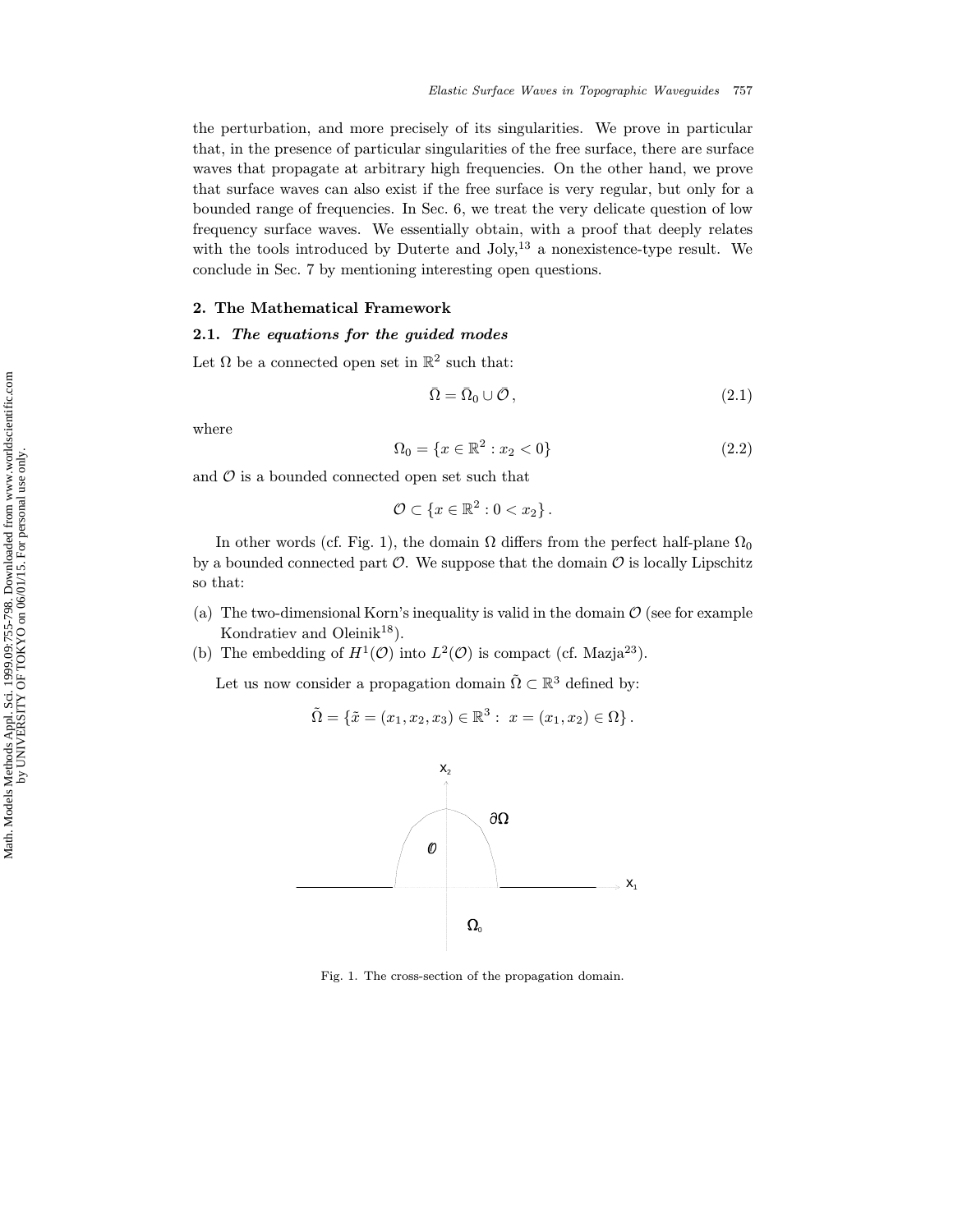the perturbation, and more precisely of its singularities. We prove in particular that, in the presence of particular singularities of the free surface, there are surface waves that propagate at arbitrary high frequencies. On the other hand, we prove that surface waves can also exist if the free surface is very regular, but only for a bounded range of frequencies. In Sec. 6, we treat the very delicate question of low frequency surface waves. We essentially obtain, with a proof that deeply relates with the tools introduced by Duterte and Joly,[13] a nonexistence-type result. We conclude in Sec. 7 by mentioning interesting open questions.

## 2. The Mathematical Framework

### 2.1. *The equations for the guided modes*

Let $\Omega$ be a connected open set in $\mathbb{R}^2$ such that:

$$\bar{\Omega} = \bar{\Omega}_0 \cup \bar{\mathcal{O}}\,, \tag{2.1}$$

where

$$\Omega_0 = \{x \in \mathbb{R}^2 : x_2 < 0\} \tag{2.2}$$

and $\mathcal{O}$ is a bounded connected open set such that

$$\mathcal{O} \subset \{x \in \mathbb{R}^2 : 0 < x_2\}\,.$$

In other words (cf. Fig. 1), the domain $\Omega$ differs from the perfect half-plane $\Omega_0$ by a bounded connected part $\mathcal{O}$. We suppose that the domain $\mathcal{O}$ is locally Lipschitz so that:

(a) The two-dimensional Korn's inequality is valid in the domain $\mathcal{O}$ (see for example Kondratiev and Oleinik[18]).
(b) The embedding of $H^1(\mathcal{O})$ into $L^2(\mathcal{O})$ is compact (cf. Mazja[23]).

Let us now consider a propagation domain $\tilde{\Omega} \subset \mathbb{R}^3$ defined by:

$$\tilde{\Omega} = \{\tilde{x} = (x_1, x_2, x_3) \in \mathbb{R}^3 : \; x = (x_1, x_2) \in \Omega\}\,.$$

Fig. 1. The cross-section of the propagation domain.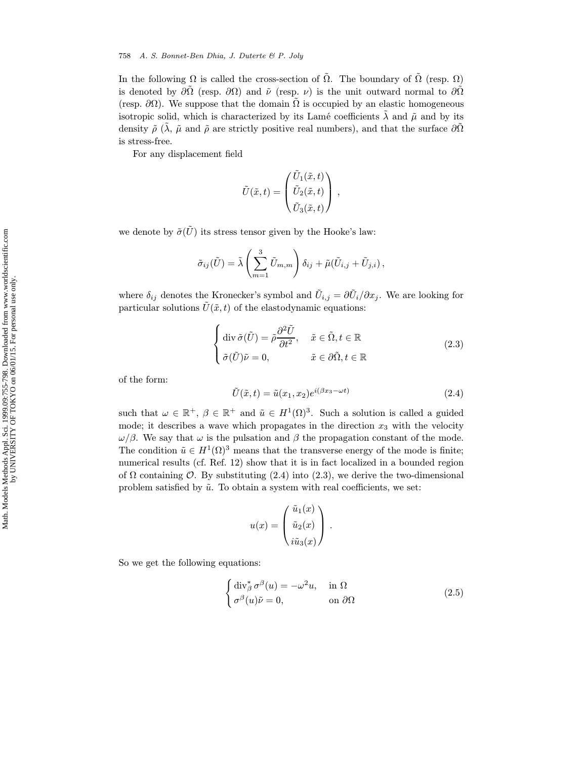In the following $\Omega$ is called the cross-section of $\tilde{\Omega}$. The boundary of $\tilde{\Omega}$ (resp. $\Omega$) is denoted by $\partial\tilde{\Omega}$ (resp. $\partial\Omega$) and $\tilde{\nu}$ (resp. $\nu$) is the unit outward normal to $\partial\tilde{\Omega}$ (resp. $\partial\Omega$). We suppose that the domain $\tilde{\Omega}$ is occupied by an elastic homogeneous isotropic solid, which is characterized by its Lamé coefficients $\tilde{\lambda}$ and $\tilde{\mu}$ and by its density $\tilde{\rho}$ ($\tilde{\lambda}$, $\tilde{\mu}$ and $\tilde{\rho}$ are strictly positive real numbers), and that the surface $\partial\tilde{\Omega}$ is stress-free.

For any displacement field

$$\tilde{U}(\tilde{x},t) = \begin{pmatrix} \tilde{U}_1(\tilde{x},t) \\ \tilde{U}_2(\tilde{x},t) \\ \tilde{U}_3(\tilde{x},t) \end{pmatrix},$$

we denote by $\tilde{\sigma}(\tilde{U})$ its stress tensor given by the Hooke's law:

$$\tilde{\sigma}_{ij}(\tilde{U}) = \tilde{\lambda}\left(\sum_{m=1}^{3} \tilde{U}_{m,m}\right)\delta_{ij} + \tilde{\mu}(\tilde{U}_{i,j} + \tilde{U}_{j,i}),$$

where $\delta_{ij}$ denotes the Kronecker's symbol and $\tilde{U}_{i,j} = \partial\tilde{U}_i/\partial x_j$. We are looking for particular solutions $\tilde{U}(\tilde{x},t)$ of the elastodynamic equations:

$$\begin{cases} \operatorname{div}\tilde{\sigma}(\tilde{U}) = \tilde{\rho}\dfrac{\partial^2\tilde{U}}{\partial t^2}, & \tilde{x}\in\tilde{\Omega}, t\in\mathbb{R} \\ \tilde{\sigma}(\tilde{U})\tilde{\nu} = 0, & \tilde{x}\in\partial\tilde{\Omega}, t\in\mathbb{R} \end{cases} \tag{2.3}$$

of the form:

$$\tilde{U}(\tilde{x},t) = \tilde{u}(x_1,x_2)e^{i(\beta x_3 - \omega t)} \tag{2.4}$$

such that $\omega\in\mathbb{R}^+$, $\beta\in\mathbb{R}^+$ and $\tilde{u}\in H^1(\Omega)^3$. Such a solution is called a guided mode; it describes a wave which propagates in the direction $x_3$ with the velocity $\omega/\beta$. We say that $\omega$ is the pulsation and $\beta$ the propagation constant of the mode. The condition $\tilde{u}\in H^1(\Omega)^3$ means that the transverse energy of the mode is finite; numerical results (cf. Ref. 12) show that it is in fact localized in a bounded region of $\Omega$ containing $\mathcal{O}$. By substituting (2.4) into (2.3), we derive the two-dimensional problem satisfied by $\tilde{u}$. To obtain a system with real coefficients, we set:

$$u(x) = \begin{pmatrix} \tilde{u}_1(x) \\ \tilde{u}_2(x) \\ i\tilde{u}_3(x) \end{pmatrix}.$$

So we get the following equations:

$$\begin{cases} \operatorname{div}^*_\beta \sigma^\beta(u) = -\omega^2 u, & \text{in } \Omega \\ \sigma^\beta(u)\tilde{\nu} = 0, & \text{on } \partial\Omega \end{cases} \tag{2.5}$$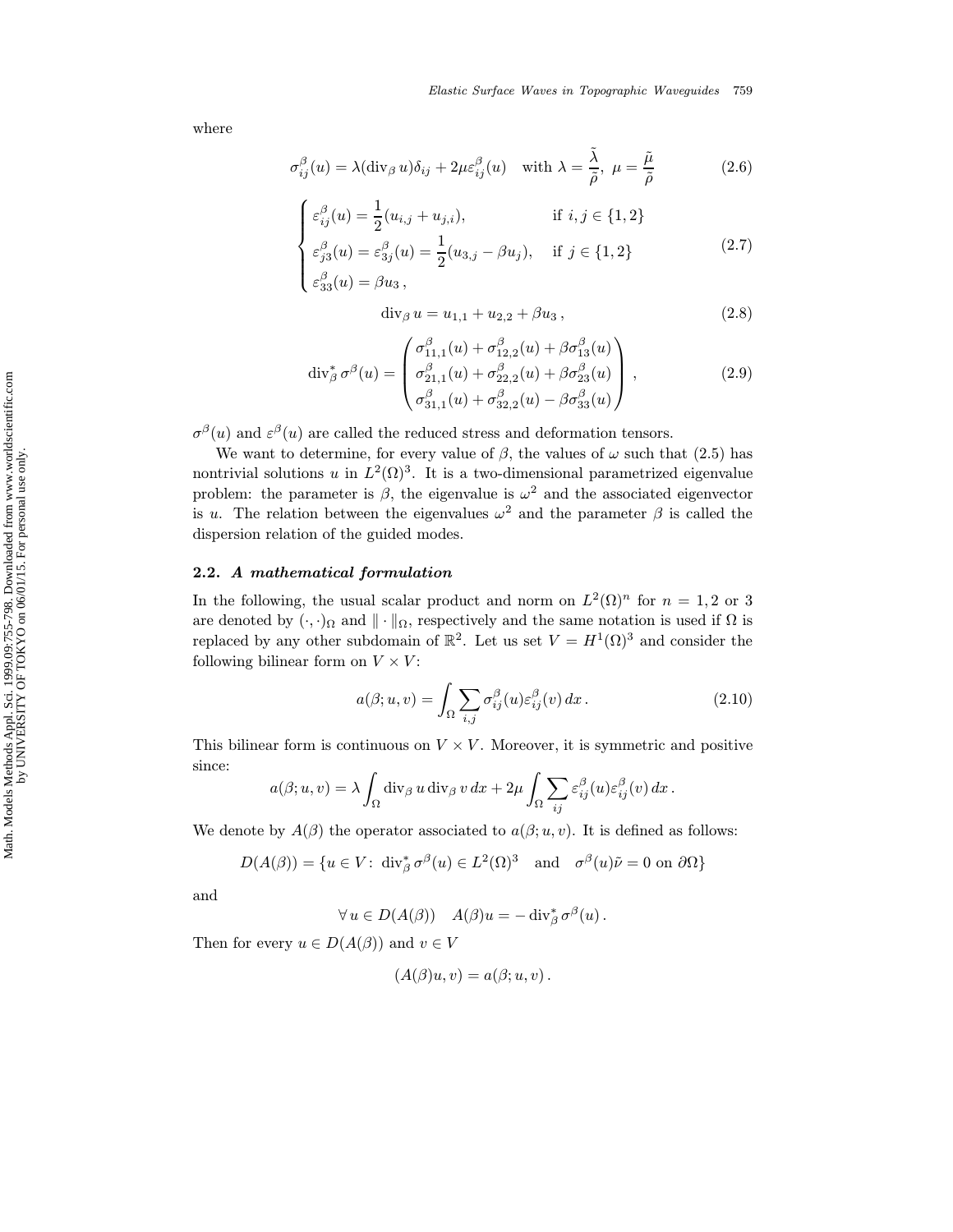where

$$\sigma_{ij}^{\beta}(u) = \lambda(\mathrm{div}_{\beta}\, u)\delta_{ij} + 2\mu\varepsilon_{ij}^{\beta}(u) \quad \text{with } \lambda = \frac{\tilde{\lambda}}{\tilde{\rho}},\ \mu = \frac{\tilde{\mu}}{\tilde{\rho}} \tag{2.6}$$

$$\begin{cases} \varepsilon_{ij}^{\beta}(u) = \dfrac{1}{2}(u_{i,j} + u_{j,i}), & \text{if } i, j \in \{1, 2\} \\ \varepsilon_{j3}^{\beta}(u) = \varepsilon_{3j}^{\beta}(u) = \dfrac{1}{2}(u_{3,j} - \beta u_j), & \text{if } j \in \{1, 2\} \\ \varepsilon_{33}^{\beta}(u) = \beta u_3\,, \end{cases} \tag{2.7}$$

$$\mathrm{div}_{\beta}\, u = u_{1,1} + u_{2,2} + \beta u_3\,, \tag{2.8}$$

$$\mathrm{div}_{\beta}^{*}\, \sigma^{\beta}(u) = \begin{pmatrix} \sigma_{11,1}^{\beta}(u) + \sigma_{12,2}^{\beta}(u) + \beta\sigma_{13}^{\beta}(u) \\ \sigma_{21,1}^{\beta}(u) + \sigma_{22,2}^{\beta}(u) + \beta\sigma_{23}^{\beta}(u) \\ \sigma_{31,1}^{\beta}(u) + \sigma_{32,2}^{\beta}(u) - \beta\sigma_{33}^{\beta}(u) \end{pmatrix}, \tag{2.9}$$

$\sigma^{\beta}(u)$ and $\varepsilon^{\beta}(u)$ are called the reduced stress and deformation tensors.

We want to determine, for every value of $\beta$, the values of $\omega$ such that (2.5) has nontrivial solutions $u$ in $L^2(\Omega)^3$. It is a two-dimensional parametrized eigenvalue problem: the parameter is $\beta$, the eigenvalue is $\omega^2$ and the associated eigenvector is $u$. The relation between the eigenvalues $\omega^2$ and the parameter $\beta$ is called the dispersion relation of the guided modes.

### 2.2. *A mathematical formulation*

In the following, the usual scalar product and norm on $L^2(\Omega)^n$ for $n = 1, 2$ or $3$ are denoted by $(\cdot,\cdot)_{\Omega}$ and $\|\cdot\|_{\Omega}$, respectively and the same notation is used if $\Omega$ is replaced by any other subdomain of $\mathbb{R}^2$. Let us set $V = H^1(\Omega)^3$ and consider the following bilinear form on $V \times V$:

$$a(\beta; u, v) = \int_{\Omega} \sum_{i,j} \sigma_{ij}^{\beta}(u)\varepsilon_{ij}^{\beta}(v)\, dx\,. \tag{2.10}$$

This bilinear form is continuous on $V \times V$. Moreover, it is symmetric and positive since:

$$a(\beta; u, v) = \lambda \int_{\Omega} \mathrm{div}_{\beta}\, u \,\mathrm{div}_{\beta}\, v\, dx + 2\mu \int_{\Omega} \sum_{ij} \varepsilon_{ij}^{\beta}(u)\varepsilon_{ij}^{\beta}(v)\, dx\,.$$

We denote by $A(\beta)$ the operator associated to $a(\beta; u, v)$. It is defined as follows:

$$D(A(\beta)) = \{u \in V\colon\ \mathrm{div}_{\beta}^{*}\, \sigma^{\beta}(u) \in L^2(\Omega)^3 \quad \text{and} \quad \sigma^{\beta}(u)\tilde{\nu} = 0 \text{ on } \partial\Omega\}$$

and

$$\forall\, u \in D(A(\beta)) \quad A(\beta)u = -\,\mathrm{div}_{\beta}^{*}\, \sigma^{\beta}(u)\,.$$

Then for every $u \in D(A(\beta))$ and $v \in V$

$$(A(\beta)u, v) = a(\beta; u, v)\,.$$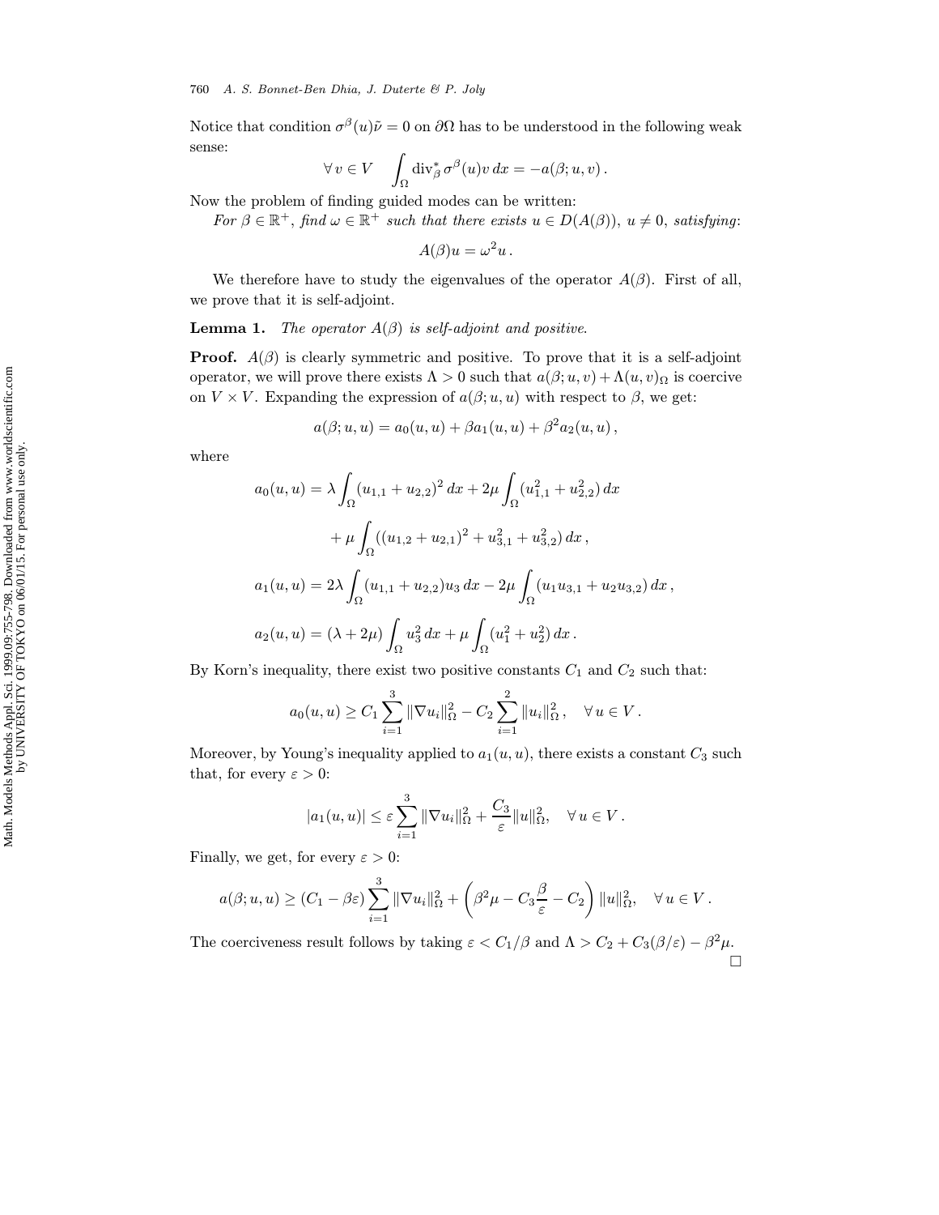Notice that condition $\sigma^\beta(u)\tilde{\nu} = 0$ on $\partial\Omega$ has to be understood in the following weak sense:

$$\forall\, v \in V \quad \int_\Omega \operatorname{div}_\beta^* \sigma^\beta(u) v \, dx = -a(\beta; u, v)\,.$$

Now the problem of finding guided modes can be written:

*For $\beta \in \mathbb{R}^+$, find $\omega \in \mathbb{R}^+$ such that there exists $u \in D(A(\beta))$, $u \neq 0$, satisfying*:

$$A(\beta)u = \omega^2 u\,.$$

We therefore have to study the eigenvalues of the operator $A(\beta)$. First of all, we prove that it is self-adjoint.

**Lemma 1.** *The operator $A(\beta)$ is self-adjoint and positive.*

**Proof.** $A(\beta)$ is clearly symmetric and positive. To prove that it is a self-adjoint operator, we will prove there exists $\Lambda > 0$ such that $a(\beta; u, v) + \Lambda(u, v)_\Omega$ is coercive on $V \times V$. Expanding the expression of $a(\beta; u, u)$ with respect to $\beta$, we get:

$$a(\beta; u, u) = a_0(u, u) + \beta a_1(u, u) + \beta^2 a_2(u, u)\,,$$

where

$$\begin{aligned}
a_0(u, u) &= \lambda \int_\Omega (u_{1,1} + u_{2,2})^2 \, dx + 2\mu \int_\Omega (u_{1,1}^2 + u_{2,2}^2) \, dx \\
&\quad + \mu \int_\Omega ((u_{1,2} + u_{2,1})^2 + u_{3,1}^2 + u_{3,2}^2) \, dx\,, \\
a_1(u, u) &= 2\lambda \int_\Omega (u_{1,1} + u_{2,2}) u_3 \, dx - 2\mu \int_\Omega (u_1 u_{3,1} + u_2 u_{3,2}) \, dx\,, \\
a_2(u, u) &= (\lambda + 2\mu) \int_\Omega u_3^2 \, dx + \mu \int_\Omega (u_1^2 + u_2^2) \, dx\,.
\end{aligned}$$

By Korn's inequality, there exist two positive constants $C_1$ and $C_2$ such that:

$$a_0(u, u) \geq C_1 \sum_{i=1}^{3} \|\nabla u_i\|_\Omega^2 - C_2 \sum_{i=1}^{2} \|u_i\|_\Omega^2\,, \quad \forall\, u \in V\,.$$

Moreover, by Young's inequality applied to $a_1(u, u)$, there exists a constant $C_3$ such that, for every $\varepsilon > 0$:

$$|a_1(u, u)| \leq \varepsilon \sum_{i=1}^{3} \|\nabla u_i\|_\Omega^2 + \frac{C_3}{\varepsilon} \|u\|_\Omega^2, \quad \forall\, u \in V\,.$$

Finally, we get, for every $\varepsilon > 0$:

$$a(\beta; u, u) \geq (C_1 - \beta\varepsilon) \sum_{i=1}^{3} \|\nabla u_i\|_\Omega^2 + \left(\beta^2 \mu - C_3 \frac{\beta}{\varepsilon} - C_2\right) \|u\|_\Omega^2, \quad \forall\, u \in V\,.$$

The coerciveness result follows by taking $\varepsilon < C_1/\beta$ and $\Lambda > C_2 + C_3(\beta/\varepsilon) - \beta^2\mu$. $\square$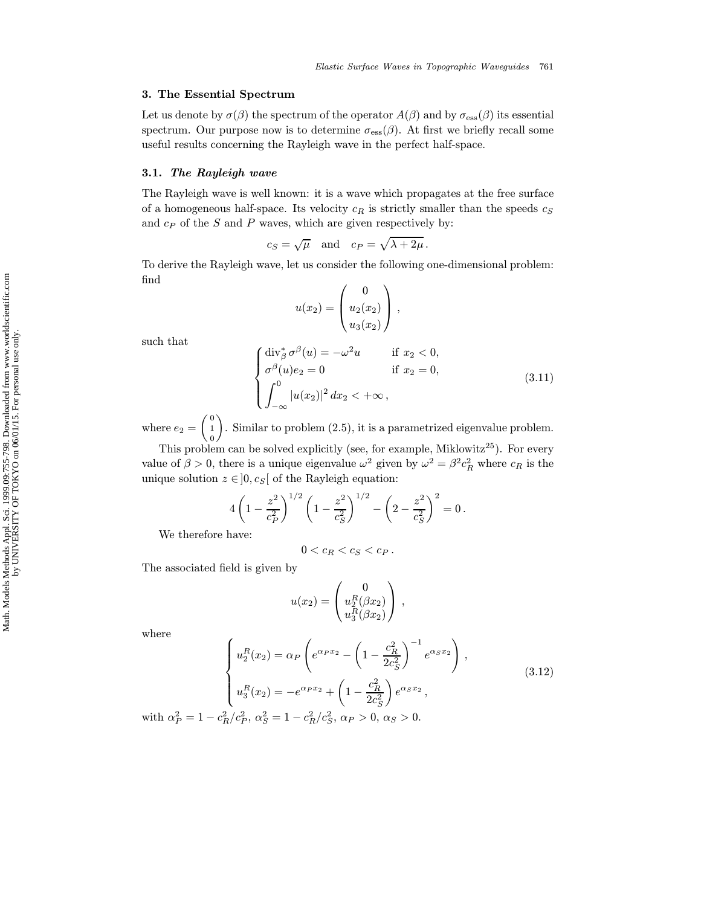## 3. The Essential Spectrum

Let us denote by $\sigma(\beta)$ the spectrum of the operator $A(\beta)$ and by $\sigma_{\text{ess}}(\beta)$ its essential spectrum. Our purpose now is to determine $\sigma_{\text{ess}}(\beta)$. At first we briefly recall some useful results concerning the Rayleigh wave in the perfect half-space.

### 3.1. *The Rayleigh wave*

The Rayleigh wave is well known: it is a wave which propagates at the free surface of a homogeneous half-space. Its velocity $c_R$ is strictly smaller than the speeds $c_S$ and $c_P$ of the $S$ and $P$ waves, which are given respectively by:

$$c_S = \sqrt{\mu} \quad \text{and} \quad c_P = \sqrt{\lambda + 2\mu}\,.$$

To derive the Rayleigh wave, let us consider the following one-dimensional problem: find

$$u(x_2) = \begin{pmatrix} 0 \\ u_2(x_2) \\ u_3(x_2) \end{pmatrix},$$

such that

$$\begin{cases} \operatorname{div}^*_\beta \sigma^\beta(u) = -\omega^2 u & \text{if } x_2 < 0, \\ \sigma^\beta(u) e_2 = 0 & \text{if } x_2 = 0, \\ \displaystyle\int_{-\infty}^0 |u(x_2)|^2 \, dx_2 < +\infty\,, \end{cases} \tag{3.11}$$

where $e_2 = \begin{pmatrix} 0 \\ 1 \\ 0 \end{pmatrix}$. Similar to problem (2.5), it is a parametrized eigenvalue problem.

This problem can be solved explicitly (see, for example, Miklowitz[25]). For every value of $\beta > 0$, there is a unique eigenvalue $\omega^2$ given by $\omega^2 = \beta^2 c_R^2$ where $c_R$ is the unique solution $z \in ]0, c_S[$ of the Rayleigh equation:

$$4\left(1 - \frac{z^2}{c_P^2}\right)^{1/2} \left(1 - \frac{z^2}{c_S^2}\right)^{1/2} - \left(2 - \frac{z^2}{c_S^2}\right)^2 = 0\,.$$

We therefore have:

$$0 < c_R < c_S < c_P\,.$$

The associated field is given by

$$u(x_2) = \begin{pmatrix} 0 \\ u_2^R(\beta x_2) \\ u_3^R(\beta x_2) \end{pmatrix},$$

where

$$\begin{cases} u_2^R(x_2) = \alpha_P \left( e^{\alpha_P x_2} - \left(1 - \dfrac{c_R^2}{2c_S^2}\right)^{-1} e^{\alpha_S x_2} \right), \\ u_3^R(x_2) = -e^{\alpha_P x_2} + \left(1 - \dfrac{c_R^2}{2c_S^2}\right) e^{\alpha_S x_2}\,, \end{cases} \tag{3.12}$$

with $\alpha_P^2 = 1 - c_R^2/c_P^2$, $\alpha_S^2 = 1 - c_R^2/c_S^2$, $\alpha_P > 0$, $\alpha_S > 0$.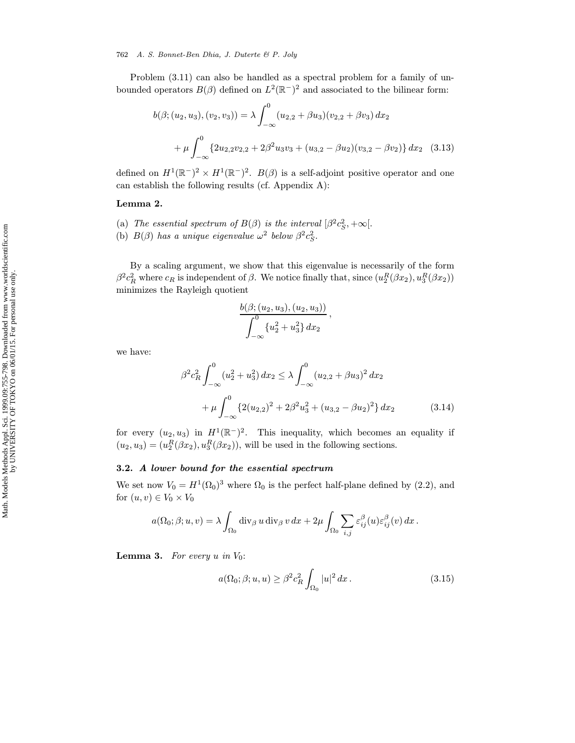Problem (3.11) can also be handled as a spectral problem for a family of unbounded operators $B(\beta)$ defined on $L^2(\mathbb{R}^-)^2$ and associated to the bilinear form:

$$b(\beta;(u_2,u_3),(v_2,v_3)) = \lambda \int_{-\infty}^{0} (u_{2,2}+\beta u_3)(v_{2,2}+\beta v_3)\,dx_2$$

$$+ \mu \int_{-\infty}^{0} \{2u_{2,2}v_{2,2} + 2\beta^2 u_3 v_3 + (u_{3,2}-\beta u_2)(v_{3,2}-\beta v_2)\}\,dx_2 \quad (3.13)$$

defined on $H^1(\mathbb{R}^-)^2 \times H^1(\mathbb{R}^-)^2$. $B(\beta)$ is a self-adjoint positive operator and one can establish the following results (cf. Appendix A):

**Lemma 2.**

(a) *The essential spectrum of $B(\beta)$ is the interval $[\beta^2 c_S^2, +\infty[$.*
(b) *$B(\beta)$ has a unique eigenvalue $\omega^2$ below $\beta^2 c_S^2$.*

By a scaling argument, we show that this eigenvalue is necessarily of the form $\beta^2 c_R^2$ where $c_R$ is independent of $\beta$. We notice finally that, since $(u_2^R(\beta x_2), u_3^R(\beta x_2))$ minimizes the Rayleigh quotient

$$\frac{b(\beta;(u_2,u_3),(u_2,u_3))}{\displaystyle\int_{-\infty}^{0}\{u_2^2+u_3^2\}\,dx_2},$$

we have:

$$\beta^2 c_R^2 \int_{-\infty}^{0}(u_2^2+u_3^2)\,dx_2 \le \lambda \int_{-\infty}^{0}(u_{2,2}+\beta u_3)^2\,dx_2$$

$$+ \mu \int_{-\infty}^{0}\{2(u_{2,2})^2 + 2\beta^2 u_3^2 + (u_{3,2}-\beta u_2)^2\}\,dx_2 \quad (3.14)$$

for every $(u_2,u_3)$ in $H^1(\mathbb{R}^-)^2$. This inequality, which becomes an equality if $(u_2,u_3) = (u_2^R(\beta x_2), u_3^R(\beta x_2))$, will be used in the following sections.

### 3.2. *A lower bound for the essential spectrum*

We set now $V_0 = H^1(\Omega_0)^3$ where $\Omega_0$ is the perfect half-plane defined by (2.2), and for $(u,v) \in V_0 \times V_0$

$$a(\Omega_0;\beta;u,v) = \lambda \int_{\Omega_0} \operatorname{div}_\beta u \operatorname{div}_\beta v\,dx + 2\mu \int_{\Omega_0} \sum_{i,j} \varepsilon_{ij}^\beta(u)\varepsilon_{ij}^\beta(v)\,dx\,.$$

**Lemma 3.** *For every $u$ in $V_0$:*

$$a(\Omega_0;\beta;u,u) \ge \beta^2 c_R^2 \int_{\Omega_0} |u|^2\,dx\,. \quad (3.15)$$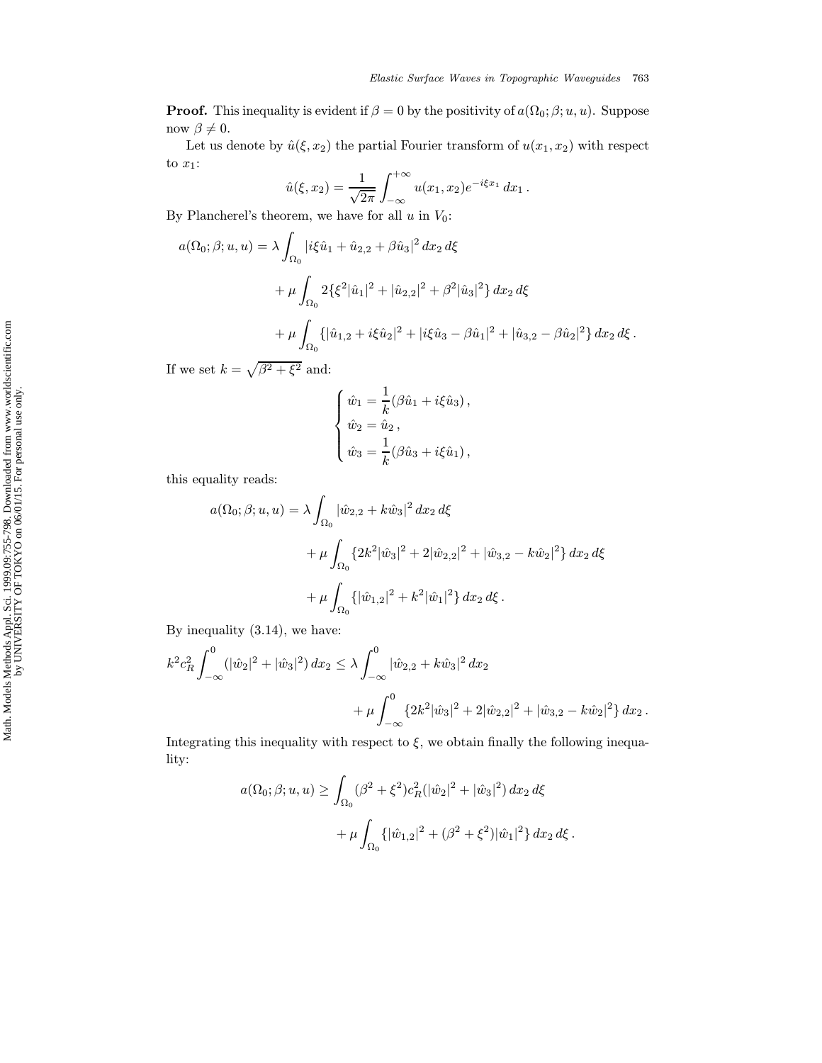**Proof.** This inequality is evident if $\beta = 0$ by the positivity of $a(\Omega_0; \beta; u, u)$. Suppose now $\beta \neq 0$.

Let us denote by $\hat{u}(\xi, x_2)$ the partial Fourier transform of $u(x_1, x_2)$ with respect to $x_1$:

$$\hat{u}(\xi, x_2) = \frac{1}{\sqrt{2\pi}} \int_{-\infty}^{+\infty} u(x_1, x_2) e^{-i\xi x_1} \, dx_1 \, .$$

By Plancherel's theorem, we have for all $u$ in $V_0$:

$$\begin{aligned}
a(\Omega_0; \beta; u, u) = \lambda \int_{\Omega_0} &|i\xi \hat{u}_1 + \hat{u}_{2,2} + \beta \hat{u}_3|^2 \, dx_2 \, d\xi \\
&+ \mu \int_{\Omega_0} 2\{\xi^2 |\hat{u}_1|^2 + |\hat{u}_{2,2}|^2 + \beta^2 |\hat{u}_3|^2\} \, dx_2 \, d\xi \\
&+ \mu \int_{\Omega_0} \{|\hat{u}_{1,2} + i\xi \hat{u}_2|^2 + |i\xi \hat{u}_3 - \beta \hat{u}_1|^2 + |\hat{u}_{3,2} - \beta \hat{u}_2|^2\} \, dx_2 \, d\xi \, .
\end{aligned}$$

If we set $k = \sqrt{\beta^2 + \xi^2}$ and:

$$\begin{cases}
\hat{w}_1 = \dfrac{1}{k}(\beta \hat{u}_1 + i\xi \hat{u}_3) \, , \\
\hat{w}_2 = \hat{u}_2 \, , \\
\hat{w}_3 = \dfrac{1}{k}(\beta \hat{u}_3 + i\xi \hat{u}_1) \, ,
\end{cases}$$

this equality reads:

$$\begin{aligned}
a(\Omega_0; \beta; u, u) = \lambda \int_{\Omega_0} &|\hat{w}_{2,2} + k\hat{w}_3|^2 \, dx_2 \, d\xi \\
&+ \mu \int_{\Omega_0} \{2k^2 |\hat{w}_3|^2 + 2|\hat{w}_{2,2}|^2 + |\hat{w}_{3,2} - k\hat{w}_2|^2\} \, dx_2 \, d\xi \\
&+ \mu \int_{\Omega_0} \{|\hat{w}_{1,2}|^2 + k^2 |\hat{w}_1|^2\} \, dx_2 \, d\xi \, .
\end{aligned}$$

By inequality (3.14), we have:

$$\begin{aligned}
k^2 c_R^2 \int_{-\infty}^{0} (|\hat{w}_2|^2 + |\hat{w}_3|^2) \, dx_2 \leq \lambda \int_{-\infty}^{0} &|\hat{w}_{2,2} + k\hat{w}_3|^2 \, dx_2 \\
&+ \mu \int_{-\infty}^{0} \{2k^2 |\hat{w}_3|^2 + 2|\hat{w}_{2,2}|^2 + |\hat{w}_{3,2} - k\hat{w}_2|^2\} \, dx_2 \, .
\end{aligned}$$

Integrating this inequality with respect to $\xi$, we obtain finally the following inequality:

$$\begin{aligned}
a(\Omega_0; \beta; u, u) \geq \int_{\Omega_0} &(\beta^2 + \xi^2) c_R^2 (|\hat{w}_2|^2 + |\hat{w}_3|^2) \, dx_2 \, d\xi \\
&+ \mu \int_{\Omega_0} \{|\hat{w}_{1,2}|^2 + (\beta^2 + \xi^2)|\hat{w}_1|^2\} \, dx_2 \, d\xi \, .
\end{aligned}$$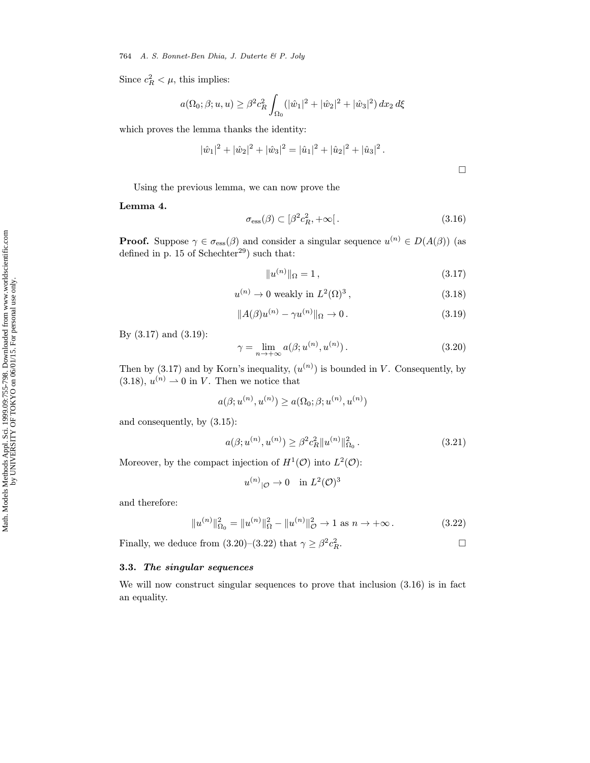Since $c_R^2 < \mu$, this implies:

$$a(\Omega_0; \beta; u, u) \geq \beta^2 c_R^2 \int_{\Omega_0} (|\hat{w}_1|^2 + |\hat{w}_2|^2 + |\hat{w}_3|^2)\, dx_2\, d\xi$$

which proves the lemma thanks the identity:

$$|\hat{w}_1|^2 + |\hat{w}_2|^2 + |\hat{w}_3|^2 = |\hat{u}_1|^2 + |\hat{u}_2|^2 + |\hat{u}_3|^2 .$$

□

Using the previous lemma, we can now prove the

**Lemma 4.**

$$\sigma_{\text{ess}}(\beta) \subset [\beta^2 c_R^2, +\infty[ . \tag{3.16}$$

**Proof.** Suppose $\gamma \in \sigma_{\text{ess}}(\beta)$ and consider a singular sequence $u^{(n)} \in D(A(\beta))$ (as defined in p. 15 of Schechter[29]) such that:

$$\|u^{(n)}\|_\Omega = 1 , \tag{3.17}$$

$$u^{(n)} \to 0 \text{ weakly in } L^2(\Omega)^3 , \tag{3.18}$$

$$\|A(\beta)u^{(n)} - \gamma u^{(n)}\|_\Omega \to 0 . \tag{3.19}$$

By (3.17) and (3.19):

$$\gamma = \lim_{n \to +\infty} a(\beta; u^{(n)}, u^{(n)}) . \tag{3.20}$$

Then by (3.17) and by Korn's inequality, $(u^{(n)})$ is bounded in $V$. Consequently, by (3.18), $u^{(n)} \rightharpoonup 0$ in $V$. Then we notice that

$$a(\beta; u^{(n)}, u^{(n)}) \geq a(\Omega_0; \beta; u^{(n)}, u^{(n)})$$

and consequently, by (3.15):

$$a(\beta; u^{(n)}, u^{(n)}) \geq \beta^2 c_R^2 \|u^{(n)}\|_{\Omega_0}^2 . \tag{3.21}$$

Moreover, by the compact injection of $H^1(\mathcal{O})$ into $L^2(\mathcal{O})$:

$$u^{(n)}{}_{|\mathcal{O}} \to 0 \quad \text{in } L^2(\mathcal{O})^3$$

and therefore:

$$\|u^{(n)}\|_{\Omega_0}^2 = \|u^{(n)}\|_\Omega^2 - \|u^{(n)}\|_{\mathcal{O}}^2 \to 1 \text{ as } n \to +\infty . \tag{3.22}$$

Finally, we deduce from (3.20)–(3.22) that $\gamma \geq \beta^2 c_R^2$. □

### 3.3. *The singular sequences*

We will now construct singular sequences to prove that inclusion (3.16) is in fact an equality.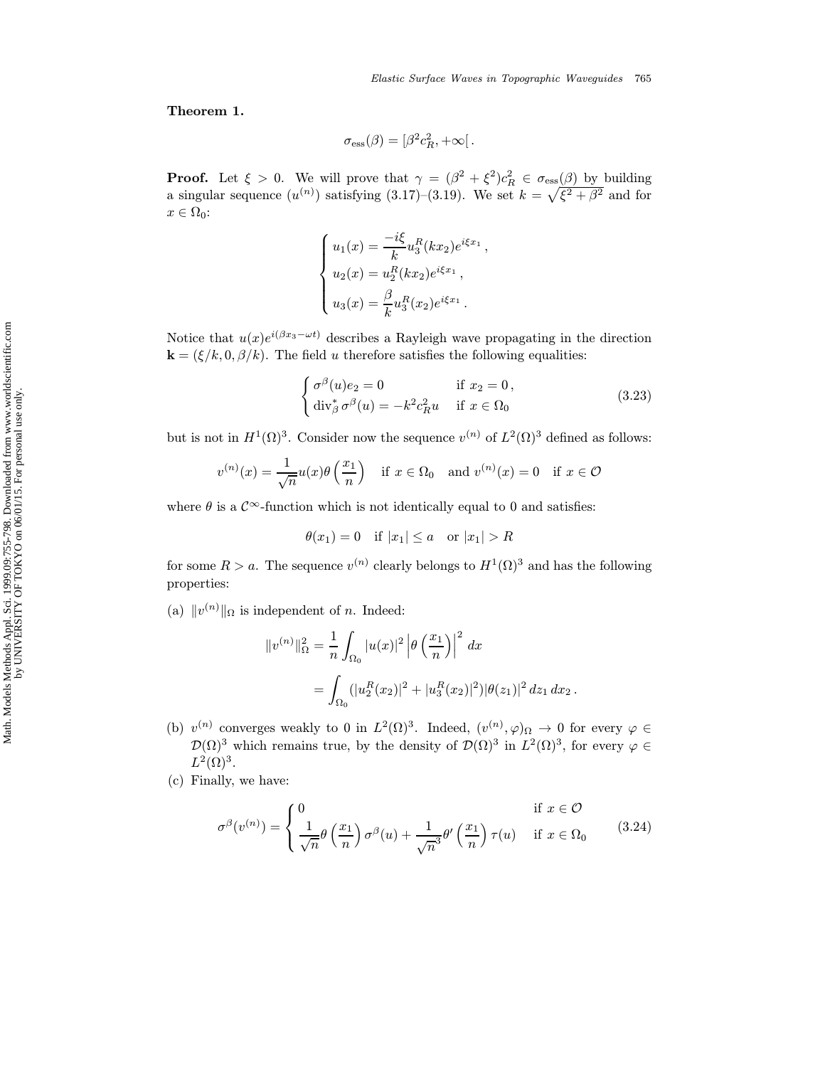**Theorem 1.**

$$\sigma_{\text{ess}}(\beta) = [\beta^2 c_R^2, +\infty[\,.$$

**Proof.** Let $\xi > 0$. We will prove that $\gamma = (\beta^2 + \xi^2)c_R^2 \in \sigma_{\text{ess}}(\beta)$ by building a singular sequence $(u^{(n)})$ satisfying (3.17)–(3.19). We set $k = \sqrt{\xi^2 + \beta^2}$ and for $x \in \Omega_0$:

$$\begin{cases} u_1(x) = \dfrac{-i\xi}{k} u_3^R(kx_2) e^{i\xi x_1}\,, \\ u_2(x) = u_2^R(kx_2) e^{i\xi x_1}\,, \\ u_3(x) = \dfrac{\beta}{k} u_3^R(x_2) e^{i\xi x_1}\,. \end{cases}$$

Notice that $u(x)e^{i(\beta x_3 - \omega t)}$ describes a Rayleigh wave propagating in the direction $\mathbf{k} = (\xi/k, 0, \beta/k)$. The field $u$ therefore satisfies the following equalities:

$$\begin{cases} \sigma^\beta(u)e_2 = 0 & \text{if } x_2 = 0\,, \\ \operatorname{div}_\beta^* \sigma^\beta(u) = -k^2 c_R^2 u & \text{if } x \in \Omega_0 \end{cases} \tag{3.23}$$

but is not in $H^1(\Omega)^3$. Consider now the sequence $v^{(n)}$ of $L^2(\Omega)^3$ defined as follows:

$$v^{(n)}(x) = \frac{1}{\sqrt{n}} u(x) \theta\left(\frac{x_1}{n}\right) \quad \text{if } x \in \Omega_0 \quad \text{and } v^{(n)}(x) = 0 \quad \text{if } x \in \mathcal{O}$$

where $\theta$ is a $\mathcal{C}^\infty$-function which is not identically equal to 0 and satisfies:

$$\theta(x_1) = 0 \quad \text{if } |x_1| \leq a \quad \text{or } |x_1| > R$$

for some $R > a$. The sequence $v^{(n)}$ clearly belongs to $H^1(\Omega)^3$ and has the following properties:

(a) $\|v^{(n)}\|_\Omega$ is independent of $n$. Indeed:

$$\begin{aligned} \|v^{(n)}\|_\Omega^2 &= \frac{1}{n} \int_{\Omega_0} |u(x)|^2 \left|\theta\left(\frac{x_1}{n}\right)\right|^2 dx \\ &= \int_{\Omega_0} (|u_2^R(x_2)|^2 + |u_3^R(x_2)|^2) |\theta(z_1)|^2 \, dz_1 \, dx_2\,. \end{aligned}$$

(b) $v^{(n)}$ converges weakly to 0 in $L^2(\Omega)^3$. Indeed, $(v^{(n)}, \varphi)_\Omega \to 0$ for every $\varphi \in \mathcal{D}(\Omega)^3$ which remains true, by the density of $\mathcal{D}(\Omega)^3$ in $L^2(\Omega)^3$, for every $\varphi \in L^2(\Omega)^3$.

(c) Finally, we have:

$$\sigma^\beta(v^{(n)}) = \begin{cases} 0 & \text{if } x \in \mathcal{O} \\ \dfrac{1}{\sqrt{n}} \theta\left(\dfrac{x_1}{n}\right) \sigma^\beta(u) + \dfrac{1}{\sqrt{n}^3} \theta'\left(\dfrac{x_1}{n}\right) \tau(u) & \text{if } x \in \Omega_0 \end{cases} \tag{3.24}$$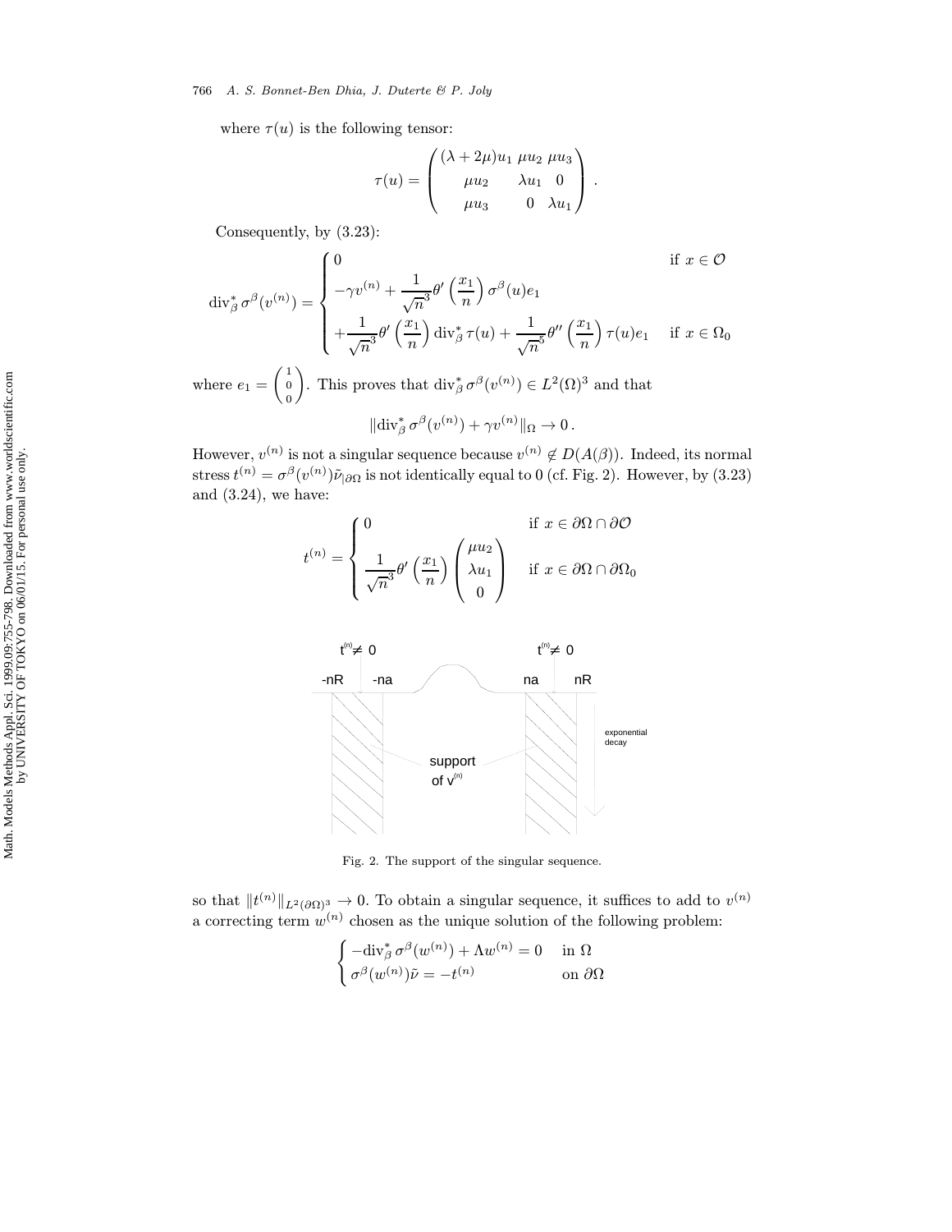where $\tau(u)$ is the following tensor:

$$\tau(u) = \begin{pmatrix} (\lambda+2\mu)u_1 & \mu u_2 & \mu u_3 \\ \mu u_2 & \lambda u_1 & 0 \\ \mu u_3 & 0 & \lambda u_1 \end{pmatrix}.$$

Consequently, by (3.23):

$$\operatorname{div}_\beta^* \sigma^\beta(v^{(n)}) = \begin{cases} 0 & \text{if } x \in \mathcal{O} \\ -\gamma v^{(n)} + \dfrac{1}{\sqrt{n}^3}\theta'\left(\dfrac{x_1}{n}\right)\sigma^\beta(u)e_1 & \\ +\dfrac{1}{\sqrt{n}^3}\theta'\left(\dfrac{x_1}{n}\right)\operatorname{div}_\beta^* \tau(u) + \dfrac{1}{\sqrt{n}^5}\theta''\left(\dfrac{x_1}{n}\right)\tau(u)e_1 & \text{if } x \in \Omega_0 \end{cases}$$

where $e_1 = \begin{pmatrix} 1 \\ 0 \\ 0 \end{pmatrix}$. This proves that $\operatorname{div}_\beta^* \sigma^\beta(v^{(n)}) \in L^2(\Omega)^3$ and that

$$\|\operatorname{div}_\beta^* \sigma^\beta(v^{(n)}) + \gamma v^{(n)}\|_\Omega \to 0\,.$$

However, $v^{(n)}$ is not a singular sequence because $v^{(n)} \notin D(A(\beta))$. Indeed, its normal stress $t^{(n)} = \sigma^\beta(v^{(n)})\tilde{\nu}_{|\partial\Omega}$ is not identically equal to 0 (cf. Fig. 2). However, by (3.23) and (3.24), we have:

$$t^{(n)} = \begin{cases} 0 & \text{if } x \in \partial\Omega \cap \partial\mathcal{O} \\ \dfrac{1}{\sqrt{n}^3}\theta'\left(\dfrac{x_1}{n}\right)\begin{pmatrix} \mu u_2 \\ \lambda u_1 \\ 0 \end{pmatrix} & \text{if } x \in \partial\Omega \cap \partial\Omega_0 \end{cases}$$

Fig. 2. The support of the singular sequence.

so that $\|t^{(n)}\|_{L^2(\partial\Omega)^3} \to 0$. To obtain a singular sequence, it suffices to add to $v^{(n)}$ a correcting term $w^{(n)}$ chosen as the unique solution of the following problem:

$$\begin{cases} -\operatorname{div}_\beta^* \sigma^\beta(w^{(n)}) + \Lambda w^{(n)} = 0 & \text{in } \Omega \\ \sigma^\beta(w^{(n)})\tilde{\nu} = -t^{(n)} & \text{on } \partial\Omega \end{cases}$$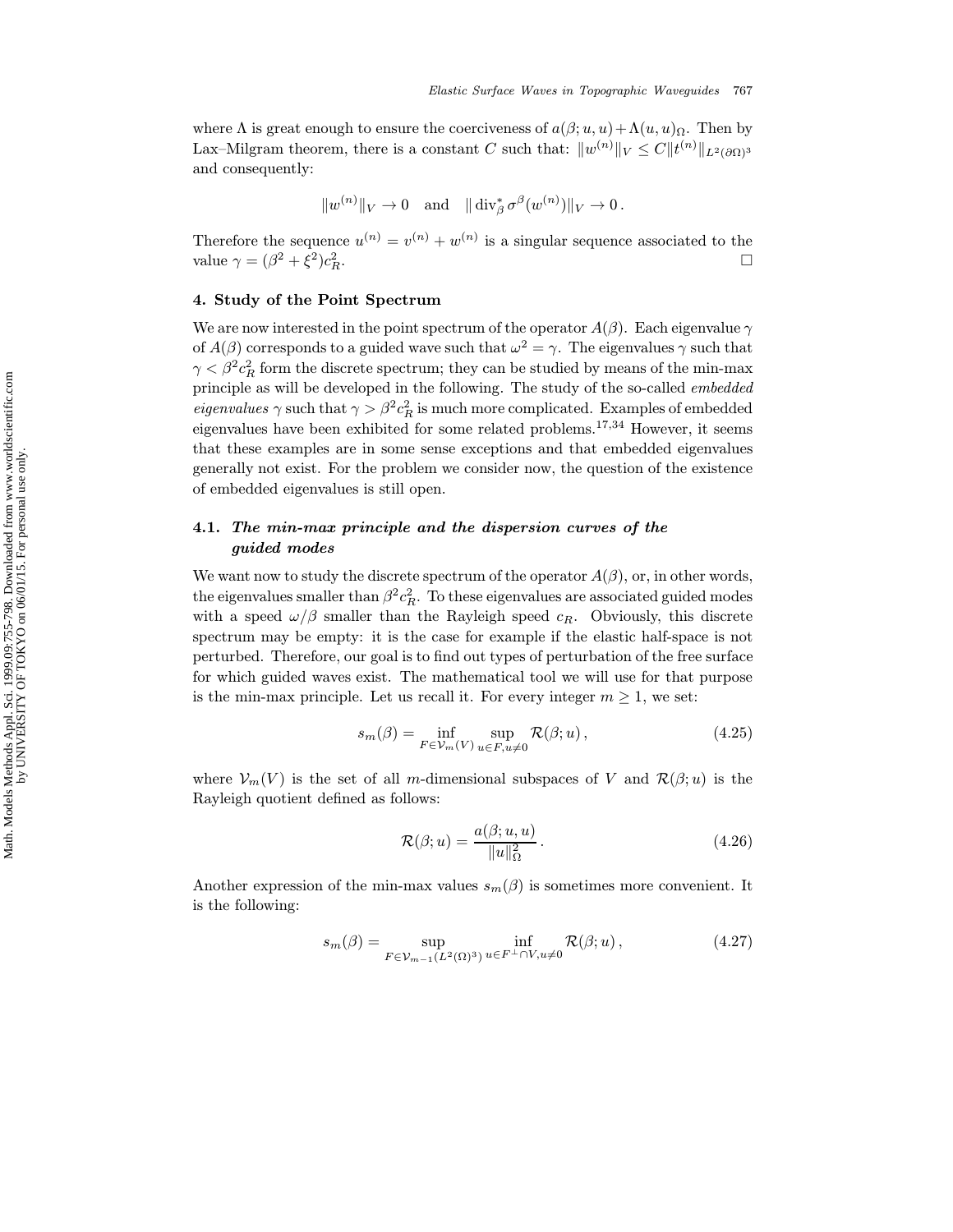where $\Lambda$ is great enough to ensure the coerciveness of $a(\beta; u, u) + \Lambda(u, u)_\Omega$. Then by Lax–Milgram theorem, there is a constant $C$ such that: $\|w^{(n)}\|_V \leq C\|t^{(n)}\|_{L^2(\partial\Omega)^3}$ and consequently:

$$\|w^{(n)}\|_V \to 0 \quad \text{and} \quad \|\operatorname{div}_\beta^* \sigma^\beta(w^{(n)})\|_V \to 0\,.$$

Therefore the sequence $u^{(n)} = v^{(n)} + w^{(n)}$ is a singular sequence associated to the value $\gamma = (\beta^2 + \xi^2)c_R^2$. $\square$

## 4. Study of the Point Spectrum

We are now interested in the point spectrum of the operator $A(\beta)$. Each eigenvalue $\gamma$ of $A(\beta)$ corresponds to a guided wave such that $\omega^2 = \gamma$. The eigenvalues $\gamma$ such that $\gamma < \beta^2 c_R^2$ form the discrete spectrum; they can be studied by means of the min-max principle as will be developed in the following. The study of the so-called *embedded eigenvalues* $\gamma$ such that $\gamma > \beta^2 c_R^2$ is much more complicated. Examples of embedded eigenvalues have been exhibited for some related problems.[17,34] However, it seems that these examples are in some sense exceptions and that embedded eigenvalues generally not exist. For the problem we consider now, the question of the existence of embedded eigenvalues is still open.

### 4.1. *The min-max principle and the dispersion curves of the guided modes*

We want now to study the discrete spectrum of the operator $A(\beta)$, or, in other words, the eigenvalues smaller than $\beta^2 c_R^2$. To these eigenvalues are associated guided modes with a speed $\omega/\beta$ smaller than the Rayleigh speed $c_R$. Obviously, this discrete spectrum may be empty: it is the case for example if the elastic half-space is not perturbed. Therefore, our goal is to find out types of perturbation of the free surface for which guided waves exist. The mathematical tool we will use for that purpose is the min-max principle. Let us recall it. For every integer $m \geq 1$, we set:

$$s_m(\beta) = \inf_{F \in \mathcal{V}_m(V)} \sup_{u \in F, u \neq 0} \mathcal{R}(\beta; u)\,, \tag{4.25}$$

where $\mathcal{V}_m(V)$ is the set of all $m$-dimensional subspaces of $V$ and $\mathcal{R}(\beta; u)$ is the Rayleigh quotient defined as follows:

$$\mathcal{R}(\beta; u) = \frac{a(\beta; u, u)}{\|u\|_\Omega^2}\,. \tag{4.26}$$

Another expression of the min-max values $s_m(\beta)$ is sometimes more convenient. It is the following:

$$s_m(\beta) = \sup_{F \in \mathcal{V}_{m-1}(L^2(\Omega)^3)} \inf_{u \in F^\perp \cap V, u \neq 0} \mathcal{R}(\beta; u)\,, \tag{4.27}$$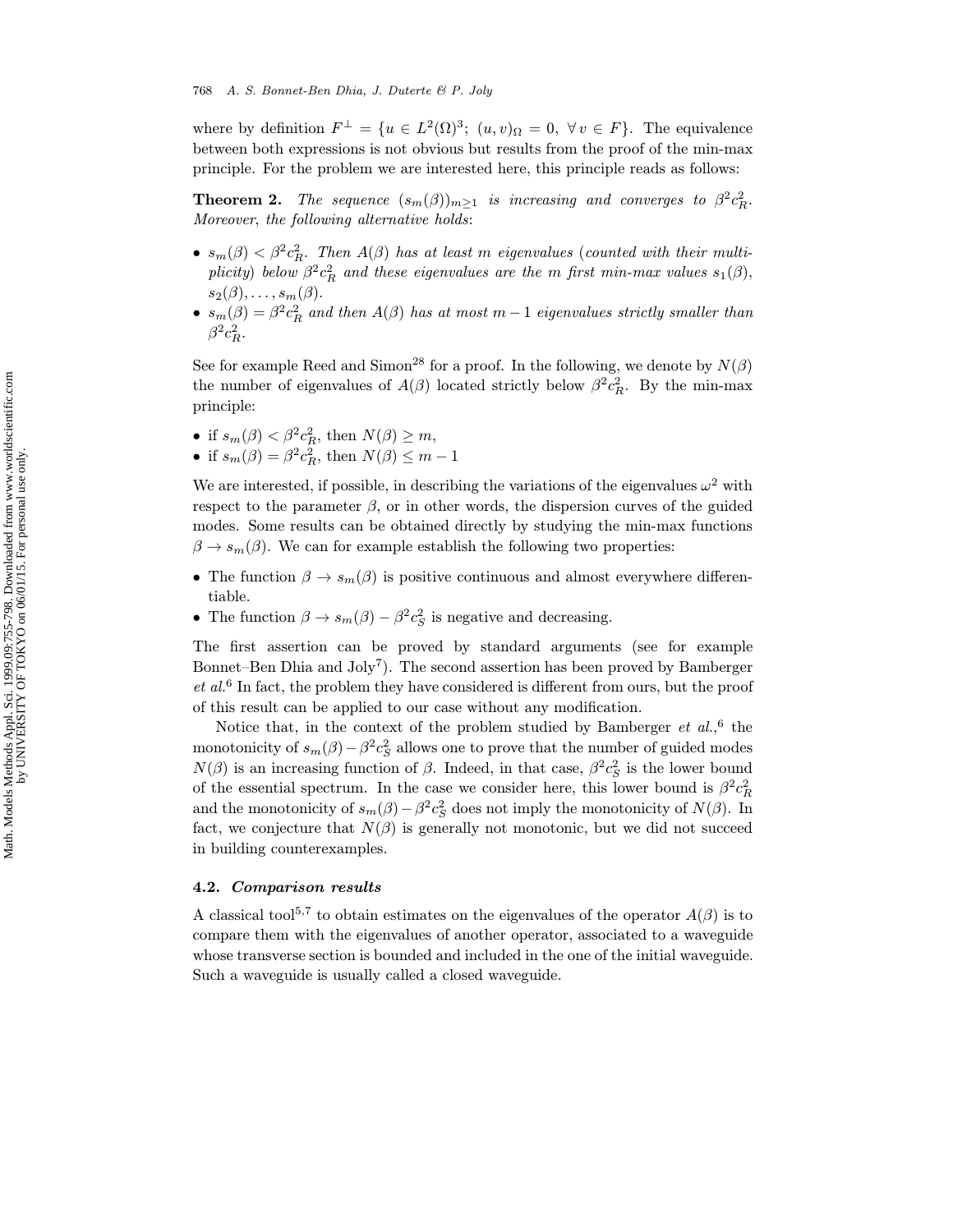where by definition $F^\perp = \{u \in L^2(\Omega)^3;\ (u,v)_\Omega = 0,\ \forall\, v \in F\}$. The equivalence between both expressions is not obvious but results from the proof of the min-max principle. For the problem we are interested here, this principle reads as follows:

**Theorem 2.** *The sequence $(s_m(\beta))_{m\geq 1}$ is increasing and converges to $\beta^2 c_R^2$. Moreover, the following alternative holds:*

- *$s_m(\beta) < \beta^2 c_R^2$. Then $A(\beta)$ has at least $m$ eigenvalues (counted with their multiplicity) below $\beta^2 c_R^2$ and these eigenvalues are the $m$ first min-max values $s_1(\beta)$, $s_2(\beta), \ldots, s_m(\beta)$.*
- *$s_m(\beta) = \beta^2 c_R^2$ and then $A(\beta)$ has at most $m-1$ eigenvalues strictly smaller than $\beta^2 c_R^2$.*

See for example Reed and Simon[28] for a proof. In the following, we denote by $N(\beta)$ the number of eigenvalues of $A(\beta)$ located strictly below $\beta^2 c_R^2$. By the min-max principle:

- if $s_m(\beta) < \beta^2 c_R^2$, then $N(\beta) \geq m$,
- if $s_m(\beta) = \beta^2 c_R^2$, then $N(\beta) \leq m-1$

We are interested, if possible, in describing the variations of the eigenvalues $\omega^2$ with respect to the parameter $\beta$, or in other words, the dispersion curves of the guided modes. Some results can be obtained directly by studying the min-max functions $\beta \to s_m(\beta)$. We can for example establish the following two properties:

- The function $\beta \to s_m(\beta)$ is positive continuous and almost everywhere differentiable.
- The function $\beta \to s_m(\beta) - \beta^2 c_S^2$ is negative and decreasing.

The first assertion can be proved by standard arguments (see for example Bonnet–Ben Dhia and Joly[7]). The second assertion has been proved by Bamberger *et al.*[6] In fact, the problem they have considered is different from ours, but the proof of this result can be applied to our case without any modification.

Notice that, in the context of the problem studied by Bamberger *et al.*,[6] the monotonicity of $s_m(\beta) - \beta^2 c_S^2$ allows one to prove that the number of guided modes $N(\beta)$ is an increasing function of $\beta$. Indeed, in that case, $\beta^2 c_S^2$ is the lower bound of the essential spectrum. In the case we consider here, this lower bound is $\beta^2 c_R^2$ and the monotonicity of $s_m(\beta) - \beta^2 c_S^2$ does not imply the monotonicity of $N(\beta)$. In fact, we conjecture that $N(\beta)$ is generally not monotonic, but we did not succeed in building counterexamples.

### 4.2. *Comparison results*

A classical tool[5,7] to obtain estimates on the eigenvalues of the operator $A(\beta)$ is to compare them with the eigenvalues of another operator, associated to a waveguide whose transverse section is bounded and included in the one of the initial waveguide. Such a waveguide is usually called a closed waveguide.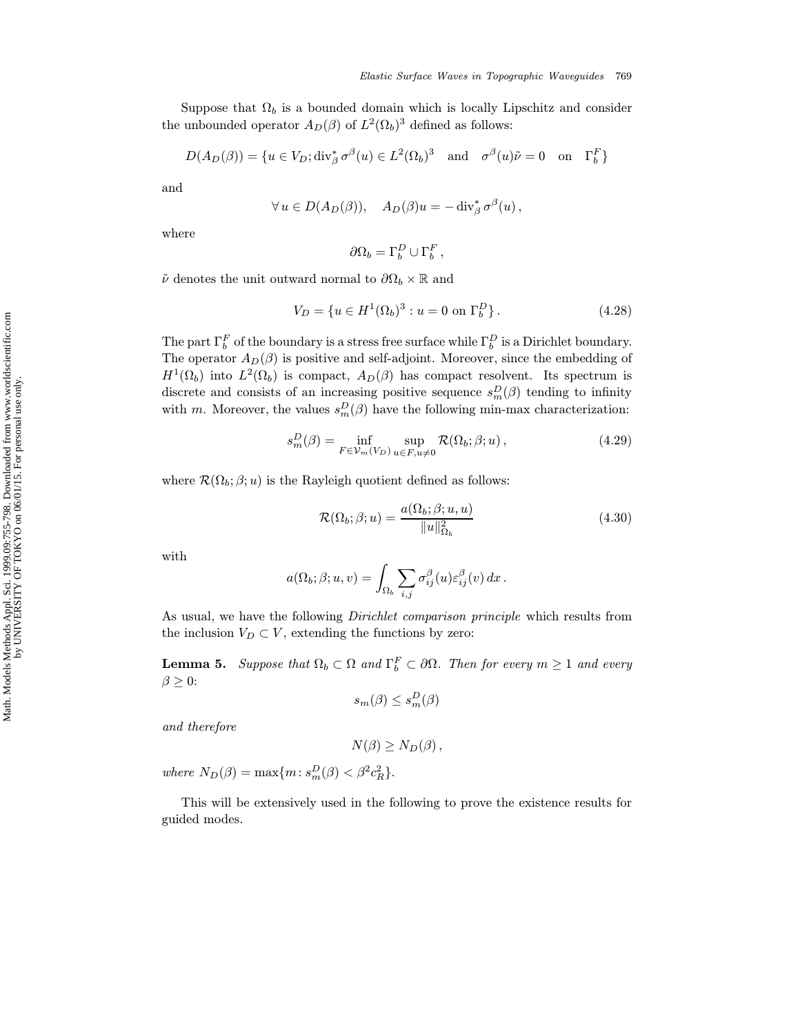Suppose that $\Omega_b$ is a bounded domain which is locally Lipschitz and consider the unbounded operator $A_D(\beta)$ of $L^2(\Omega_b)^3$ defined as follows:

$$
D(A_D(\beta)) = \{u \in V_D; \operatorname{div}^*_\beta \sigma^\beta(u) \in L^2(\Omega_b)^3 \quad \text{and} \quad \sigma^\beta(u)\tilde{\nu} = 0 \quad \text{on} \quad \Gamma_b^F\}
$$

and

$$
\forall\, u \in D(A_D(\beta)), \quad A_D(\beta)u = -\operatorname{div}^*_\beta \sigma^\beta(u)\,,
$$

where

$$
\partial\Omega_b = \Gamma_b^D \cup \Gamma_b^F\,,
$$

$\tilde{\nu}$ denotes the unit outward normal to $\partial\Omega_b \times \mathbb{R}$ and

$$
V_D = \{u \in H^1(\Omega_b)^3 : u = 0 \text{ on } \Gamma_b^D\}\,. \tag{4.28}
$$

The part $\Gamma_b^F$ of the boundary is a stress free surface while $\Gamma_b^D$ is a Dirichlet boundary. The operator $A_D(\beta)$ is positive and self-adjoint. Moreover, since the embedding of $H^1(\Omega_b)$ into $L^2(\Omega_b)$ is compact, $A_D(\beta)$ has compact resolvent. Its spectrum is discrete and consists of an increasing positive sequence $s_m^D(\beta)$ tending to infinity with $m$. Moreover, the values $s_m^D(\beta)$ have the following min-max characterization:

$$
s_m^D(\beta) = \inf_{F \in \mathcal{V}_m(V_D)} \sup_{u \in F, u \neq 0} \mathcal{R}(\Omega_b; \beta; u)\,, \tag{4.29}
$$

where $\mathcal{R}(\Omega_b; \beta; u)$ is the Rayleigh quotient defined as follows:

$$
\mathcal{R}(\Omega_b; \beta; u) = \frac{a(\Omega_b; \beta; u, u)}{\|u\|^2_{\Omega_b}} \tag{4.30}
$$

with

$$
a(\Omega_b; \beta; u, v) = \int_{\Omega_b} \sum_{i,j} \sigma^\beta_{ij}(u)\varepsilon^\beta_{ij}(v)\, dx\,.
$$

As usual, we have the following *Dirichlet comparison principle* which results from the inclusion $V_D \subset V$, extending the functions by zero:

**Lemma 5.** *Suppose that $\Omega_b \subset \Omega$ and $\Gamma_b^F \subset \partial\Omega$. Then for every $m \geq 1$ and every $\beta \geq 0$:*

$$
s_m(\beta) \leq s_m^D(\beta)
$$

*and therefore*

$$
N(\beta) \geq N_D(\beta)\,,
$$

*where $N_D(\beta) = \max\{m \colon s_m^D(\beta) < \beta^2 c_R^2\}$.*

This will be extensively used in the following to prove the existence results for guided modes.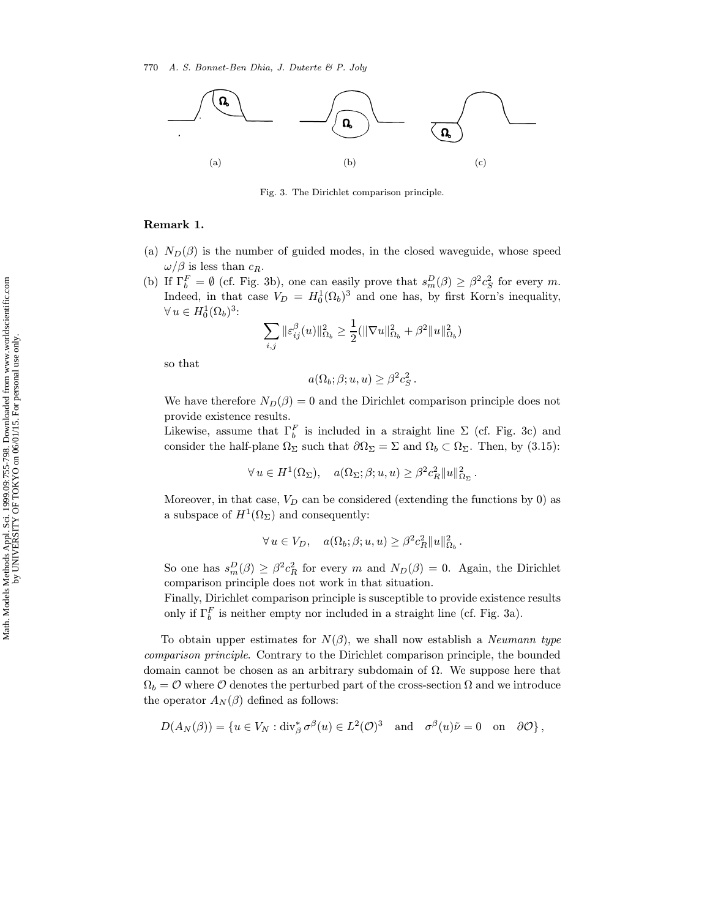(a) (b) (c)

Fig. 3. The Dirichlet comparison principle.

**Remark 1.**

(a) $N_D(\beta)$ is the number of guided modes, in the closed waveguide, whose speed $\omega/\beta$ is less than $c_R$.

(b) If $\Gamma_b^F = \emptyset$ (cf. Fig. 3b), one can easily prove that $s_m^D(\beta) \geq \beta^2 c_S^2$ for every $m$. Indeed, in that case $V_D = H_0^1(\Omega_b)^3$ and one has, by first Korn's inequality, $\forall\, u \in H_0^1(\Omega_b)^3$:

$$\sum_{i,j} \|\varepsilon_{ij}^{\beta}(u)\|_{\Omega_b}^2 \geq \frac{1}{2}(\|\nabla u\|_{\Omega_b}^2 + \beta^2 \|u\|_{\Omega_b}^2)$$

so that

$$a(\Omega_b; \beta; u, u) \geq \beta^2 c_S^2 \,.$$

We have therefore $N_D(\beta) = 0$ and the Dirichlet comparison principle does not provide existence results.

Likewise, assume that $\Gamma_b^F$ is included in a straight line $\Sigma$ (cf. Fig. 3c) and consider the half-plane $\Omega_\Sigma$ such that $\partial\Omega_\Sigma = \Sigma$ and $\Omega_b \subset \Omega_\Sigma$. Then, by (3.15):

$$\forall\, u \in H^1(\Omega_\Sigma), \quad a(\Omega_\Sigma; \beta; u, u) \geq \beta^2 c_R^2 \|u\|_{\Omega_\Sigma}^2 \,.$$

Moreover, in that case, $V_D$ can be considered (extending the functions by 0) as a subspace of $H^1(\Omega_\Sigma)$ and consequently:

$$\forall\, u \in V_D, \quad a(\Omega_b; \beta; u, u) \geq \beta^2 c_R^2 \|u\|_{\Omega_b}^2 \,.$$

So one has $s_m^D(\beta) \geq \beta^2 c_R^2$ for every $m$ and $N_D(\beta) = 0$. Again, the Dirichlet comparison principle does not work in that situation.

Finally, Dirichlet comparison principle is susceptible to provide existence results only if $\Gamma_b^F$ is neither empty nor included in a straight line (cf. Fig. 3a).

To obtain upper estimates for $N(\beta)$, we shall now establish a *Neumann type comparison principle*. Contrary to the Dirichlet comparison principle, the bounded domain cannot be chosen as an arbitrary subdomain of $\Omega$. We suppose here that $\Omega_b = \mathcal{O}$ where $\mathcal{O}$ denotes the perturbed part of the cross-section $\Omega$ and we introduce the operator $A_N(\beta)$ defined as follows:

$$D(A_N(\beta)) = \{u \in V_N : \operatorname{div}_\beta^* \sigma^\beta(u) \in L^2(\mathcal{O})^3 \quad \text{and} \quad \sigma^\beta(u)\tilde{\nu} = 0 \quad \text{on} \quad \partial\mathcal{O}\}\,,$$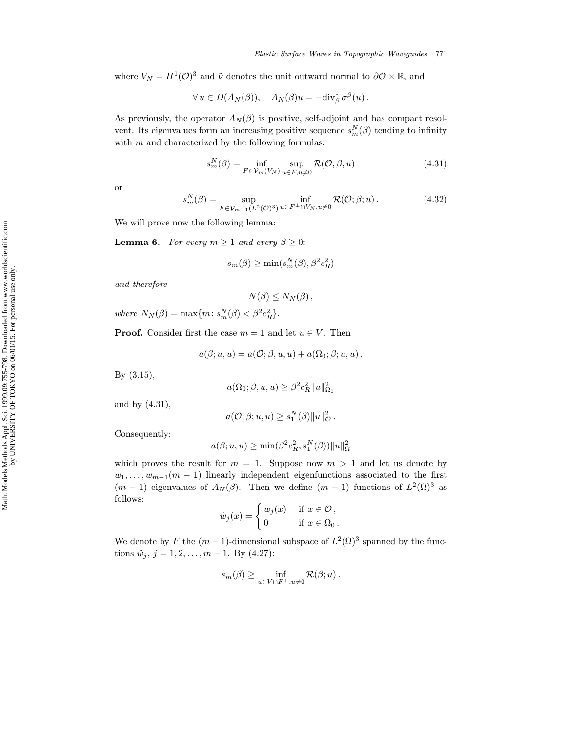where $V_N = H^1(\mathcal{O})^3$ and $\tilde{\nu}$ denotes the unit outward normal to $\partial\mathcal{O} \times \mathbb{R}$, and

$$\forall\, u \in D(A_N(\beta)), \quad A_N(\beta)u = -\mathrm{div}^*_\beta\, \sigma^\beta(u)\,.$$

As previously, the operator $A_N(\beta)$ is positive, self-adjoint and has compact resolvent. Its eigenvalues form an increasing positive sequence $s^N_m(\beta)$ tending to infinity with $m$ and characterized by the following formulas:

$$s^N_m(\beta) = \inf_{F \in \mathcal{V}_m(V_N)} \sup_{u \in F, u \neq 0} \mathcal{R}(\mathcal{O}; \beta; u) \tag{4.31}$$

or

$$s^N_m(\beta) = \sup_{F \in \mathcal{V}_{m-1}(L^2(\mathcal{O})^3)} \inf_{u \in F^\perp \cap V_N, u \neq 0} \mathcal{R}(\mathcal{O}; \beta; u)\,. \tag{4.32}$$

We will prove now the following lemma:

**Lemma 6.** *For every $m \geq 1$ and every $\beta \geq 0$:*

$$s_m(\beta) \geq \min(s^N_m(\beta), \beta^2 c_R^2)$$

*and therefore*

$$N(\beta) \leq N_N(\beta)\,,$$

*where $N_N(\beta) = \max\{m\colon s^N_m(\beta) < \beta^2 c_R^2\}$.*

**Proof.** Consider first the case $m = 1$ and let $u \in V$. Then

$$a(\beta; u, u) = a(\mathcal{O}; \beta, u, u) + a(\Omega_0; \beta; u, u)\,.$$

By (3.15),

$$a(\Omega_0; \beta, u, u) \geq \beta^2 c_R^2 \|u\|^2_{\Omega_0}$$

and by (4.31),

$$a(\mathcal{O}; \beta; u, u) \geq s^N_1(\beta) \|u\|^2_{\mathcal{O}}\,.$$

Consequently:

$$a(\beta; u, u) \geq \min(\beta^2 c_R^2, s^N_1(\beta)) \|u\|^2_{\Omega}$$

which proves the result for $m = 1$. Suppose now $m > 1$ and let us denote by $w_1, \ldots, w_{m-1} (m-1)$ linearly independent eigenfunctions associated to the first $(m-1)$ eigenvalues of $A_N(\beta)$. Then we define $(m-1)$ functions of $L^2(\Omega)^3$ as follows:

$$\tilde{w}_j(x) = \begin{cases} w_j(x) & \text{if } x \in \mathcal{O}\,, \\ 0 & \text{if } x \in \Omega_0\,. \end{cases}$$

We denote by $F$ the $(m-1)$-dimensional subspace of $L^2(\Omega)^3$ spanned by the functions $\tilde{w}_j$, $j = 1, 2, \ldots, m-1$. By (4.27):

$$s_m(\beta) \geq \inf_{u \in V \cap F^\perp, u \neq 0} \mathcal{R}(\beta; u)\,.$$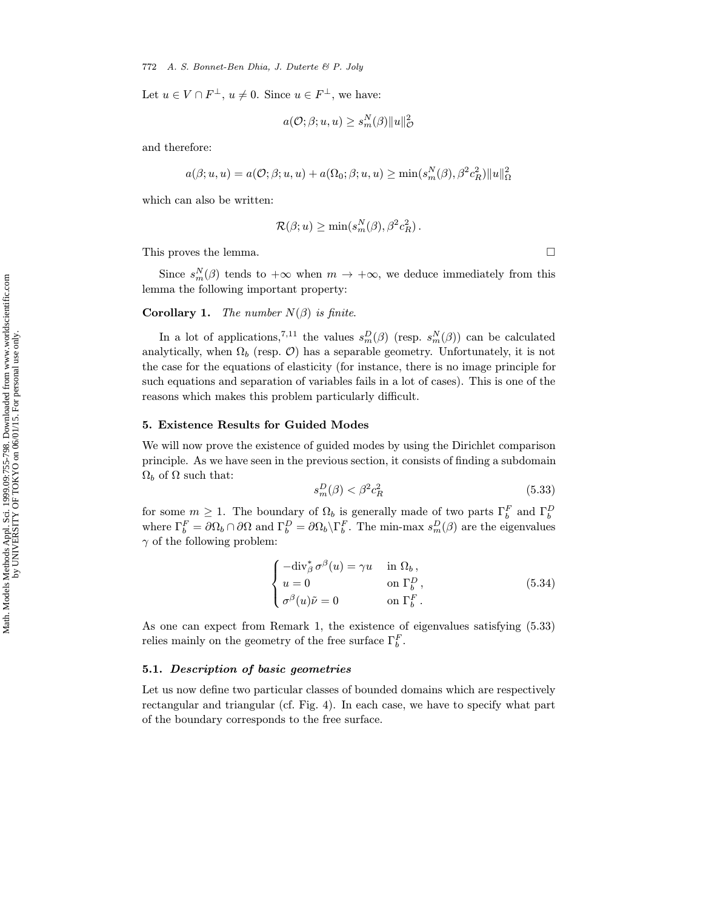Let $u \in V \cap F^{\perp}$, $u \neq 0$. Since $u \in F^{\perp}$, we have:

$$a(\mathcal{O}; \beta; u, u) \geq s_m^N(\beta) \|u\|_{\mathcal{O}}^2$$

and therefore:

$$a(\beta; u, u) = a(\mathcal{O}; \beta; u, u) + a(\Omega_0; \beta; u, u) \geq \min(s_m^N(\beta), \beta^2 c_R^2) \|u\|_{\Omega}^2$$

which can also be written:

$$\mathcal{R}(\beta; u) \geq \min(s_m^N(\beta), \beta^2 c_R^2)\,.$$

This proves the lemma. □

Since $s_m^N(\beta)$ tends to $+\infty$ when $m \to +\infty$, we deduce immediately from this lemma the following important property:

**Corollary 1.** *The number $N(\beta)$ is finite.*

In a lot of applications,[7,11] the values $s_m^D(\beta)$ (resp. $s_m^N(\beta)$) can be calculated analytically, when $\Omega_b$ (resp. $\mathcal{O}$) has a separable geometry. Unfortunately, it is not the case for the equations of elasticity (for instance, there is no image principle for such equations and separation of variables fails in a lot of cases). This is one of the reasons which makes this problem particularly difficult.

## 5. Existence Results for Guided Modes

We will now prove the existence of guided modes by using the Dirichlet comparison principle. As we have seen in the previous section, it consists of finding a subdomain $\Omega_b$ of $\Omega$ such that:

$$s_m^D(\beta) < \beta^2 c_R^2 \tag{5.33}$$

for some $m \geq 1$. The boundary of $\Omega_b$ is generally made of two parts $\Gamma_b^F$ and $\Gamma_b^D$ where $\Gamma_b^F = \partial\Omega_b \cap \partial\Omega$ and $\Gamma_b^D = \partial\Omega_b \backslash \Gamma_b^F$. The min-max $s_m^D(\beta)$ are the eigenvalues $\gamma$ of the following problem:

$$\begin{cases} -\mathrm{div}_\beta^* \, \sigma^\beta(u) = \gamma u & \text{in } \Omega_b\,, \\ u = 0 & \text{on } \Gamma_b^D\,, \\ \sigma^\beta(u)\tilde{\nu} = 0 & \text{on } \Gamma_b^F\,. \end{cases} \tag{5.34}$$

As one can expect from Remark 1, the existence of eigenvalues satisfying (5.33) relies mainly on the geometry of the free surface $\Gamma_b^F$.

### 5.1. *Description of basic geometries*

Let us now define two particular classes of bounded domains which are respectively rectangular and triangular (cf. Fig. 4). In each case, we have to specify what part of the boundary corresponds to the free surface.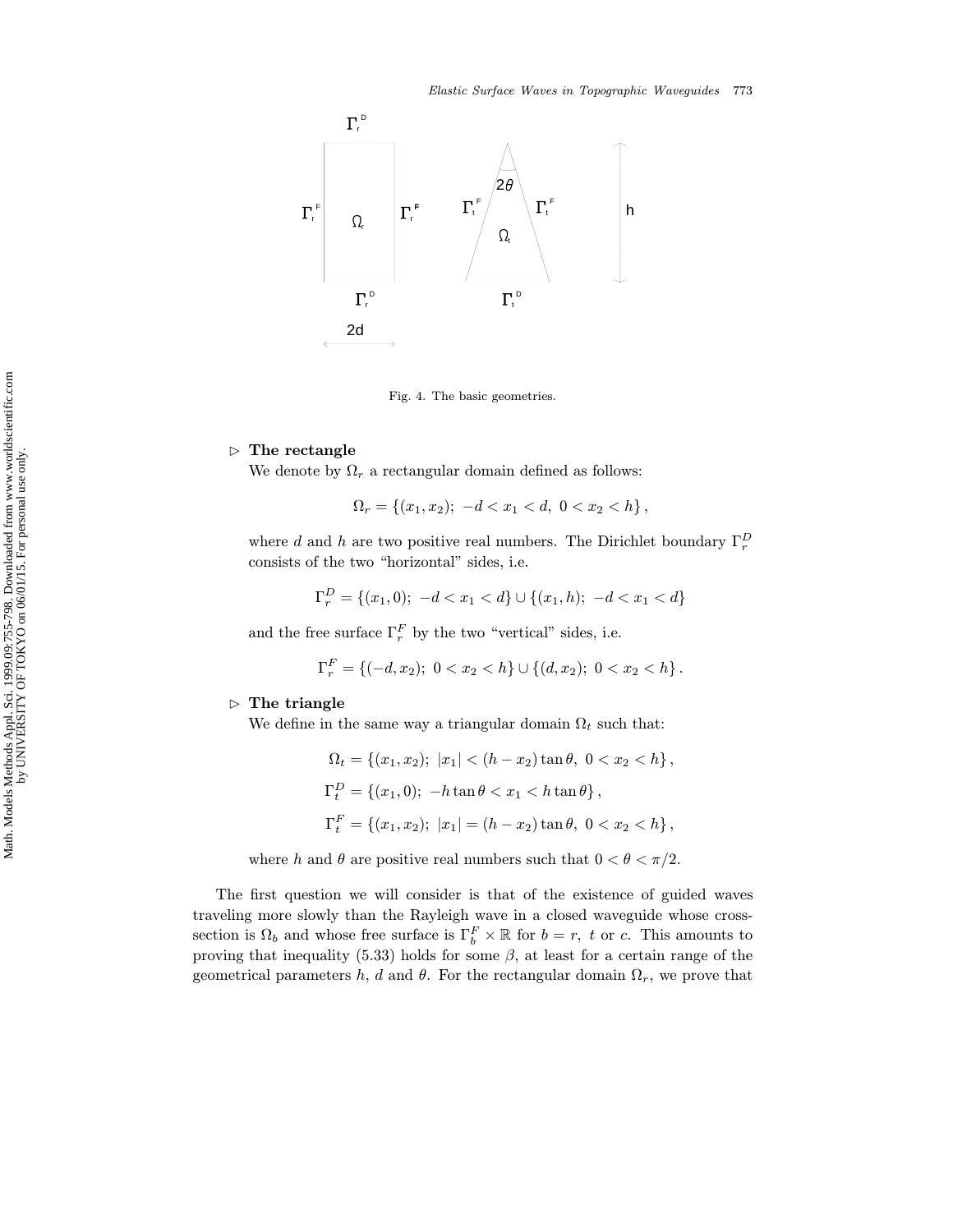Fig. 4. The basic geometries.

▷ **The rectangle**

We denote by $\Omega_r$ a rectangular domain defined as follows:

$$\Omega_r = \{(x_1, x_2);\ -d < x_1 < d,\ 0 < x_2 < h\},$$

where $d$ and $h$ are two positive real numbers. The Dirichlet boundary $\Gamma_r^D$ consists of the two "horizontal" sides, i.e.

$$\Gamma_r^D = \{(x_1, 0);\ -d < x_1 < d\} \cup \{(x_1, h);\ -d < x_1 < d\}$$

and the free surface $\Gamma_r^F$ by the two "vertical" sides, i.e.

$$\Gamma_r^F = \{(-d, x_2);\ 0 < x_2 < h\} \cup \{(d, x_2);\ 0 < x_2 < h\}.$$

▷ **The triangle**

We define in the same way a triangular domain $\Omega_t$ such that:

$$\Omega_t = \{(x_1, x_2);\ |x_1| < (h - x_2)\tan\theta,\ 0 < x_2 < h\},$$

$$\Gamma_t^D = \{(x_1, 0);\ -h\tan\theta < x_1 < h\tan\theta\},$$

$$\Gamma_t^F = \{(x_1, x_2);\ |x_1| = (h - x_2)\tan\theta,\ 0 < x_2 < h\},$$

where $h$ and $\theta$ are positive real numbers such that $0 < \theta < \pi/2$.

The first question we will consider is that of the existence of guided waves traveling more slowly than the Rayleigh wave in a closed waveguide whose cross-section is $\Omega_b$ and whose free surface is $\Gamma_b^F \times \mathbb{R}$ for $b = r,\ t$ or $c$. This amounts to proving that inequality (5.33) holds for some $\beta$, at least for a certain range of the geometrical parameters $h$, $d$ and $\theta$. For the rectangular domain $\Omega_r$, we prove that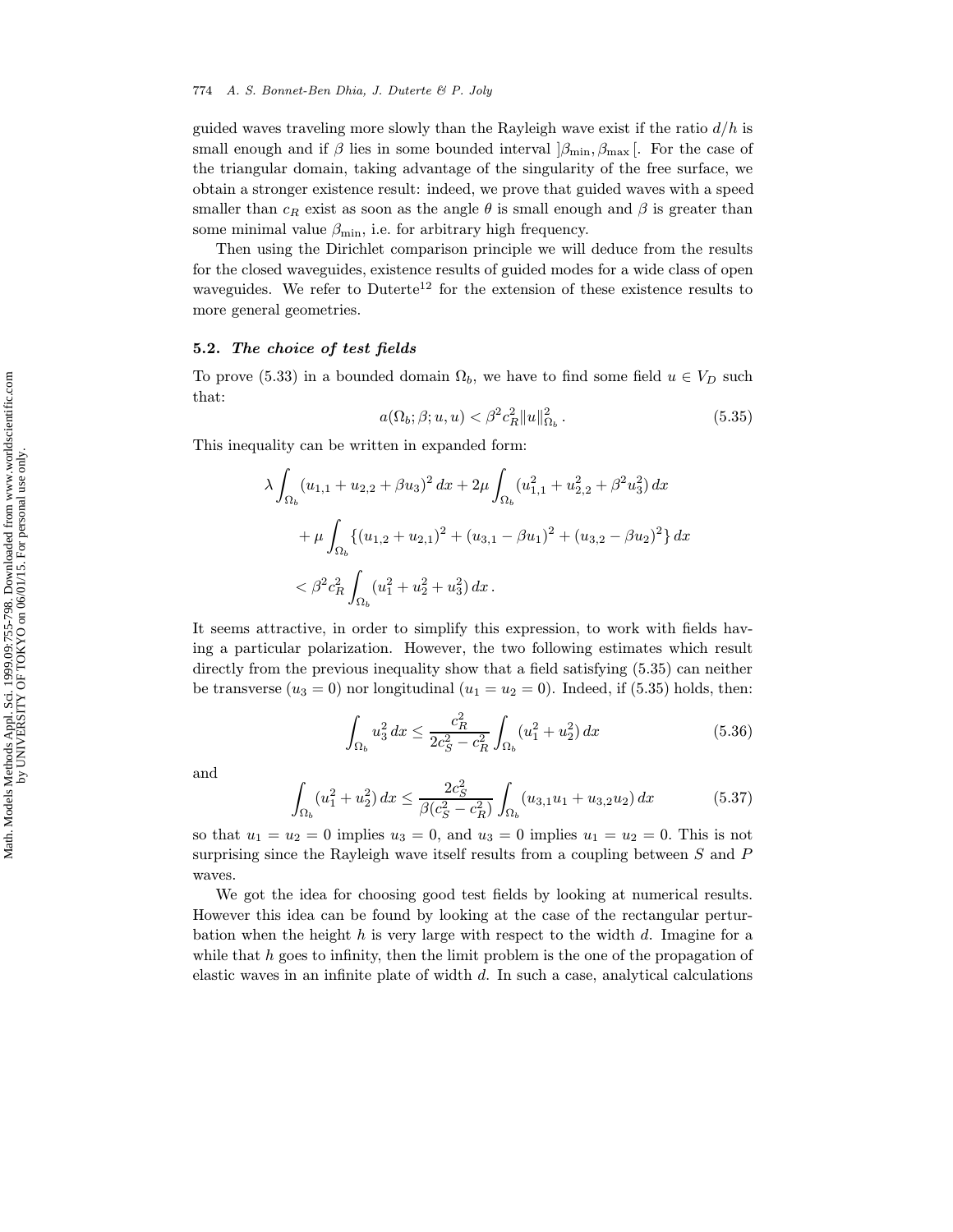guided waves traveling more slowly than the Rayleigh wave exist if the ratio $d/h$ is small enough and if $\beta$ lies in some bounded interval $]\beta_{\min}, \beta_{\max}[$. For the case of the triangular domain, taking advantage of the singularity of the free surface, we obtain a stronger existence result: indeed, we prove that guided waves with a speed smaller than $c_R$ exist as soon as the angle $\theta$ is small enough and $\beta$ is greater than some minimal value $\beta_{\min}$, i.e. for arbitrary high frequency.

Then using the Dirichlet comparison principle we will deduce from the results for the closed waveguides, existence results of guided modes for a wide class of open waveguides. We refer to Duterte[12] for the extension of these existence results to more general geometries.

### 5.2. *The choice of test fields*

To prove (5.33) in a bounded domain $\Omega_b$, we have to find some field $u \in V_D$ such that:

$$a(\Omega_b; \beta; u, u) < \beta^2 c_R^2 \|u\|_{\Omega_b}^2 . \tag{5.35}$$

This inequality can be written in expanded form:

$$\lambda \int_{\Omega_b} (u_{1,1} + u_{2,2} + \beta u_3)^2 \, dx + 2\mu \int_{\Omega_b} (u_{1,1}^2 + u_{2,2}^2 + \beta^2 u_3^2) \, dx$$

$$+ \mu \int_{\Omega_b} \{(u_{1,2} + u_{2,1})^2 + (u_{3,1} - \beta u_1)^2 + (u_{3,2} - \beta u_2)^2\} \, dx$$

$$< \beta^2 c_R^2 \int_{\Omega_b} (u_1^2 + u_2^2 + u_3^2) \, dx .$$

It seems attractive, in order to simplify this expression, to work with fields having a particular polarization. However, the two following estimates which result directly from the previous inequality show that a field satisfying (5.35) can neither be transverse ($u_3 = 0$) nor longitudinal ($u_1 = u_2 = 0$). Indeed, if (5.35) holds, then:

$$\int_{\Omega_b} u_3^2 \, dx \leq \frac{c_R^2}{2c_S^2 - c_R^2} \int_{\Omega_b} (u_1^2 + u_2^2) \, dx \tag{5.36}$$

and

$$\int_{\Omega_b} (u_1^2 + u_2^2) \, dx \leq \frac{2c_S^2}{\beta(c_S^2 - c_R^2)} \int_{\Omega_b} (u_{3,1} u_1 + u_{3,2} u_2) \, dx \tag{5.37}$$

so that $u_1 = u_2 = 0$ implies $u_3 = 0$, and $u_3 = 0$ implies $u_1 = u_2 = 0$. This is not surprising since the Rayleigh wave itself results from a coupling between $S$ and $P$ waves.

We got the idea for choosing good test fields by looking at numerical results. However this idea can be found by looking at the case of the rectangular perturbation when the height $h$ is very large with respect to the width $d$. Imagine for a while that $h$ goes to infinity, then the limit problem is the one of the propagation of elastic waves in an infinite plate of width $d$. In such a case, analytical calculations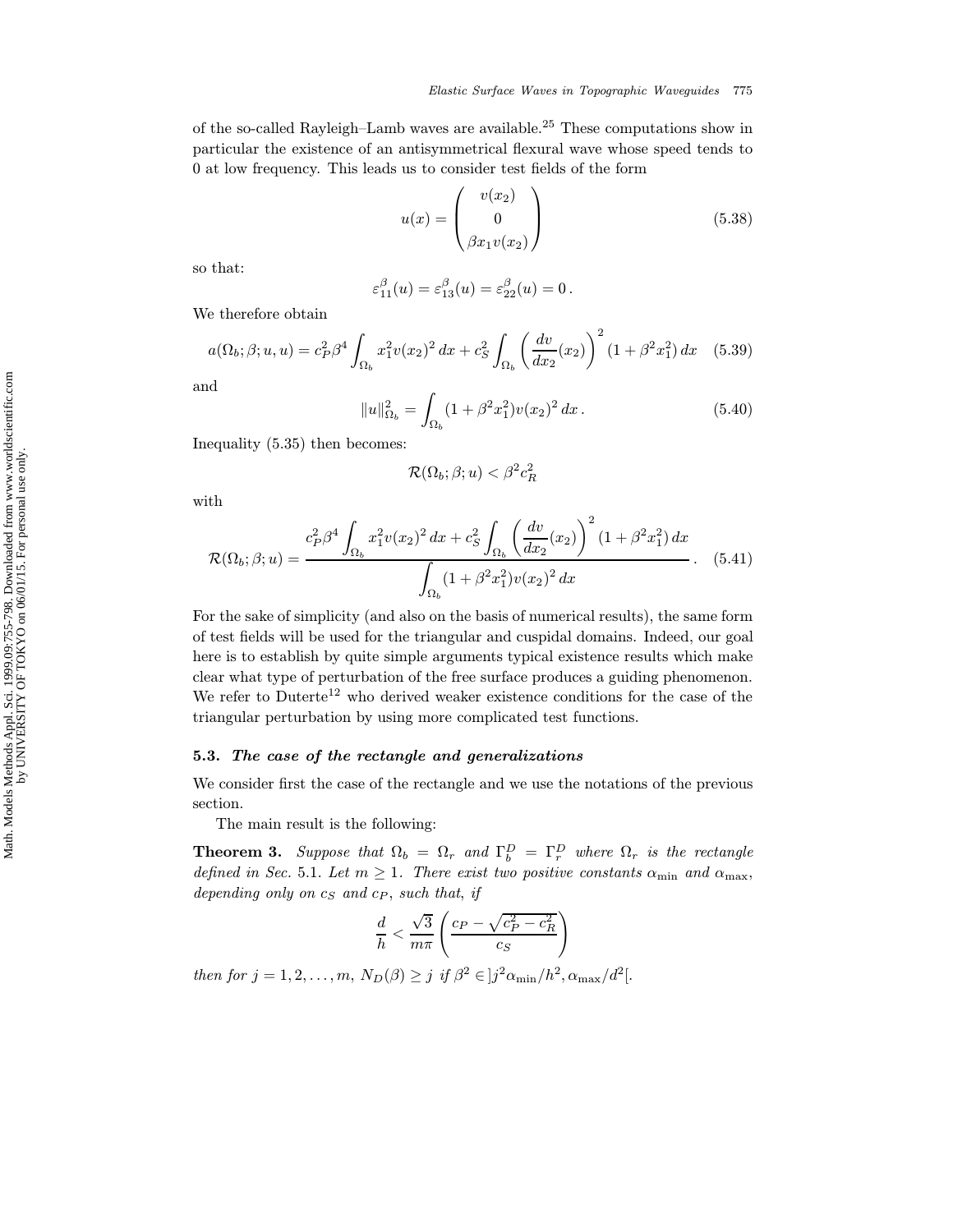of the so-called Rayleigh–Lamb waves are available.[25] These computations show in particular the existence of an antisymmetrical flexural wave whose speed tends to 0 at low frequency. This leads us to consider test fields of the form

$$u(x) = \begin{pmatrix} v(x_2) \\ 0 \\ \beta x_1 v(x_2) \end{pmatrix} \tag{5.38}$$

so that:

$$\varepsilon_{11}^{\beta}(u) = \varepsilon_{13}^{\beta}(u) = \varepsilon_{22}^{\beta}(u) = 0\,.$$

We therefore obtain

$$a(\Omega_b;\beta;u,u) = c_P^2 \beta^4 \int_{\Omega_b} x_1^2 v(x_2)^2\,dx + c_S^2 \int_{\Omega_b} \left(\frac{dv}{dx_2}(x_2)\right)^2 (1+\beta^2 x_1^2)\,dx \tag{5.39}$$

and

$$\|u\|_{\Omega_b}^2 = \int_{\Omega_b} (1+\beta^2 x_1^2) v(x_2)^2\,dx\,. \tag{5.40}$$

Inequality (5.35) then becomes:

$$\mathcal{R}(\Omega_b;\beta;u) < \beta^2 c_R^2$$

with

$$\mathcal{R}(\Omega_b;\beta;u) = \frac{c_P^2 \beta^4 \displaystyle\int_{\Omega_b} x_1^2 v(x_2)^2\,dx + c_S^2 \int_{\Omega_b} \left(\frac{dv}{dx_2}(x_2)\right)^2 (1+\beta^2 x_1^2)\,dx}{\displaystyle\int_{\Omega_b} (1+\beta^2 x_1^2) v(x_2)^2\,dx}\,. \tag{5.41}$$

For the sake of simplicity (and also on the basis of numerical results), the same form of test fields will be used for the triangular and cuspidal domains. Indeed, our goal here is to establish by quite simple arguments typical existence results which make clear what type of perturbation of the free surface produces a guiding phenomenon. We refer to Duterte[12] who derived weaker existence conditions for the case of the triangular perturbation by using more complicated test functions.

### 5.3. *The case of the rectangle and generalizations*

We consider first the case of the rectangle and we use the notations of the previous section.

The main result is the following:

**Theorem 3.** *Suppose that $\Omega_b = \Omega_r$ and $\Gamma_b^D = \Gamma_r^D$ where $\Omega_r$ is the rectangle defined in Sec.* 5.1. *Let $m \geq 1$. There exist two positive constants $\alpha_{\min}$ and $\alpha_{\max}$, depending only on $c_S$ and $c_P$, such that, if*

$$\frac{d}{h} < \frac{\sqrt{3}}{m\pi}\left(\frac{c_P - \sqrt{c_P^2 - c_R^2}}{c_S}\right)$$

*then for $j = 1, 2, \ldots, m$, $N_D(\beta) \geq j$ if $\beta^2 \in ]j^2\alpha_{\min}/h^2, \alpha_{\max}/d^2[$.*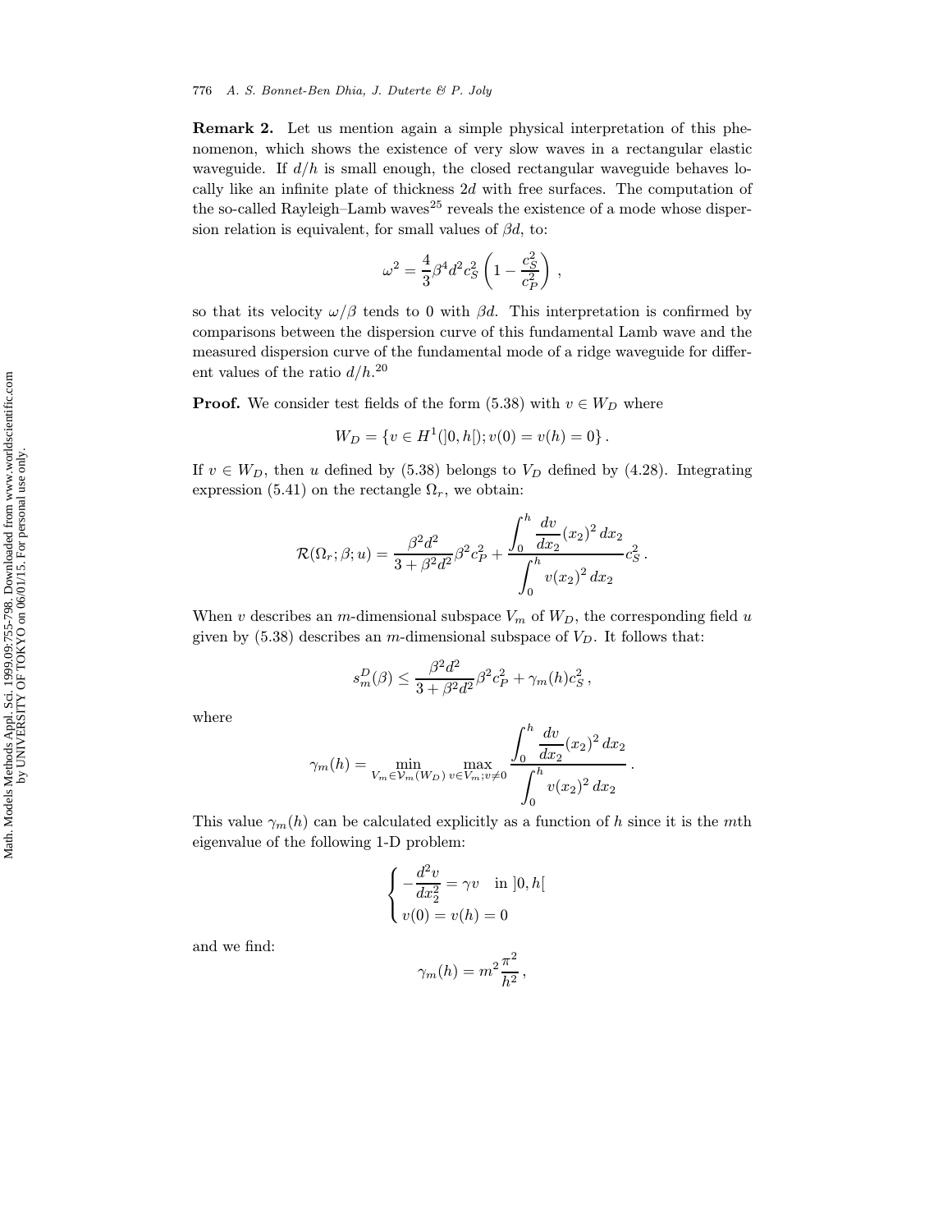**Remark 2.** Let us mention again a simple physical interpretation of this phenomenon, which shows the existence of very slow waves in a rectangular elastic waveguide. If $d/h$ is small enough, the closed rectangular waveguide behaves locally like an infinite plate of thickness $2d$ with free surfaces. The computation of the so-called Rayleigh–Lamb waves[25] reveals the existence of a mode whose dispersion relation is equivalent, for small values of $\beta d$, to:

$$\omega^2 = \frac{4}{3}\beta^4 d^2 c_S^2 \left(1 - \frac{c_S^2}{c_P^2}\right),$$

so that its velocity $\omega/\beta$ tends to 0 with $\beta d$. This interpretation is confirmed by comparisons between the dispersion curve of this fundamental Lamb wave and the measured dispersion curve of the fundamental mode of a ridge waveguide for different values of the ratio $d/h$.[20]

**Proof.** We consider test fields of the form (5.38) with $v \in W_D$ where

$$W_D = \{v \in H^1(]0, h[); v(0) = v(h) = 0\}.$$

If $v \in W_D$, then $u$ defined by (5.38) belongs to $V_D$ defined by (4.28). Integrating expression (5.41) on the rectangle $\Omega_r$, we obtain:

$$\mathcal{R}(\Omega_r; \beta; u) = \frac{\beta^2 d^2}{3 + \beta^2 d^2}\beta^2 c_P^2 + \frac{\displaystyle\int_0^h \frac{dv}{dx_2}(x_2)^2\, dx_2}{\displaystyle\int_0^h v(x_2)^2\, dx_2} c_S^2.$$

When $v$ describes an $m$-dimensional subspace $V_m$ of $W_D$, the corresponding field $u$ given by (5.38) describes an $m$-dimensional subspace of $V_D$. It follows that:

$$s_m^D(\beta) \leq \frac{\beta^2 d^2}{3 + \beta^2 d^2}\beta^2 c_P^2 + \gamma_m(h) c_S^2,$$

where

$$\gamma_m(h) = \min_{V_m \in \mathcal{V}_m(W_D)} \max_{v \in V_m; v \neq 0} \frac{\displaystyle\int_0^h \frac{dv}{dx_2}(x_2)^2\, dx_2}{\displaystyle\int_0^h v(x_2)^2\, dx_2}.$$

This value $\gamma_m(h)$ can be calculated explicitly as a function of $h$ since it is the $m$th eigenvalue of the following 1-D problem:

$$\begin{cases} -\dfrac{d^2 v}{dx_2^2} = \gamma v & \text{in } ]0, h[ \\ v(0) = v(h) = 0 \end{cases}$$

and we find:

$$\gamma_m(h) = m^2 \frac{\pi^2}{h^2},$$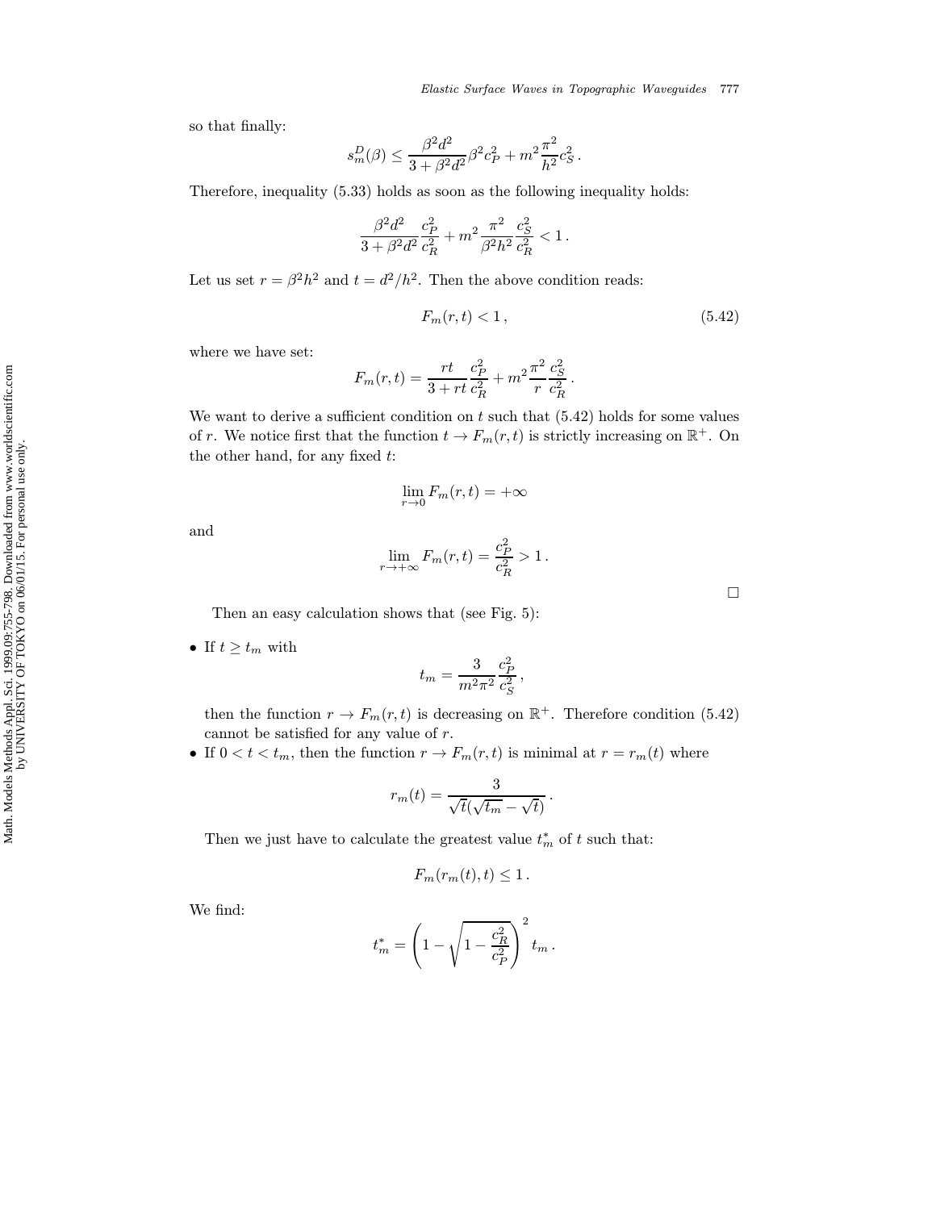so that finally:

$$s_m^D(\beta) \leq \frac{\beta^2 d^2}{3 + \beta^2 d^2} \beta^2 c_P^2 + m^2 \frac{\pi^2}{h^2} c_S^2 \, .$$

Therefore, inequality (5.33) holds as soon as the following inequality holds:

$$\frac{\beta^2 d^2}{3 + \beta^2 d^2} \frac{c_P^2}{c_R^2} + m^2 \frac{\pi^2}{\beta^2 h^2} \frac{c_S^2}{c_R^2} < 1 \, .$$

Let us set $r = \beta^2 h^2$ and $t = d^2/h^2$. Then the above condition reads:

$$F_m(r, t) < 1 \, , \tag{5.42}$$

where we have set:

$$F_m(r, t) = \frac{rt}{3 + rt} \frac{c_P^2}{c_R^2} + m^2 \frac{\pi^2}{r} \frac{c_S^2}{c_R^2} \, .$$

We want to derive a sufficient condition on $t$ such that (5.42) holds for some values of $r$. We notice first that the function $t \to F_m(r, t)$ is strictly increasing on $\mathbb{R}^+$. On the other hand, for any fixed $t$:

$$\lim_{r \to 0} F_m(r, t) = +\infty$$

and

$$\lim_{r \to +\infty} F_m(r, t) = \frac{c_P^2}{c_R^2} > 1 \, .$$

□

Then an easy calculation shows that (see Fig. 5):

- If $t \geq t_m$ with

$$t_m = \frac{3}{m^2 \pi^2} \frac{c_P^2}{c_S^2} \, ,$$

  then the function $r \to F_m(r, t)$ is decreasing on $\mathbb{R}^+$. Therefore condition (5.42) cannot be satisfied for any value of $r$.
- If $0 < t < t_m$, then the function $r \to F_m(r, t)$ is minimal at $r = r_m(t)$ where

$$r_m(t) = \frac{3}{\sqrt{t}(\sqrt{t_m} - \sqrt{t})} \, .$$

  Then we just have to calculate the greatest value $t_m^*$ of $t$ such that:

$$F_m(r_m(t), t) \leq 1 \, .$$

We find:

$$t_m^* = \left( 1 - \sqrt{1 - \frac{c_R^2}{c_P^2}} \right)^2 t_m \, .$$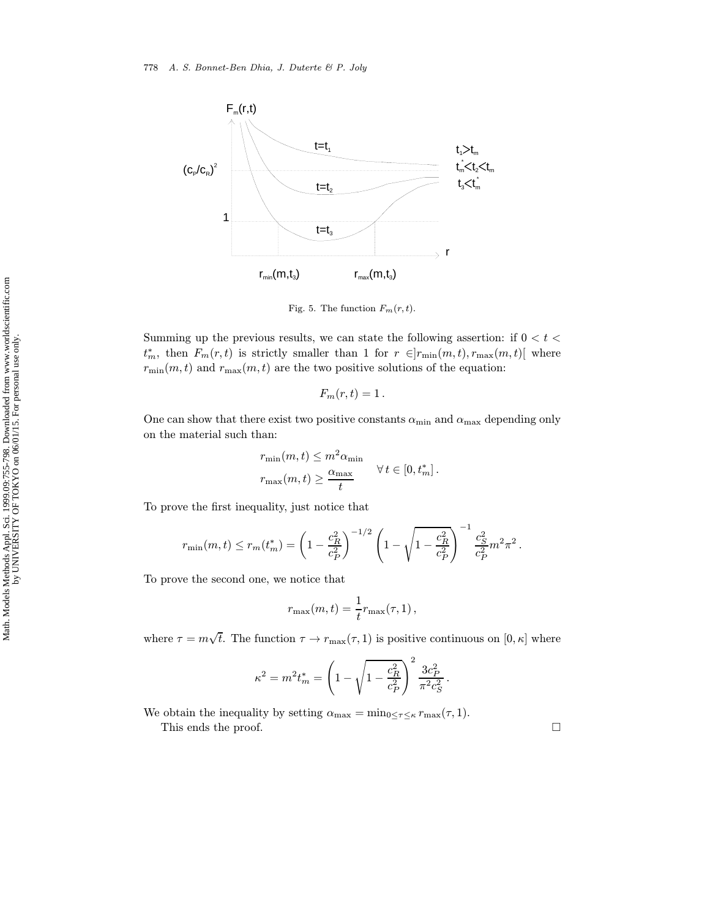Fig. 5. The function $F_m(r,t)$.

Summing up the previous results, we can state the following assertion: if $0 < t < t_m^*$, then $F_m(r,t)$ is strictly smaller than 1 for $r \in ]r_{\min}(m,t), r_{\max}(m,t)[$ where $r_{\min}(m,t)$ and $r_{\max}(m,t)$ are the two positive solutions of the equation:

$$F_m(r,t) = 1\,.$$

One can show that there exist two positive constants $\alpha_{\min}$ and $\alpha_{\max}$ depending only on the material such than:

$$\left.\begin{aligned} r_{\min}(m,t) &\le m^2 \alpha_{\min} \\ r_{\max}(m,t) &\ge \frac{\alpha_{\max}}{t} \end{aligned}\right. \quad \forall\, t \in [0, t_m^*]\,.$$

To prove the first inequality, just notice that

$$r_{\min}(m,t) \le r_m(t_m^*) = \left(1 - \frac{c_R^2}{c_P^2}\right)^{-1/2} \left(1 - \sqrt{1 - \frac{c_R^2}{c_P^2}}\right)^{-1} \frac{c_S^2}{c_P^2} m^2 \pi^2\,.$$

To prove the second one, we notice that

$$r_{\max}(m,t) = \frac{1}{t} r_{\max}(\tau, 1)\,,$$

where $\tau = m\sqrt{t}$. The function $\tau \to r_{\max}(\tau, 1)$ is positive continuous on $[0, \kappa]$ where

$$\kappa^2 = m^2 t_m^* = \left(1 - \sqrt{1 - \frac{c_R^2}{c_P^2}}\right)^2 \frac{3c_P^2}{\pi^2 c_S^2}\,.$$

We obtain the inequality by setting $\alpha_{\max} = \min_{0 \le \tau \le \kappa} r_{\max}(\tau, 1)$.

This ends the proof. □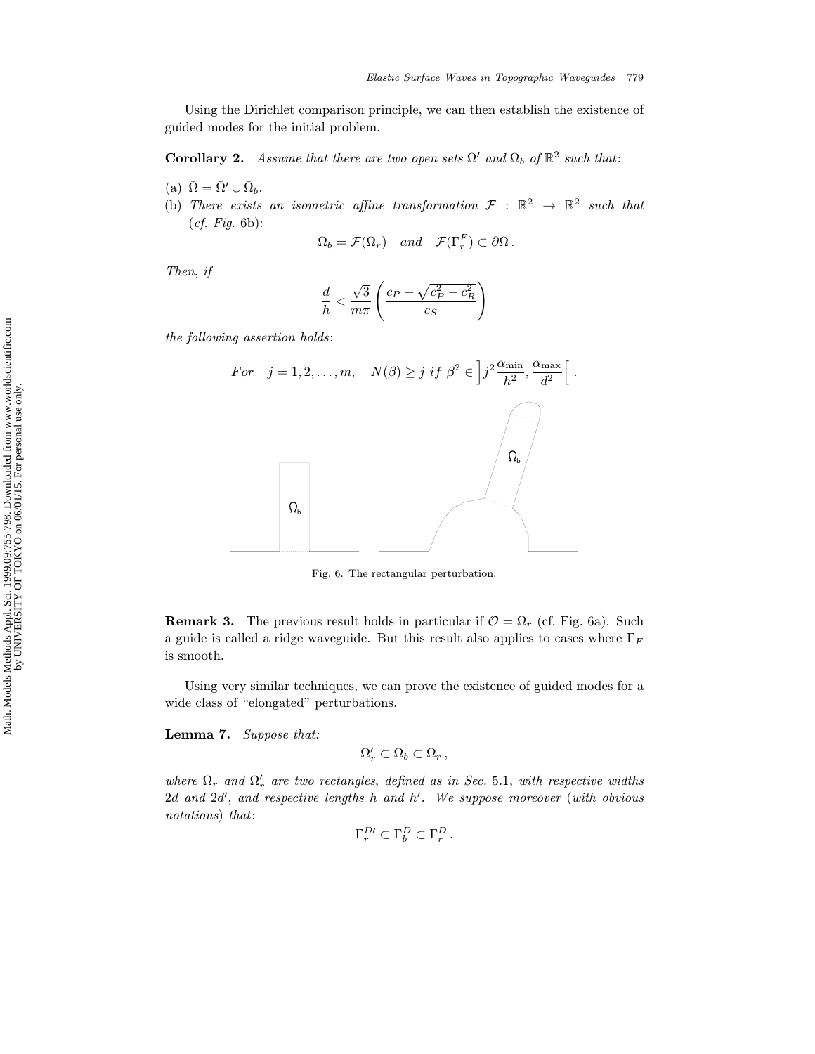Using the Dirichlet comparison principle, we can then establish the existence of guided modes for the initial problem.

**Corollary 2.** *Assume that there are two open sets $\Omega'$ and $\Omega_b$ of $\mathbb{R}^2$ such that*:

(a) $\bar{\Omega} = \bar{\Omega}' \cup \bar{\Omega}_b$.

(b) *There exists an isometric affine transformation $\mathcal{F} : \mathbb{R}^2 \to \mathbb{R}^2$ such that* (*cf. Fig.* 6b):

$$\Omega_b = \mathcal{F}(\Omega_r) \quad \textit{and} \quad \mathcal{F}(\Gamma_r^F) \subset \partial\Omega\,.$$

*Then, if*

$$\frac{d}{h} < \frac{\sqrt{3}}{m\pi}\left(\frac{c_P - \sqrt{c_P^2 - c_R^2}}{c_S}\right)$$

*the following assertion holds*:

$$\textit{For} \quad j = 1, 2, \ldots, m, \quad N(\beta) \geq j \ \textit{if} \ \beta^2 \in \left]j^2\frac{\alpha_{\min}}{h^2}, \frac{\alpha_{\max}}{d^2}\right[\,.$$

Fig. 6. The rectangular perturbation.

**Remark 3.** The previous result holds in particular if $\mathcal{O} = \Omega_r$ (cf. Fig. 6a). Such a guide is called a ridge waveguide. But this result also applies to cases where $\Gamma_F$ is smooth.

Using very similar techniques, we can prove the existence of guided modes for a wide class of "elongated" perturbations.

**Lemma 7.** *Suppose that:*

$$\Omega_r' \subset \Omega_b \subset \Omega_r\,,$$

*where $\Omega_r$ and $\Omega_r'$ are two rectangles, defined as in Sec.* 5.1, *with respective widths* $2d$ *and* $2d'$, *and respective lengths $h$ and $h'$. We suppose moreover* (*with obvious notations*) *that*:

$$\Gamma_r^{D\prime} \subset \Gamma_b^D \subset \Gamma_r^D\,.$$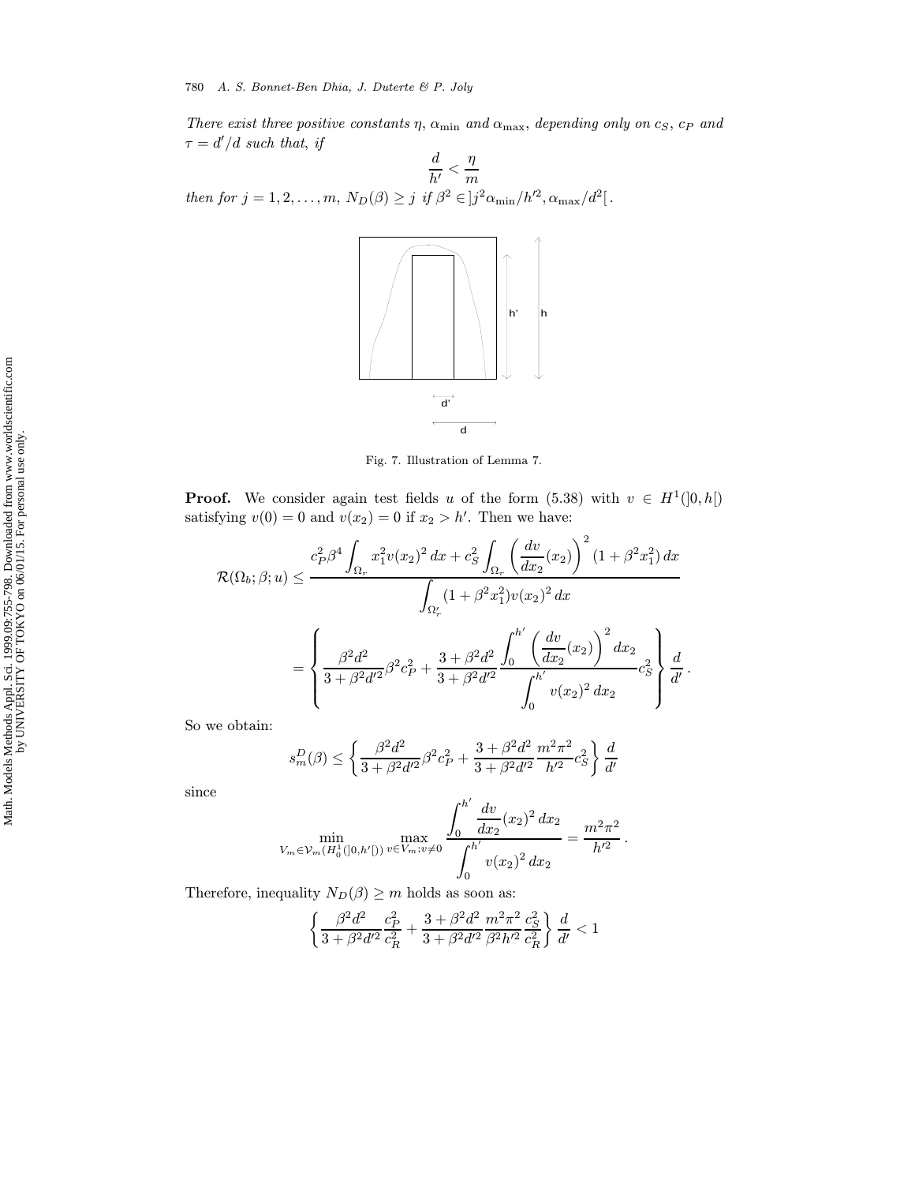*There exist three positive constants $\eta$, $\alpha_{\min}$ and $\alpha_{\max}$, depending only on $c_S$, $c_P$ and $\tau = d'/d$ such that, if*

$$\frac{d}{h'} < \frac{\eta}{m}$$

*then for $j = 1, 2, \ldots, m$, $N_D(\beta) \geq j$ if $\beta^2 \in ]j^2\alpha_{\min}/h'^2, \alpha_{\max}/d^2[$.*

Fig. 7. Illustration of Lemma 7.

**Proof.** We consider again test fields $u$ of the form (5.38) with $v \in H^1(]0, h[)$ satisfying $v(0) = 0$ and $v(x_2) = 0$ if $x_2 > h'$. Then we have:

$$\mathcal{R}(\Omega_b; \beta; u) \leq \frac{c_P^2 \beta^4 \displaystyle\int_{\Omega_r} x_1^2 v(x_2)^2\, dx + c_S^2 \int_{\Omega_r} \left(\frac{dv}{dx_2}(x_2)\right)^2 (1 + \beta^2 x_1^2)\, dx}{\displaystyle\int_{\Omega_r'} (1 + \beta^2 x_1^2) v(x_2)^2\, dx}$$

$$= \left\{ \frac{\beta^2 d^2}{3 + \beta^2 d'^2} \beta^2 c_P^2 + \frac{3 + \beta^2 d^2}{3 + \beta^2 d'^2} \frac{\displaystyle\int_0^{h'} \left(\frac{dv}{dx_2}(x_2)\right)^2 dx_2}{\displaystyle\int_0^{h'} v(x_2)^2\, dx_2} c_S^2 \right\} \frac{d}{d'}\,.$$

So we obtain:

$$s_m^D(\beta) \leq \left\{ \frac{\beta^2 d^2}{3 + \beta^2 d'^2} \beta^2 c_P^2 + \frac{3 + \beta^2 d^2}{3 + \beta^2 d'^2} \frac{m^2 \pi^2}{h'^2} c_S^2 \right\} \frac{d}{d'}$$

since

$$\min_{V_m \in \mathcal{V}_m(H_0^1(]0, h'[))} \max_{v \in V_m; v \neq 0} \frac{\displaystyle\int_0^{h'} \frac{dv}{dx_2}(x_2)^2\, dx_2}{\displaystyle\int_0^{h'} v(x_2)^2\, dx_2} = \frac{m^2 \pi^2}{h'^2}\,.$$

Therefore, inequality $N_D(\beta) \geq m$ holds as soon as:

$$\left\{ \frac{\beta^2 d^2}{3 + \beta^2 d'^2} \frac{c_P^2}{c_R^2} + \frac{3 + \beta^2 d^2}{3 + \beta^2 d'^2} \frac{m^2 \pi^2}{\beta^2 h'^2} \frac{c_S^2}{c_R^2} \right\} \frac{d}{d'} < 1$$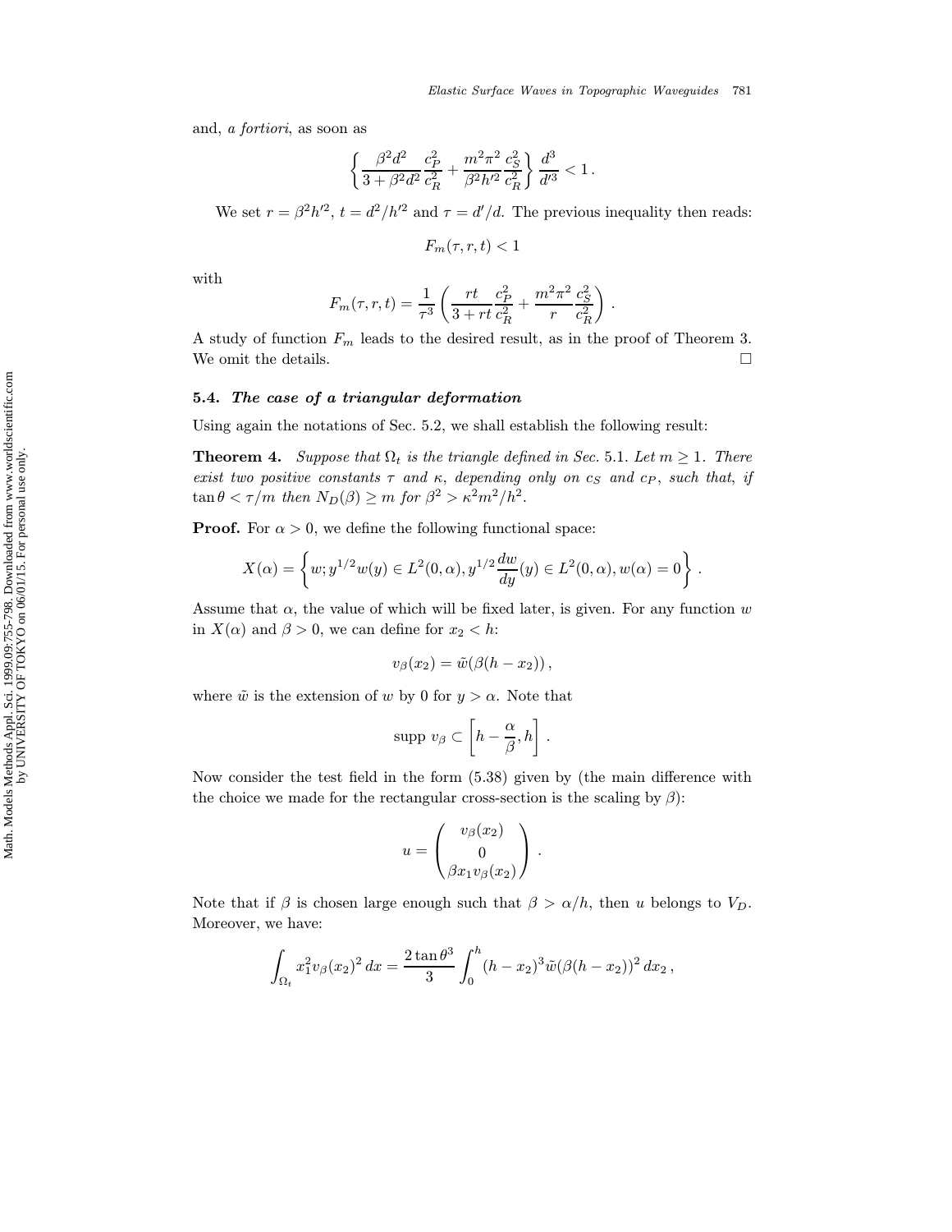and, *a fortiori*, as soon as

$$\left\{ \frac{\beta^2 d^2}{3+\beta^2 d^2} \frac{c_P^2}{c_R^2} + \frac{m^2\pi^2}{\beta^2 h'^2} \frac{c_S^2}{c_R^2} \right\} \frac{d^3}{d'^3} < 1 \,.$$

We set $r = \beta^2 h'^2$, $t = d^2/h'^2$ and $\tau = d'/d$. The previous inequality then reads:

$$F_m(\tau, r, t) < 1$$

with

$$F_m(\tau, r, t) = \frac{1}{\tau^3} \left( \frac{rt}{3+rt} \frac{c_P^2}{c_R^2} + \frac{m^2\pi^2}{r} \frac{c_S^2}{c_R^2} \right) .$$

A study of function $F_m$ leads to the desired result, as in the proof of Theorem 3. We omit the details. □

### 5.4. *The case of a triangular deformation*

Using again the notations of Sec. 5.2, we shall establish the following result:

**Theorem 4.** *Suppose that $\Omega_t$ is the triangle defined in Sec.* 5.1. *Let $m \geq 1$. There exist two positive constants $\tau$ and $\kappa$, depending only on $c_S$ and $c_P$, such that, if $\tan\theta < \tau/m$ then $N_D(\beta) \geq m$ for $\beta^2 > \kappa^2 m^2/h^2$.*

**Proof.** For $\alpha > 0$, we define the following functional space:

$$X(\alpha) = \left\{ w; y^{1/2} w(y) \in L^2(0,\alpha), y^{1/2}\frac{dw}{dy}(y) \in L^2(0,\alpha), w(\alpha) = 0 \right\} .$$

Assume that $\alpha$, the value of which will be fixed later, is given. For any function $w$ in $X(\alpha)$ and $\beta > 0$, we can define for $x_2 < h$:

$$v_\beta(x_2) = \tilde{w}(\beta(h - x_2)) \,,$$

where $\tilde{w}$ is the extension of $w$ by 0 for $y > \alpha$. Note that

$$\text{supp } v_\beta \subset \left[ h - \frac{\alpha}{\beta}, h \right] .$$

Now consider the test field in the form (5.38) given by (the main difference with the choice we made for the rectangular cross-section is the scaling by $\beta$):

$$u = \begin{pmatrix} v_\beta(x_2) \\ 0 \\ \beta x_1 v_\beta(x_2) \end{pmatrix} .$$

Note that if $\beta$ is chosen large enough such that $\beta > \alpha/h$, then $u$ belongs to $V_D$. Moreover, we have:

$$\int_{\Omega_t} x_1^2 v_\beta(x_2)^2 \, dx = \frac{2\tan\theta^3}{3} \int_0^h (h-x_2)^3 \tilde{w}(\beta(h-x_2))^2 \, dx_2 \,,$$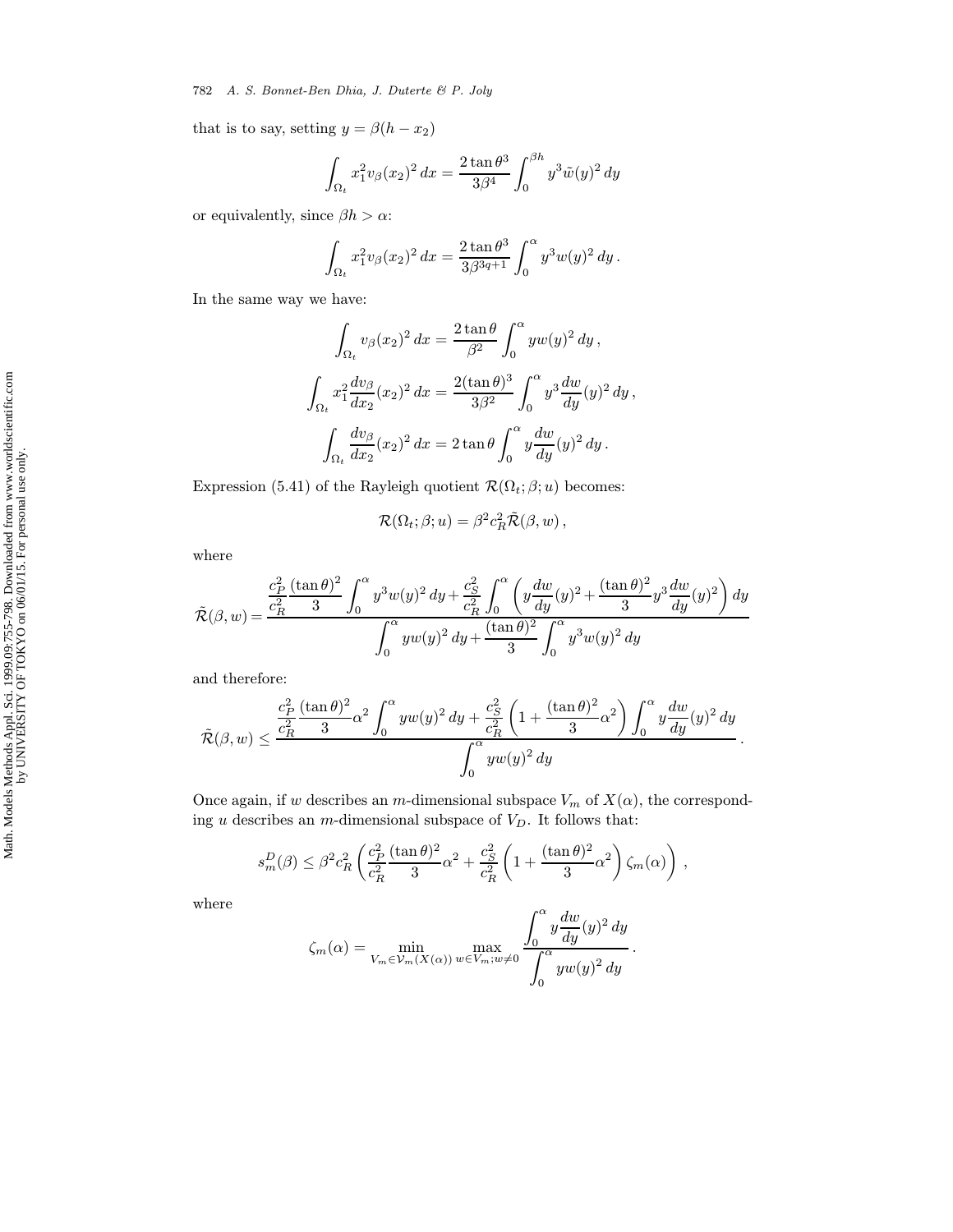that is to say, setting $y = \beta(h - x_2)$

$$\int_{\Omega_t} x_1^2 v_\beta(x_2)^2 \, dx = \frac{2\tan\theta^3}{3\beta^4} \int_0^{\beta h} y^3 \tilde{w}(y)^2 \, dy$$

or equivalently, since $\beta h > \alpha$:

$$\int_{\Omega_t} x_1^2 v_\beta(x_2)^2 \, dx = \frac{2\tan\theta^3}{3\beta^{3q+1}} \int_0^{\alpha} y^3 w(y)^2 \, dy \, .$$

In the same way we have:

$$\int_{\Omega_t} v_\beta(x_2)^2 \, dx = \frac{2\tan\theta}{\beta^2} \int_0^{\alpha} y w(y)^2 \, dy \, ,$$

$$\int_{\Omega_t} x_1^2 \frac{dv_\beta}{dx_2}(x_2)^2 \, dx = \frac{2(\tan\theta)^3}{3\beta^2} \int_0^{\alpha} y^3 \frac{dw}{dy}(y)^2 \, dy \, ,$$

$$\int_{\Omega_t} \frac{dv_\beta}{dx_2}(x_2)^2 \, dx = 2\tan\theta \int_0^{\alpha} y \frac{dw}{dy}(y)^2 \, dy \, .$$

Expression (5.41) of the Rayleigh quotient $\mathcal{R}(\Omega_t; \beta; u)$ becomes:

$$\mathcal{R}(\Omega_t; \beta; u) = \beta^2 c_R^2 \tilde{\mathcal{R}}(\beta, w) \, ,$$

where

$$\tilde{\mathcal{R}}(\beta, w) = \frac{\dfrac{c_P^2}{c_R^2} \dfrac{(\tan\theta)^2}{3} \displaystyle\int_0^{\alpha} y^3 w(y)^2 \, dy + \dfrac{c_S^2}{c_R^2} \displaystyle\int_0^{\alpha} \left( y \frac{dw}{dy}(y)^2 + \frac{(\tan\theta)^2}{3} y^3 \frac{dw}{dy}(y)^2 \right) dy}{\displaystyle\int_0^{\alpha} y w(y)^2 \, dy + \frac{(\tan\theta)^2}{3} \int_0^{\alpha} y^3 w(y)^2 \, dy}$$

and therefore:

$$\tilde{\mathcal{R}}(\beta, w) \leq \frac{\dfrac{c_P^2}{c_R^2} \dfrac{(\tan\theta)^2}{3} \alpha^2 \displaystyle\int_0^{\alpha} y w(y)^2 \, dy + \dfrac{c_S^2}{c_R^2} \left( 1 + \dfrac{(\tan\theta)^2}{3} \alpha^2 \right) \displaystyle\int_0^{\alpha} y \frac{dw}{dy}(y)^2 \, dy}{\displaystyle\int_0^{\alpha} y w(y)^2 \, dy} \, .$$

Once again, if $w$ describes an $m$-dimensional subspace $V_m$ of $X(\alpha)$, the corresponding $u$ describes an $m$-dimensional subspace of $V_D$. It follows that:

$$s_m^D(\beta) \leq \beta^2 c_R^2 \left( \frac{c_P^2}{c_R^2} \frac{(\tan\theta)^2}{3} \alpha^2 + \frac{c_S^2}{c_R^2} \left( 1 + \frac{(\tan\theta)^2}{3} \alpha^2 \right) \zeta_m(\alpha) \right) \, ,$$

where

$$\zeta_m(\alpha) = \min_{V_m \in \mathcal{V}_m(X(\alpha))} \max_{w \in V_m; w \neq 0} \frac{\displaystyle\int_0^{\alpha} y \frac{dw}{dy}(y)^2 \, dy}{\displaystyle\int_0^{\alpha} y w(y)^2 \, dy} \, .$$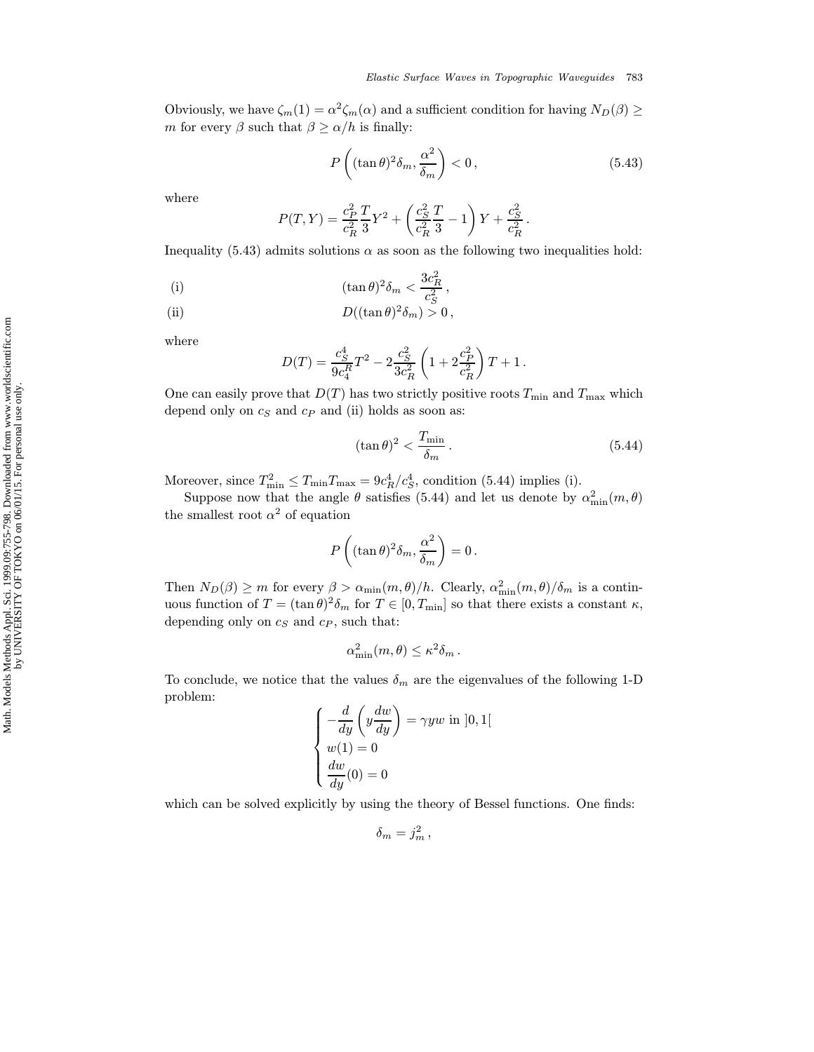Obviously, we have $\zeta_m(1) = \alpha^2 \zeta_m(\alpha)$ and a sufficient condition for having $N_D(\beta) \geq m$ for every $\beta$ such that $\beta \geq \alpha/h$ is finally:

$$P\left((\tan\theta)^2 \delta_m, \frac{\alpha^2}{\delta_m}\right) < 0\,, \tag{5.43}$$

where

$$P(T, Y) = \frac{c_P^2}{c_R^2}\frac{T}{3}Y^2 + \left(\frac{c_S^2}{c_R^2}\frac{T}{3} - 1\right)Y + \frac{c_S^2}{c_R^2}\,.$$

Inequality (5.43) admits solutions $\alpha$ as soon as the following two inequalities hold:

$$\text{(i)} \qquad (\tan\theta)^2 \delta_m < \frac{3c_R^2}{c_S^2}\,,$$

$$\text{(ii)} \qquad D((\tan\theta)^2 \delta_m) > 0\,,$$

where

$$D(T) = \frac{c_S^4}{9c_4^R}T^2 - 2\frac{c_S^2}{3c_R^2}\left(1 + 2\frac{c_P^2}{c_R^2}\right)T + 1\,.$$

One can easily prove that $D(T)$ has two strictly positive roots $T_{\min}$ and $T_{\max}$ which depend only on $c_S$ and $c_P$ and (ii) holds as soon as:

$$(\tan\theta)^2 < \frac{T_{\min}}{\delta_m}\,. \tag{5.44}$$

Moreover, since $T_{\min}^2 \leq T_{\min}T_{\max} = 9c_R^4/c_S^4$, condition (5.44) implies (i).

Suppose now that the angle $\theta$ satisfies (5.44) and let us denote by $\alpha_{\min}^2(m, \theta)$ the smallest root $\alpha^2$ of equation

$$P\left((\tan\theta)^2 \delta_m, \frac{\alpha^2}{\delta_m}\right) = 0\,.$$

Then $N_D(\beta) \geq m$ for every $\beta > \alpha_{\min}(m, \theta)/h$. Clearly, $\alpha_{\min}^2(m, \theta)/\delta_m$ is a continuous function of $T = (\tan\theta)^2 \delta_m$ for $T \in [0, T_{\min}]$ so that there exists a constant $\kappa$, depending only on $c_S$ and $c_P$, such that:

$$\alpha_{\min}^2(m, \theta) \leq \kappa^2 \delta_m\,.$$

To conclude, we notice that the values $\delta_m$ are the eigenvalues of the following 1-D problem:

$$\begin{cases} -\dfrac{d}{dy}\left(y\dfrac{dw}{dy}\right) = \gamma y w \text{ in } ]0, 1[ \\ w(1) = 0 \\ \dfrac{dw}{dy}(0) = 0 \end{cases}$$

which can be solved explicitly by using the theory of Bessel functions. One finds:

$$\delta_m = j_m^2\,,$$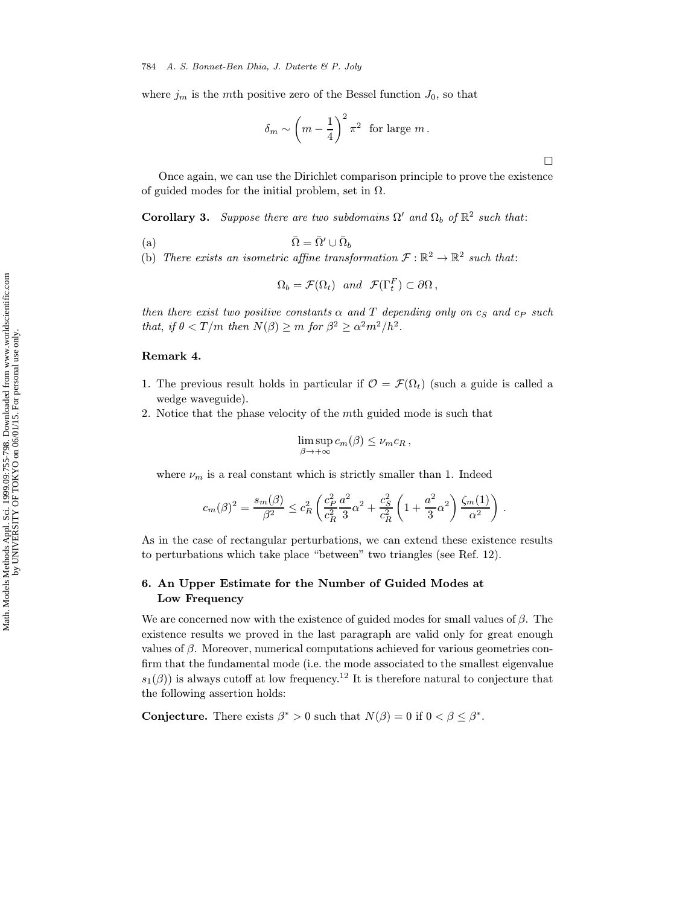where $j_m$ is the $m$th positive zero of the Bessel function $J_0$, so that

$$\delta_m \sim \left(m - \frac{1}{4}\right)^2 \pi^2 \quad \text{for large } m\,.$$

□

Once again, we can use the Dirichlet comparison principle to prove the existence of guided modes for the initial problem, set in $\Omega$.

**Corollary 3.** *Suppose there are two subdomains $\Omega'$ and $\Omega_b$ of $\mathbb{R}^2$ such that*:

(a) $$\bar{\Omega} = \bar{\Omega}' \cup \bar{\Omega}_b$$

(b) *There exists an isometric affine transformation $\mathcal{F} : \mathbb{R}^2 \to \mathbb{R}^2$ such that*:

$$\Omega_b = \mathcal{F}(\Omega_t) \quad \text{and} \quad \mathcal{F}(\Gamma_t^F) \subset \partial\Omega\,,$$

*then there exist two positive constants $\alpha$ and $T$ depending only on $c_S$ and $c_P$ such that, if $\theta < T/m$ then $N(\beta) \geq m$ for $\beta^2 \geq \alpha^2 m^2/h^2$.*

**Remark 4.**

1. The previous result holds in particular if $\mathcal{O} = \mathcal{F}(\Omega_t)$ (such a guide is called a wedge waveguide).
2. Notice that the phase velocity of the $m$th guided mode is such that

$$\limsup_{\beta \to +\infty} c_m(\beta) \leq \nu_m c_R\,,$$

where $\nu_m$ is a real constant which is strictly smaller than 1. Indeed

$$c_m(\beta)^2 = \frac{s_m(\beta)}{\beta^2} \leq c_R^2 \left( \frac{c_P^2}{c_R^2} \frac{a^2}{3} \alpha^2 + \frac{c_S^2}{c_R^2} \left(1 + \frac{a^2}{3}\alpha^2\right) \frac{\zeta_m(1)}{\alpha^2} \right).$$

As in the case of rectangular perturbations, we can extend these existence results to perturbations which take place "between" two triangles (see Ref. 12).

## 6. An Upper Estimate for the Number of Guided Modes at Low Frequency

We are concerned now with the existence of guided modes for small values of $\beta$. The existence results we proved in the last paragraph are valid only for great enough values of $\beta$. Moreover, numerical computations achieved for various geometries confirm that the fundamental mode (i.e. the mode associated to the smallest eigenvalue $s_1(\beta)$) is always cutoff at low frequency.[12] It is therefore natural to conjecture that the following assertion holds:

**Conjecture.** There exists $\beta^* > 0$ such that $N(\beta) = 0$ if $0 < \beta \leq \beta^*$.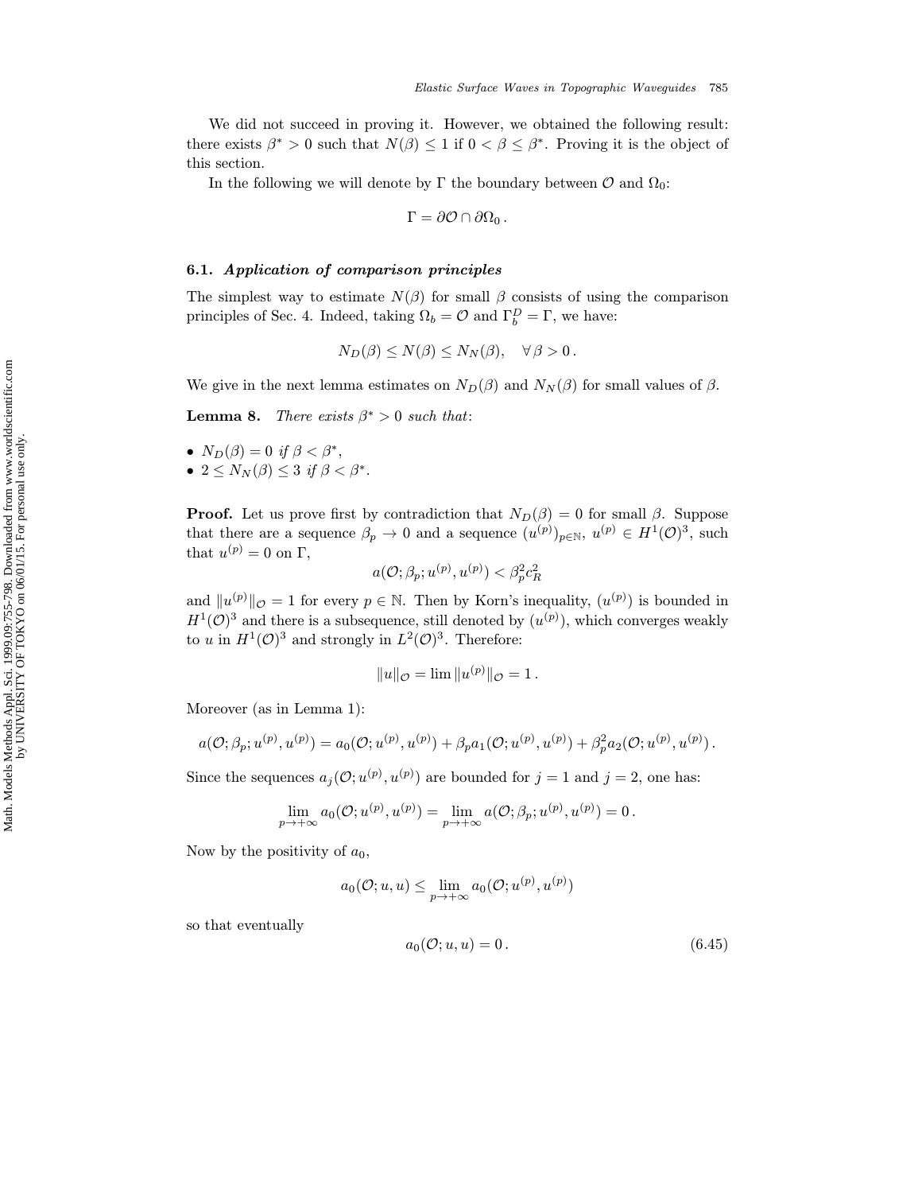We did not succeed in proving it. However, we obtained the following result: there exists $\beta^* > 0$ such that $N(\beta) \leq 1$ if $0 < \beta \leq \beta^*$. Proving it is the object of this section.

In the following we will denote by $\Gamma$ the boundary between $\mathcal{O}$ and $\Omega_0$:

$$\Gamma = \partial\mathcal{O} \cap \partial\Omega_0 \,.$$

### 6.1. *Application of comparison principles*

The simplest way to estimate $N(\beta)$ for small $\beta$ consists of using the comparison principles of Sec. 4. Indeed, taking $\Omega_b = \mathcal{O}$ and $\Gamma_b^D = \Gamma$, we have:

$$N_D(\beta) \leq N(\beta) \leq N_N(\beta), \quad \forall\, \beta > 0 \,.$$

We give in the next lemma estimates on $N_D(\beta)$ and $N_N(\beta)$ for small values of $\beta$.

**Lemma 8.** *There exists $\beta^* > 0$ such that*:

- $N_D(\beta) = 0$ *if* $\beta < \beta^*$,
- $2 \leq N_N(\beta) \leq 3$ *if* $\beta < \beta^*$.

**Proof.** Let us prove first by contradiction that $N_D(\beta) = 0$ for small $\beta$. Suppose that there are a sequence $\beta_p \to 0$ and a sequence $(u^{(p)})_{p\in\mathbb{N}}$, $u^{(p)} \in H^1(\mathcal{O})^3$, such that $u^{(p)} = 0$ on $\Gamma$,

$$a(\mathcal{O}; \beta_p; u^{(p)}, u^{(p)}) < \beta_p^2 c_R^2$$

and $\|u^{(p)}\|_{\mathcal{O}} = 1$ for every $p \in \mathbb{N}$. Then by Korn's inequality, $(u^{(p)})$ is bounded in $H^1(\mathcal{O})^3$ and there is a subsequence, still denoted by $(u^{(p)})$, which converges weakly to $u$ in $H^1(\mathcal{O})^3$ and strongly in $L^2(\mathcal{O})^3$. Therefore:

$$\|u\|_{\mathcal{O}} = \lim \|u^{(p)}\|_{\mathcal{O}} = 1 \,.$$

Moreover (as in Lemma 1):

$$a(\mathcal{O}; \beta_p; u^{(p)}, u^{(p)}) = a_0(\mathcal{O}; u^{(p)}, u^{(p)}) + \beta_p a_1(\mathcal{O}; u^{(p)}, u^{(p)}) + \beta_p^2 a_2(\mathcal{O}; u^{(p)}, u^{(p)}) \,.$$

Since the sequences $a_j(\mathcal{O}; u^{(p)}, u^{(p)})$ are bounded for $j = 1$ and $j = 2$, one has:

$$\lim_{p\to+\infty} a_0(\mathcal{O}; u^{(p)}, u^{(p)}) = \lim_{p\to+\infty} a(\mathcal{O}; \beta_p; u^{(p)}, u^{(p)}) = 0 \,.$$

Now by the positivity of $a_0$,

$$a_0(\mathcal{O}; u, u) \leq \lim_{p\to+\infty} a_0(\mathcal{O}; u^{(p)}, u^{(p)})$$

so that eventually

$$a_0(\mathcal{O}; u, u) = 0 \,. \tag{6.45}$$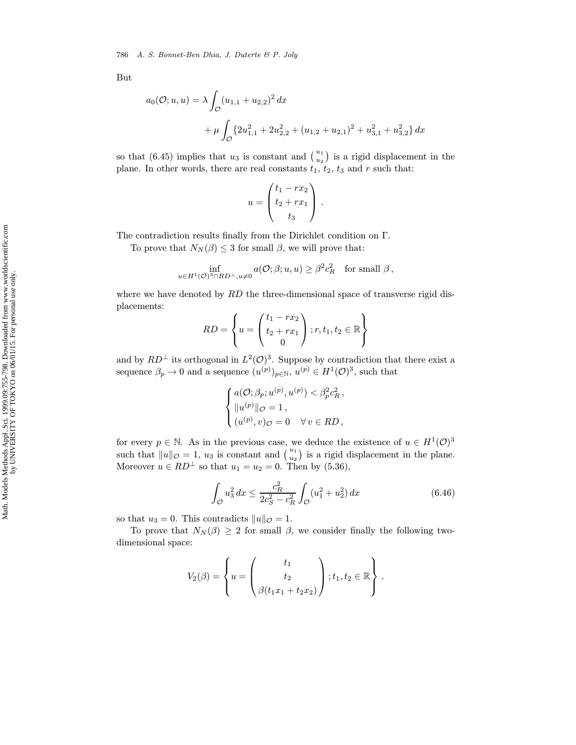But

$$a_0(\mathcal{O}; u, u) = \lambda \int_{\mathcal{O}} (u_{1,1} + u_{2,2})^2 \, dx$$
$$+ \mu \int_{\mathcal{O}} \{2u_{1,1}^2 + 2u_{2,2}^2 + (u_{1,2} + u_{2,1})^2 + u_{3,1}^2 + u_{3,2}^2\} \, dx$$

so that (6.45) implies that $u_3$ is constant and $\binom{u_1}{u_2}$ is a rigid displacement in the plane. In other words, there are real constants $t_1$, $t_2$, $t_3$ and $r$ such that:

$$u = \begin{pmatrix} t_1 - rx_2 \\ t_2 + rx_1 \\ t_3 \end{pmatrix} .$$

The contradiction results finally from the Dirichlet condition on $\Gamma$.

To prove that $N_N(\beta) \leq 3$ for small $\beta$, we will prove that:

$$\inf_{u \in H^1(\mathcal{O})^3 \cap RD^\perp, u \neq 0} a(\mathcal{O}; \beta; u, u) \geq \beta^2 c_R^2 \quad \text{for small } \beta ,$$

where we have denoted by $RD$ the three-dimensional space of transverse rigid displacements:

$$RD = \left\{ u = \begin{pmatrix} t_1 - rx_2 \\ t_2 + rx_1 \\ 0 \end{pmatrix} ; r, t_1, t_2 \in \mathbb{R} \right\}$$

and by $RD^\perp$ its orthogonal in $L^2(\mathcal{O})^3$. Suppose by contradiction that there exist a sequence $\beta_p \to 0$ and a sequence $(u^{(p)})_{p \in \mathbb{N}}$, $u^{(p)} \in H^1(\mathcal{O})^3$, such that

$$\begin{cases} a(\mathcal{O}; \beta_p; u^{(p)}, u^{(p)}) < \beta_p^2 c_R^2 , \\ \|u^{(p)}\|_{\mathcal{O}} = 1 , \\ (u^{(p)}, v)_{\mathcal{O}} = 0 \quad \forall \, v \in RD , \end{cases}$$

for every $p \in \mathbb{N}$. As in the previous case, we deduce the existence of $u \in H^1(\mathcal{O})^3$ such that $\|u\|_{\mathcal{O}} = 1$, $u_3$ is constant and $\binom{u_1}{u_2}$ is a rigid displacement in the plane. Moreover $u \in RD^\perp$ so that $u_1 = u_2 = 0$. Then by (5.36),

$$\int_{\mathcal{O}} u_3^2 \, dx \leq \frac{c_R^2}{2c_S^2 - c_R^2} \int_{\mathcal{O}} (u_1^2 + u_2^2) \, dx \tag{6.46}$$

so that $u_3 = 0$. This contradicts $\|u\|_{\mathcal{O}} = 1$.

To prove that $N_N(\beta) \geq 2$ for small $\beta$, we consider finally the following two-dimensional space:

$$V_2(\beta) = \left\{ u = \begin{pmatrix} t_1 \\ t_2 \\ \beta(t_1 x_1 + t_2 x_2) \end{pmatrix} ; t_1, t_2 \in \mathbb{R} \right\} .$$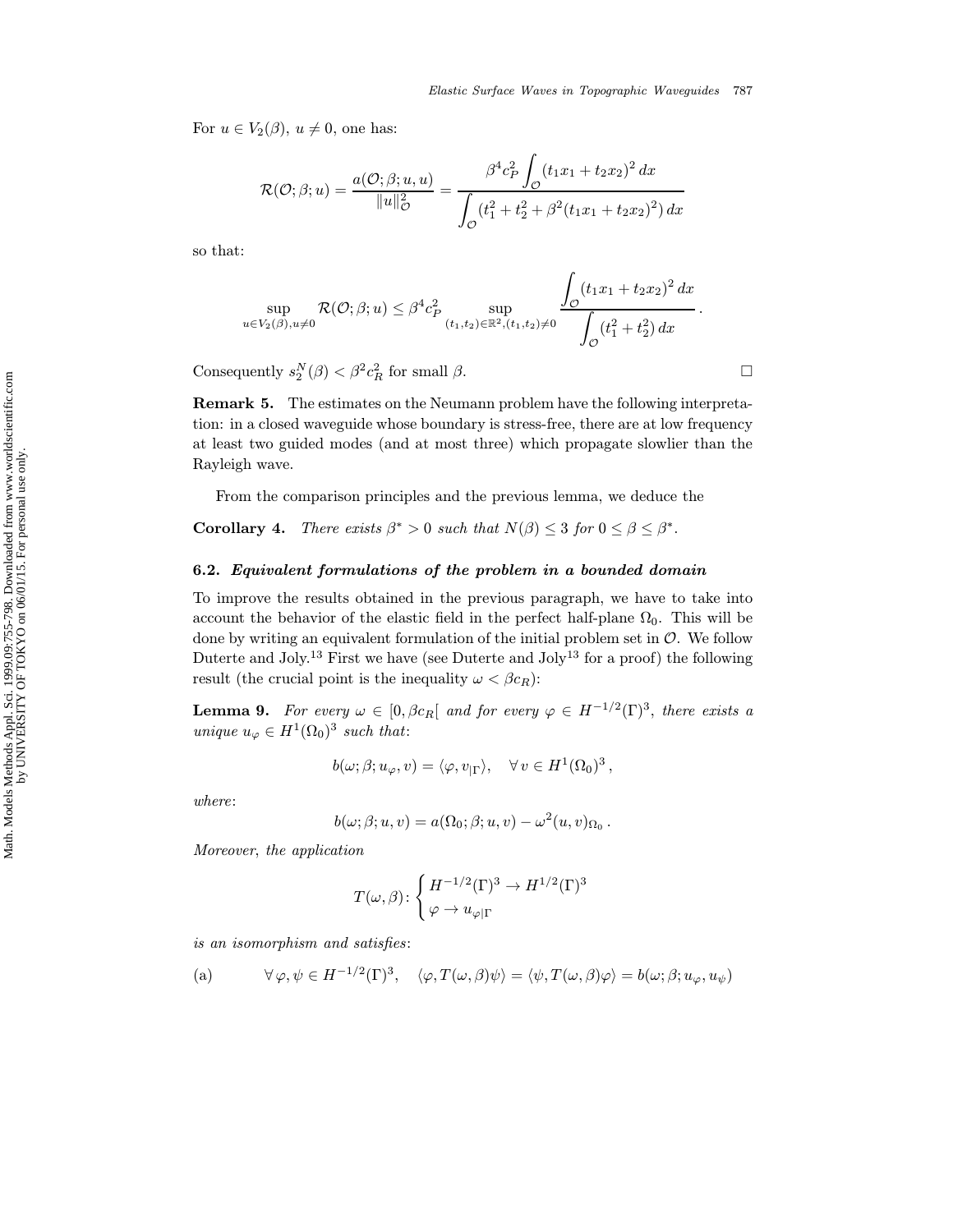For $u \in V_2(\beta)$, $u \neq 0$, one has:

$$\mathcal{R}(\mathcal{O};\beta;u) = \frac{a(\mathcal{O};\beta;u,u)}{\|u\|^2_{\mathcal{O}}} = \frac{\beta^4 c_P^2 \displaystyle\int_{\mathcal{O}} (t_1x_1 + t_2x_2)^2\, dx}{\displaystyle\int_{\mathcal{O}} (t_1^2 + t_2^2 + \beta^2(t_1x_1 + t_2x_2)^2)\, dx}$$

so that:

$$\sup_{u\in V_2(\beta), u\neq 0} \mathcal{R}(\mathcal{O};\beta;u) \leq \beta^4 c_P^2 \sup_{(t_1,t_2)\in\mathbb{R}^2, (t_1,t_2)\neq 0} \frac{\displaystyle\int_{\mathcal{O}} (t_1x_1 + t_2x_2)^2\, dx}{\displaystyle\int_{\mathcal{O}} (t_1^2 + t_2^2)\, dx}\,.$$

Consequently $s_2^N(\beta) < \beta^2 c_R^2$ for small $\beta$. □

**Remark 5.** The estimates on the Neumann problem have the following interpretation: in a closed waveguide whose boundary is stress-free, there are at low frequency at least two guided modes (and at most three) which propagate slowlier than the Rayleigh wave.

From the comparison principles and the previous lemma, we deduce the

**Corollary 4.** *There exists $\beta^* > 0$ such that $N(\beta) \leq 3$ for $0 \leq \beta \leq \beta^*$.*

### 6.2. *Equivalent formulations of the problem in a bounded domain*

To improve the results obtained in the previous paragraph, we have to take into account the behavior of the elastic field in the perfect half-plane $\Omega_0$. This will be done by writing an equivalent formulation of the initial problem set in $\mathcal{O}$. We follow Duterte and Joly.[13] First we have (see Duterte and Joly[13] for a proof) the following result (the crucial point is the inequality $\omega < \beta c_R$):

**Lemma 9.** *For every $\omega \in [0, \beta c_R[$ and for every $\varphi \in H^{-1/2}(\Gamma)^3$, there exists a unique $u_\varphi \in H^1(\Omega_0)^3$ such that*:

$$b(\omega;\beta;u_\varphi, v) = \langle \varphi, v_{|\Gamma}\rangle, \quad \forall\, v \in H^1(\Omega_0)^3\,,$$

*where*:

$$b(\omega;\beta;u,v) = a(\Omega_0;\beta;u,v) - \omega^2 (u,v)_{\Omega_0}\,.$$

*Moreover, the application*

$$T(\omega,\beta)\colon \begin{cases} H^{-1/2}(\Gamma)^3 \to H^{1/2}(\Gamma)^3 \\ \varphi \to u_{\varphi|\Gamma} \end{cases}$$

*is an isomorphism and satisfies*:

(a) $\quad \forall\, \varphi, \psi \in H^{-1/2}(\Gamma)^3, \quad \langle \varphi, T(\omega,\beta)\psi\rangle = \langle \psi, T(\omega,\beta)\varphi\rangle = b(\omega;\beta;u_\varphi, u_\psi)$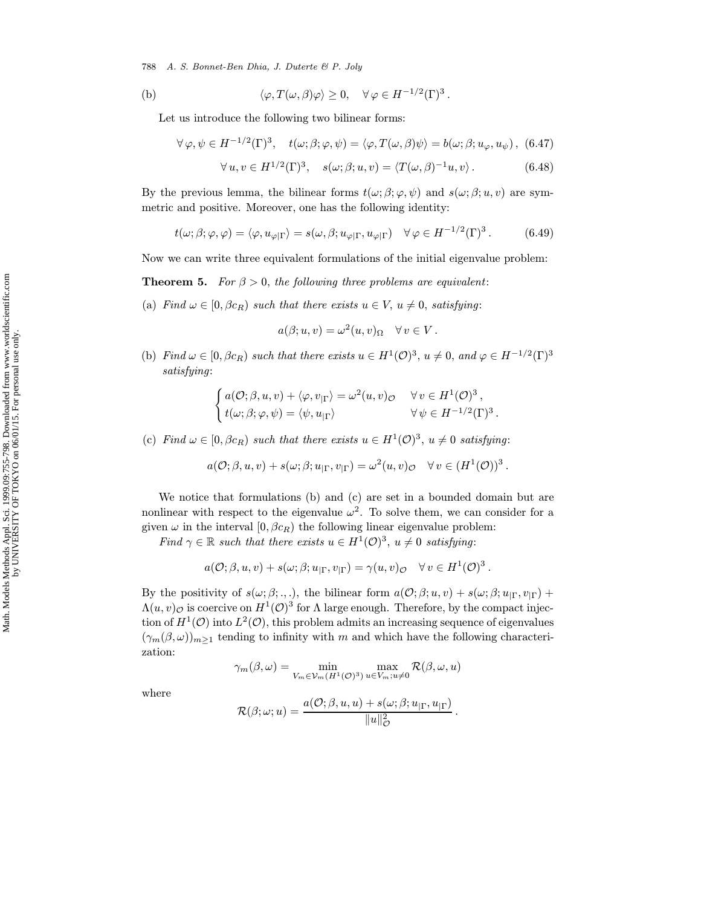(b) $$\langle \varphi, T(\omega, \beta)\varphi \rangle \geq 0, \quad \forall\, \varphi \in H^{-1/2}(\Gamma)^3 .$$

Let us introduce the following two bilinear forms:

$$\forall\, \varphi, \psi \in H^{-1/2}(\Gamma)^3, \quad t(\omega; \beta; \varphi, \psi) = \langle \varphi, T(\omega, \beta)\psi \rangle = b(\omega; \beta; u_\varphi, u_\psi)\,, \tag{6.47}$$

$$\forall\, u, v \in H^{1/2}(\Gamma)^3, \quad s(\omega; \beta; u, v) = \langle T(\omega, \beta)^{-1} u, v \rangle\,. \tag{6.48}$$

By the previous lemma, the bilinear forms $t(\omega; \beta; \varphi, \psi)$ and $s(\omega; \beta; u, v)$ are symmetric and positive. Moreover, one has the following identity:

$$t(\omega; \beta; \varphi, \varphi) = \langle \varphi, u_{\varphi|\Gamma} \rangle = s(\omega, \beta; u_{\varphi|\Gamma}, u_{\varphi|\Gamma}) \quad \forall\, \varphi \in H^{-1/2}(\Gamma)^3 . \tag{6.49}$$

Now we can write three equivalent formulations of the initial eigenvalue problem:

**Theorem 5.** *For $\beta > 0$, the following three problems are equivalent*:

(a) *Find $\omega \in [0, \beta c_R)$ such that there exists $u \in V$, $u \neq 0$, satisfying*:

$$a(\beta; u, v) = \omega^2 (u, v)_\Omega \quad \forall\, v \in V\,.$$

(b) *Find $\omega \in [0, \beta c_R)$ such that there exists $u \in H^1(\mathcal{O})^3$, $u \neq 0$, and $\varphi \in H^{-1/2}(\Gamma)^3$ satisfying*:

$$\begin{cases} a(\mathcal{O}; \beta, u, v) + \langle \varphi, v_{|\Gamma} \rangle = \omega^2 (u, v)_{\mathcal{O}} & \forall\, v \in H^1(\mathcal{O})^3\,, \\ t(\omega; \beta; \varphi, \psi) = \langle \psi, u_{|\Gamma} \rangle & \forall\, \psi \in H^{-1/2}(\Gamma)^3\,. \end{cases}$$

(c) *Find $\omega \in [0, \beta c_R)$ such that there exists $u \in H^1(\mathcal{O})^3$, $u \neq 0$ satisfying*:

$$a(\mathcal{O}; \beta, u, v) + s(\omega; \beta; u_{|\Gamma}, v_{|\Gamma}) = \omega^2 (u, v)_{\mathcal{O}} \quad \forall\, v \in (H^1(\mathcal{O}))^3\,.$$

We notice that formulations (b) and (c) are set in a bounded domain but are nonlinear with respect to the eigenvalue $\omega^2$. To solve them, we can consider for a given $\omega$ in the interval $[0, \beta c_R)$ the following linear eigenvalue problem:

*Find $\gamma \in \mathbb{R}$ such that there exists $u \in H^1(\mathcal{O})^3$, $u \neq 0$ satisfying*:

$$a(\mathcal{O}; \beta, u, v) + s(\omega; \beta; u_{|\Gamma}, v_{|\Gamma}) = \gamma (u, v)_{\mathcal{O}} \quad \forall\, v \in H^1(\mathcal{O})^3\,.$$

By the positivity of $s(\omega; \beta; .,.)$, the bilinear form $a(\mathcal{O}; \beta; u, v) + s(\omega; \beta; u_{|\Gamma}, v_{|\Gamma}) + \Lambda(u, v)_{\mathcal{O}}$ is coercive on $H^1(\mathcal{O})^3$ for $\Lambda$ large enough. Therefore, by the compact injection of $H^1(\mathcal{O})$ into $L^2(\mathcal{O})$, this problem admits an increasing sequence of eigenvalues $(\gamma_m(\beta, \omega))_{m \geq 1}$ tending to infinity with $m$ and which have the following characterization:

$$\gamma_m(\beta, \omega) = \min_{V_m \in \mathcal{V}_m(H^1(\mathcal{O})^3)} \max_{u \in V_m; u \neq 0} \mathcal{R}(\beta, \omega, u)$$

where

$$\mathcal{R}(\beta; \omega; u) = \frac{a(\mathcal{O}; \beta, u, u) + s(\omega; \beta; u_{|\Gamma}, u_{|\Gamma})}{\|u\|_{\mathcal{O}}^2}\,.$$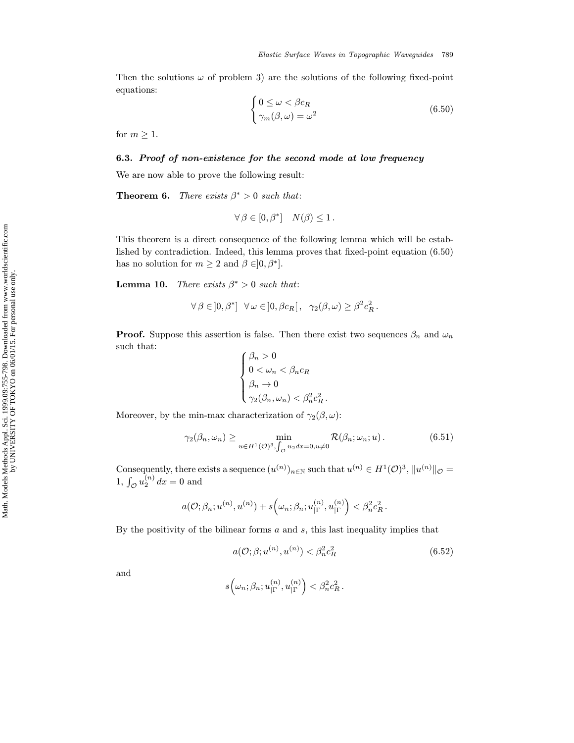Then the solutions $\omega$ of problem 3) are the solutions of the following fixed-point equations:

$$\begin{cases} 0 \leq \omega < \beta c_R \\ \gamma_m(\beta, \omega) = \omega^2 \end{cases} \tag{6.50}$$

for $m \geq 1$.

### 6.3. *Proof of non-existence for the second mode at low frequency*

We are now able to prove the following result:

**Theorem 6.** *There exists $\beta^* > 0$ such that*:

$$\forall\, \beta \in [0, \beta^*] \quad N(\beta) \leq 1\,.$$

This theorem is a direct consequence of the following lemma which will be established by contradiction. Indeed, this lemma proves that fixed-point equation (6.50) has no solution for $m \geq 2$ and $\beta \in ]0, \beta^*]$.

**Lemma 10.** *There exists $\beta^* > 0$ such that*:

$$\forall\, \beta \in ]0, \beta^*] \quad \forall\, \omega \in ]0, \beta c_R[\,, \quad \gamma_2(\beta, \omega) \geq \beta^2 c_R^2\,.$$

**Proof.** Suppose this assertion is false. Then there exist two sequences $\beta_n$ and $\omega_n$ such that:

$$\begin{cases} \beta_n > 0 \\ 0 < \omega_n < \beta_n c_R \\ \beta_n \to 0 \\ \gamma_2(\beta_n, \omega_n) < \beta_n^2 c_R^2\,. \end{cases}$$

Moreover, by the min-max characterization of $\gamma_2(\beta, \omega)$:

$$\gamma_2(\beta_n, \omega_n) \geq \min_{u \in H^1(\mathcal{O})^3, \int_{\mathcal{O}} u_2\, dx = 0, u \neq 0} \mathcal{R}(\beta_n; \omega_n; u)\,. \tag{6.51}$$

Consequently, there exists a sequence $(u^{(n)})_{n \in \mathbb{N}}$ such that $u^{(n)} \in H^1(\mathcal{O})^3$, $\|u^{(n)}\|_{\mathcal{O}} = 1$, $\int_{\mathcal{O}} u_2^{(n)}\, dx = 0$ and

$$a(\mathcal{O}; \beta_n; u^{(n)}, u^{(n)}) + s\Big(\omega_n; \beta_n; u_{|\Gamma}^{(n)}, u_{|\Gamma}^{(n)}\Big) < \beta_n^2 c_R^2\,.$$

By the positivity of the bilinear forms $a$ and $s$, this last inequality implies that

$$a(\mathcal{O}; \beta; u^{(n)}, u^{(n)}) < \beta_n^2 c_R^2 \tag{6.52}$$

and

$$s\Big(\omega_n; \beta_n; u_{|\Gamma}^{(n)}, u_{|\Gamma}^{(n)}\Big) < \beta_n^2 c_R^2\,.$$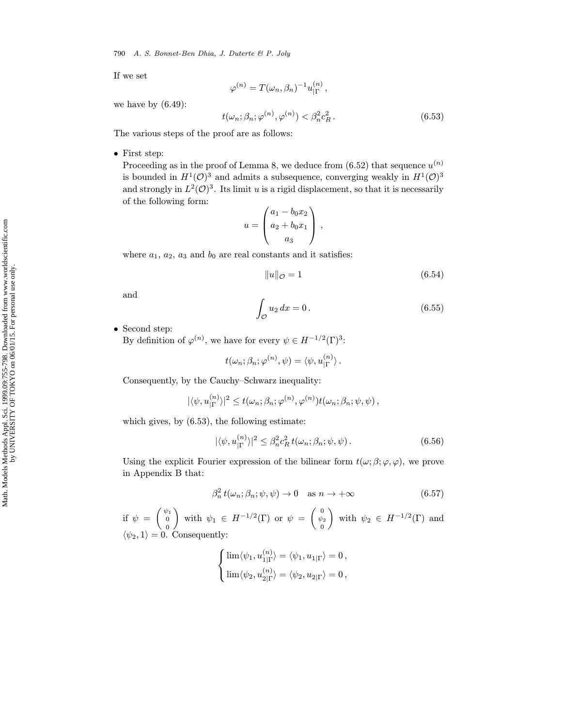If we set

$$\varphi^{(n)} = T(\omega_n, \beta_n)^{-1} u^{(n)}_{|\Gamma}\,,$$

we have by (6.49):

$$t(\omega_n; \beta_n; \varphi^{(n)}, \varphi^{(n)}) < \beta_n^2 c_R^2\,. \tag{6.53}$$

The various steps of the proof are as follows:

- First step:
  Proceeding as in the proof of Lemma 8, we deduce from (6.52) that sequence $u^{(n)}$ is bounded in $H^1(\mathcal{O})^3$ and admits a subsequence, converging weakly in $H^1(\mathcal{O})^3$ and strongly in $L^2(\mathcal{O})^3$. Its limit $u$ is a rigid displacement, so that it is necessarily of the following form:

$$u = \begin{pmatrix} a_1 - b_0 x_2 \\ a_2 + b_0 x_1 \\ a_3 \end{pmatrix}\,,$$

  where $a_1$, $a_2$, $a_3$ and $b_0$ are real constants and it satisfies:

$$\|u\|_{\mathcal{O}} = 1 \tag{6.54}$$

  and

$$\int_{\mathcal{O}} u_2 \, dx = 0\,. \tag{6.55}$$

- Second step:
  By definition of $\varphi^{(n)}$, we have for every $\psi \in H^{-1/2}(\Gamma)^3$:

$$t(\omega_n; \beta_n; \varphi^{(n)}, \psi) = \langle \psi, u^{(n)}_{|\Gamma} \rangle\,.$$

  Consequently, by the Cauchy–Schwarz inequality:

$$|\langle \psi, u^{(n)}_{|\Gamma} \rangle|^2 \leq t(\omega_n; \beta_n; \varphi^{(n)}, \varphi^{(n)}) t(\omega_n; \beta_n; \psi, \psi)\,,$$

  which gives, by (6.53), the following estimate:

$$|\langle \psi, u^{(n)}_{|\Gamma} \rangle|^2 \leq \beta_n^2 c_R^2 \, t(\omega_n; \beta_n; \psi, \psi)\,. \tag{6.56}$$

  Using the explicit Fourier expression of the bilinear form $t(\omega; \beta; \varphi, \varphi)$, we prove in Appendix B that:

$$\beta_n^2 \, t(\omega_n; \beta_n; \psi, \psi) \to 0 \quad \text{as } n \to +\infty \tag{6.57}$$

  if $\psi = \begin{pmatrix} \psi_1 \\ 0 \\ 0 \end{pmatrix}$ with $\psi_1 \in H^{-1/2}(\Gamma)$ or $\psi = \begin{pmatrix} 0 \\ \psi_2 \\ 0 \end{pmatrix}$ with $\psi_2 \in H^{-1/2}(\Gamma)$ and $\langle \psi_2, 1 \rangle = 0$. Consequently:

$$\begin{cases} \lim \langle \psi_1, u^{(n)}_{1|\Gamma} \rangle = \langle \psi_1, u_{1|\Gamma} \rangle = 0\,, \\ \lim \langle \psi_2, u^{(n)}_{2|\Gamma} \rangle = \langle \psi_2, u_{2|\Gamma} \rangle = 0\,, \end{cases}$$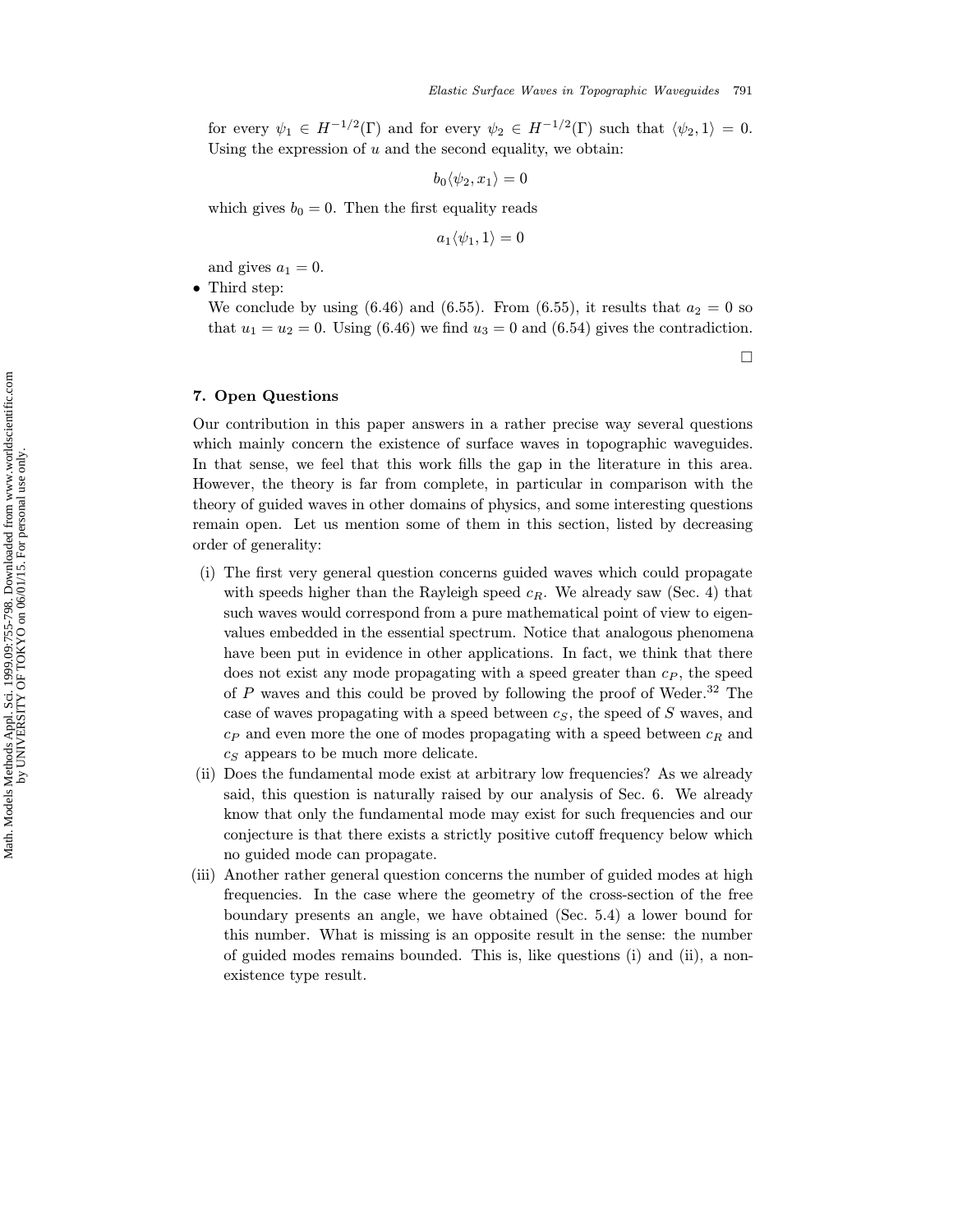for every $\psi_1 \in H^{-1/2}(\Gamma)$ and for every $\psi_2 \in H^{-1/2}(\Gamma)$ such that $\langle \psi_2, 1 \rangle = 0$. Using the expression of $u$ and the second equality, we obtain:

$$b_0 \langle \psi_2, x_1 \rangle = 0$$

which gives $b_0 = 0$. Then the first equality reads

$$a_1 \langle \psi_1, 1 \rangle = 0$$

and gives $a_1 = 0$.

- Third step:
  We conclude by using (6.46) and (6.55). From (6.55), it results that $a_2 = 0$ so that $u_1 = u_2 = 0$. Using (6.46) we find $u_3 = 0$ and (6.54) gives the contradiction.

$\square$

## 7. Open Questions

Our contribution in this paper answers in a rather precise way several questions which mainly concern the existence of surface waves in topographic waveguides. In that sense, we feel that this work fills the gap in the literature in this area. However, the theory is far from complete, in particular in comparison with the theory of guided waves in other domains of physics, and some interesting questions remain open. Let us mention some of them in this section, listed by decreasing order of generality:

(i) The first very general question concerns guided waves which could propagate with speeds higher than the Rayleigh speed $c_R$. We already saw (Sec. 4) that such waves would correspond from a pure mathematical point of view to eigenvalues embedded in the essential spectrum. Notice that analogous phenomena have been put in evidence in other applications. In fact, we think that there does not exist any mode propagating with a speed greater than $c_P$, the speed of $P$ waves and this could be proved by following the proof of Weder.[32] The case of waves propagating with a speed between $c_S$, the speed of $S$ waves, and $c_P$ and even more the one of modes propagating with a speed between $c_R$ and $c_S$ appears to be much more delicate.

(ii) Does the fundamental mode exist at arbitrary low frequencies? As we already said, this question is naturally raised by our analysis of Sec. 6. We already know that only the fundamental mode may exist for such frequencies and our conjecture is that there exists a strictly positive cutoff frequency below which no guided mode can propagate.

(iii) Another rather general question concerns the number of guided modes at high frequencies. In the case where the geometry of the cross-section of the free boundary presents an angle, we have obtained (Sec. 5.4) a lower bound for this number. What is missing is an opposite result in the sense: the number of guided modes remains bounded. This is, like questions (i) and (ii), a non-existence type result.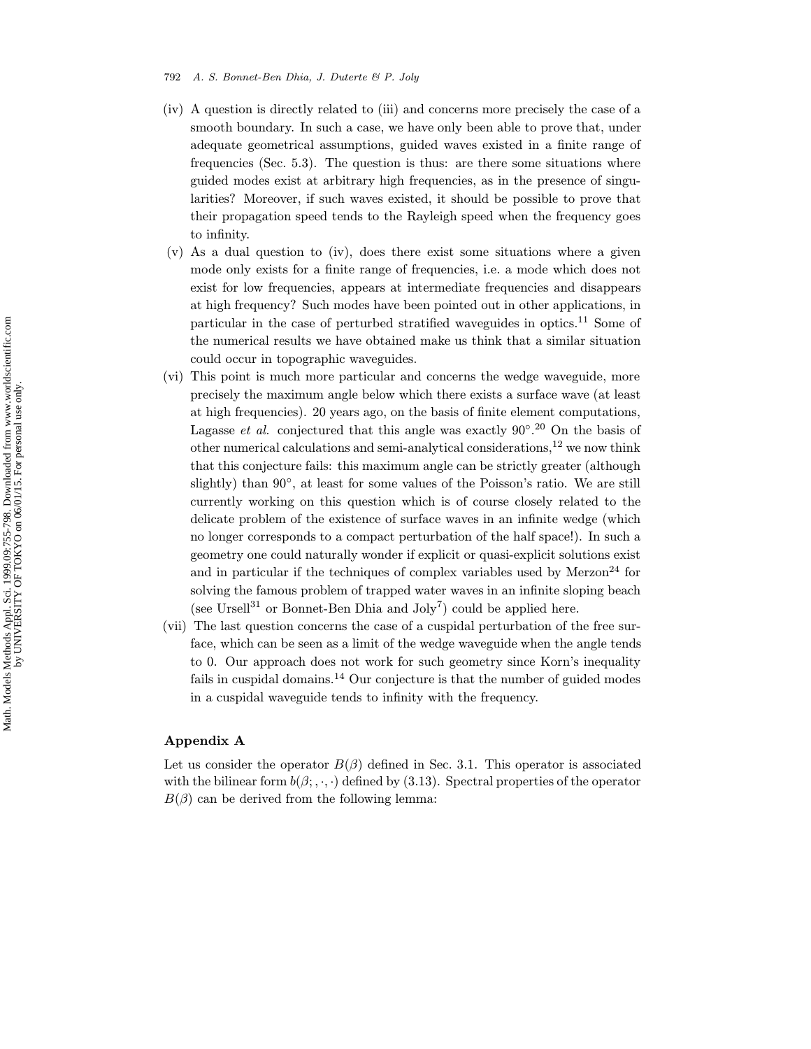(iv) A question is directly related to (iii) and concerns more precisely the case of a smooth boundary. In such a case, we have only been able to prove that, under adequate geometrical assumptions, guided waves existed in a finite range of frequencies (Sec. 5.3). The question is thus: are there some situations where guided modes exist at arbitrary high frequencies, as in the presence of singularities? Moreover, if such waves existed, it should be possible to prove that their propagation speed tends to the Rayleigh speed when the frequency goes to infinity.

(v) As a dual question to (iv), does there exist some situations where a given mode only exists for a finite range of frequencies, i.e. a mode which does not exist for low frequencies, appears at intermediate frequencies and disappears at high frequency? Such modes have been pointed out in other applications, in particular in the case of perturbed stratified waveguides in optics.[11] Some of the numerical results we have obtained make us think that a similar situation could occur in topographic waveguides.

(vi) This point is much more particular and concerns the wedge waveguide, more precisely the maximum angle below which there exists a surface wave (at least at high frequencies). 20 years ago, on the basis of finite element computations, Lagasse *et al.* conjectured that this angle was exactly $90°$.[20] On the basis of other numerical calculations and semi-analytical considerations,[12] we now think that this conjecture fails: this maximum angle can be strictly greater (although slightly) than $90°$, at least for some values of the Poisson's ratio. We are still currently working on this question which is of course closely related to the delicate problem of the existence of surface waves in an infinite wedge (which no longer corresponds to a compact perturbation of the half space!). In such a geometry one could naturally wonder if explicit or quasi-explicit solutions exist and in particular if the techniques of complex variables used by Merzon[24] for solving the famous problem of trapped water waves in an infinite sloping beach (see Ursell[31] or Bonnet-Ben Dhia and Joly[7]) could be applied here.

(vii) The last question concerns the case of a cuspidal perturbation of the free surface, which can be seen as a limit of the wedge waveguide when the angle tends to 0. Our approach does not work for such geometry since Korn's inequality fails in cuspidal domains.[14] Our conjecture is that the number of guided modes in a cuspidal waveguide tends to infinity with the frequency.

## Appendix A

Let us consider the operator $B(\beta)$ defined in Sec. 3.1. This operator is associated with the bilinear form $b(\beta; ,\cdot,\cdot)$ defined by (3.13). Spectral properties of the operator $B(\beta)$ can be derived from the following lemma: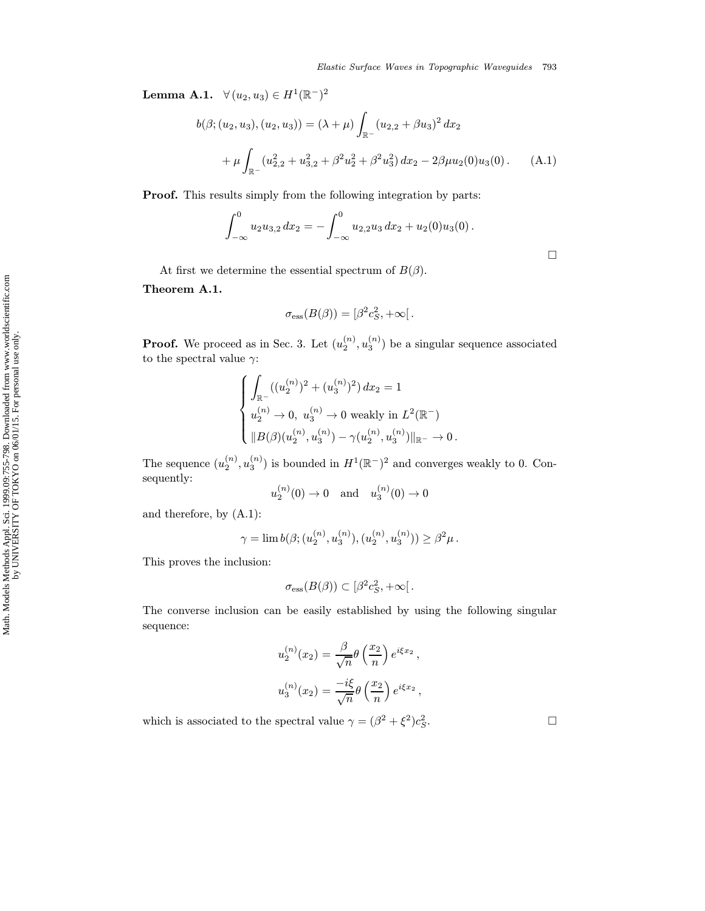**Lemma A.1.** $\forall\,(u_2, u_3) \in H^1(\mathbb{R}^-)^2$

$$b(\beta;(u_2,u_3),(u_2,u_3)) = (\lambda+\mu)\int_{\mathbb{R}^-}(u_{2,2}+\beta u_3)^2\,dx_2 + \mu\int_{\mathbb{R}^-}(u_{2,2}^2+u_{3,2}^2+\beta^2u_2^2+\beta^2u_3^2)\,dx_2 - 2\beta\mu u_2(0)u_3(0)\,. \tag{A.1}$$

**Proof.** This results simply from the following integration by parts:

$$\int_{-\infty}^0 u_2u_{3,2}\,dx_2 = -\int_{-\infty}^0 u_{2,2}u_3\,dx_2 + u_2(0)u_3(0)\,.$$

□

At first we determine the essential spectrum of $B(\beta)$.

**Theorem A.1.**

$$\sigma_{\text{ess}}(B(\beta)) = [\beta^2c_S^2, +\infty[\,.$$

**Proof.** We proceed as in Sec. 3. Let $(u_2^{(n)}, u_3^{(n)})$ be a singular sequence associated to the spectral value $\gamma$:

$$\begin{cases} \displaystyle\int_{\mathbb{R}^-}((u_2^{(n)})^2+(u_3^{(n)})^2)\,dx_2 = 1 \\ u_2^{(n)} \to 0,\ u_3^{(n)} \to 0 \text{ weakly in } L^2(\mathbb{R}^-) \\ \|B(\beta)(u_2^{(n)},u_3^{(n)}) - \gamma(u_2^{(n)},u_3^{(n)})\|_{\mathbb{R}^-} \to 0\,. \end{cases}$$

The sequence $(u_2^{(n)}, u_3^{(n)})$ is bounded in $H^1(\mathbb{R}^-)^2$ and converges weakly to 0. Consequently:

$$u_2^{(n)}(0) \to 0 \quad \text{and} \quad u_3^{(n)}(0) \to 0$$

and therefore, by (A.1):

$$\gamma = \lim b(\beta;(u_2^{(n)},u_3^{(n)}),(u_2^{(n)},u_3^{(n)})) \geq \beta^2\mu\,.$$

This proves the inclusion:

$$\sigma_{\text{ess}}(B(\beta)) \subset [\beta^2c_S^2, +\infty[\,.$$

The converse inclusion can be easily established by using the following singular sequence:

$$u_2^{(n)}(x_2) = \frac{\beta}{\sqrt{n}}\theta\left(\frac{x_2}{n}\right)e^{i\xi x_2}\,,$$

$$u_3^{(n)}(x_2) = \frac{-i\xi}{\sqrt{n}}\theta\left(\frac{x_2}{n}\right)e^{i\xi x_2}\,,$$

which is associated to the spectral value $\gamma = (\beta^2+\xi^2)c_S^2$. □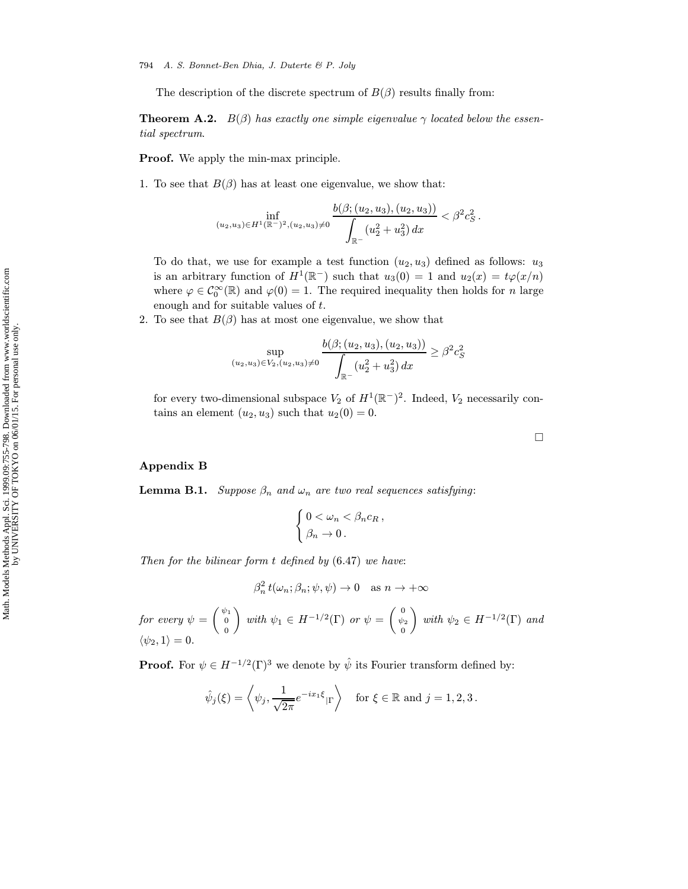The description of the discrete spectrum of $B(\beta)$ results finally from:

**Theorem A.2.** *$B(\beta)$ has exactly one simple eigenvalue $\gamma$ located below the essential spectrum.*

**Proof.** We apply the min-max principle.

1. To see that $B(\beta)$ has at least one eigenvalue, we show that:

$$\inf_{(u_2,u_3)\in H^1(\mathbb{R}^-)^2,(u_2,u_3)\neq 0} \frac{b(\beta;(u_2,u_3),(u_2,u_3))}{\displaystyle\int_{\mathbb{R}^-}(u_2^2+u_3^2)\,dx} < \beta^2 c_S^2\,.$$

   To do that, we use for example a test function $(u_2, u_3)$ defined as follows: $u_3$ is an arbitrary function of $H^1(\mathbb{R}^-)$ such that $u_3(0) = 1$ and $u_2(x) = t\varphi(x/n)$ where $\varphi \in \mathcal{C}_0^\infty(\mathbb{R})$ and $\varphi(0) = 1$. The required inequality then holds for $n$ large enough and for suitable values of $t$.

2. To see that $B(\beta)$ has at most one eigenvalue, we show that

$$\sup_{(u_2,u_3)\in V_2,(u_2,u_3)\neq 0} \frac{b(\beta;(u_2,u_3),(u_2,u_3))}{\displaystyle\int_{\mathbb{R}^-}(u_2^2+u_3^2)\,dx} \geq \beta^2 c_S^2$$

   for every two-dimensional subspace $V_2$ of $H^1(\mathbb{R}^-)^2$. Indeed, $V_2$ necessarily contains an element $(u_2, u_3)$ such that $u_2(0) = 0$.

□

## Appendix B

**Lemma B.1.** *Suppose $\beta_n$ and $\omega_n$ are two real sequences satisfying*:

$$\begin{cases} 0 < \omega_n < \beta_n c_R\,, \\ \beta_n \to 0\,. \end{cases}$$

*Then for the bilinear form $t$ defined by* (6.47) *we have*:

$$\beta_n^2\, t(\omega_n;\beta_n;\psi,\psi) \to 0 \quad \text{as } n \to +\infty$$

*for every $\psi = \begin{pmatrix}\psi_1\\0\\0\end{pmatrix}$ with $\psi_1 \in H^{-1/2}(\Gamma)$ or $\psi = \begin{pmatrix}0\\\psi_2\\0\end{pmatrix}$ with $\psi_2 \in H^{-1/2}(\Gamma)$ and $\langle\psi_2, 1\rangle = 0$.*

**Proof.** For $\psi \in H^{-1/2}(\Gamma)^3$ we denote by $\hat{\psi}$ its Fourier transform defined by:

$$\hat{\psi}_j(\xi) = \left\langle \psi_j, \frac{1}{\sqrt{2\pi}} e^{-ix_1\xi}{}_{|\Gamma} \right\rangle \quad \text{for } \xi \in \mathbb{R} \text{ and } j = 1,2,3\,.$$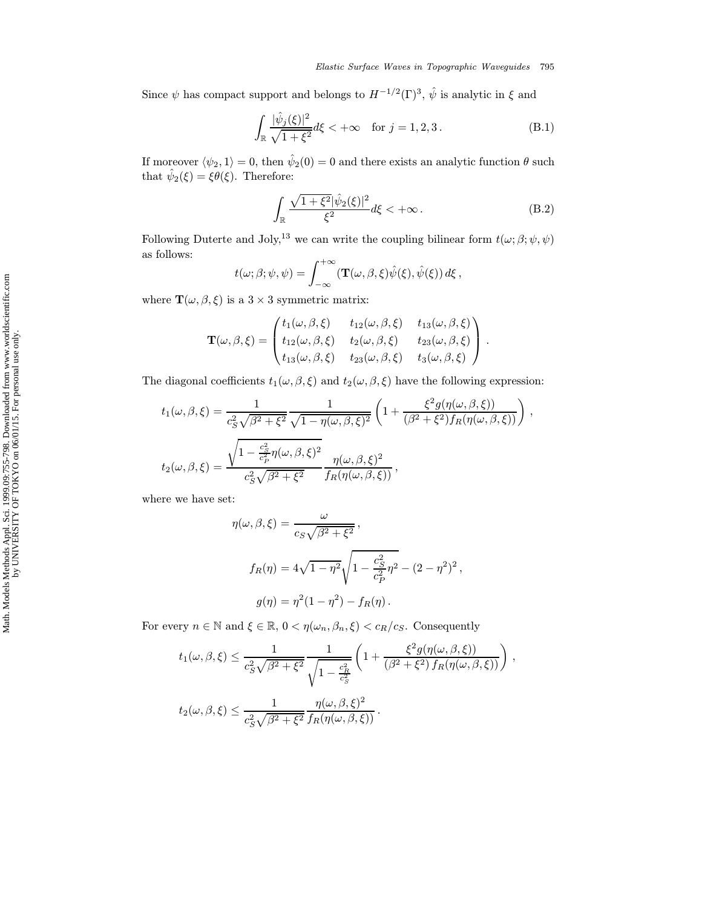Since $\psi$ has compact support and belongs to $H^{-1/2}(\Gamma)^3$, $\hat{\psi}$ is analytic in $\xi$ and

$$\int_{\mathbb{R}} \frac{|\hat{\psi}_j(\xi)|^2}{\sqrt{1+\xi^2}} d\xi < +\infty \quad \text{for } j = 1, 2, 3 \,. \tag{B.1}$$

If moreover $\langle \psi_2, 1 \rangle = 0$, then $\hat{\psi}_2(0) = 0$ and there exists an analytic function $\theta$ such that $\hat{\psi}_2(\xi) = \xi\theta(\xi)$. Therefore:

$$\int_{\mathbb{R}} \frac{\sqrt{1+\xi^2}|\hat{\psi}_2(\xi)|^2}{\xi^2} d\xi < +\infty \,. \tag{B.2}$$

Following Duterte and Joly,[13] we can write the coupling bilinear form $t(\omega;\beta;\psi,\psi)$ as follows:

$$t(\omega;\beta;\psi,\psi) = \int_{-\infty}^{+\infty} (\mathbf{T}(\omega,\beta,\xi)\hat{\psi}(\xi), \hat{\psi}(\xi))\, d\xi \,,$$

where $\mathbf{T}(\omega,\beta,\xi)$ is a $3\times 3$ symmetric matrix:

$$\mathbf{T}(\omega,\beta,\xi) = \begin{pmatrix} t_1(\omega,\beta,\xi) & t_{12}(\omega,\beta,\xi) & t_{13}(\omega,\beta,\xi) \\ t_{12}(\omega,\beta,\xi) & t_2(\omega,\beta,\xi) & t_{23}(\omega,\beta,\xi) \\ t_{13}(\omega,\beta,\xi) & t_{23}(\omega,\beta,\xi) & t_3(\omega,\beta,\xi) \end{pmatrix} .$$

The diagonal coefficients $t_1(\omega,\beta,\xi)$ and $t_2(\omega,\beta,\xi)$ have the following expression:

$$t_1(\omega,\beta,\xi) = \frac{1}{c_S^2\sqrt{\beta^2+\xi^2}} \frac{1}{\sqrt{1-\eta(\omega,\beta,\xi)^2}} \left(1 + \frac{\xi^2 g(\eta(\omega,\beta,\xi))}{(\beta^2+\xi^2) f_R(\eta(\omega,\beta,\xi))}\right) ,$$

$$t_2(\omega,\beta,\xi) = \frac{\sqrt{1-\frac{c_S^2}{c_P^2}\eta(\omega,\beta,\xi)^2}}{c_S^2\sqrt{\beta^2+\xi^2}} \frac{\eta(\omega,\beta,\xi)^2}{f_R(\eta(\omega,\beta,\xi))} ,$$

where we have set:

$$\eta(\omega,\beta,\xi) = \frac{\omega}{c_S\sqrt{\beta^2+\xi^2}} ,$$

$$f_R(\eta) = 4\sqrt{1-\eta^2}\sqrt{1-\frac{c_S^2}{c_P^2}\eta^2} - (2-\eta^2)^2 ,$$

$$g(\eta) = \eta^2(1-\eta^2) - f_R(\eta) .$$

For every $n \in \mathbb{N}$ and $\xi \in \mathbb{R}$, $0 < \eta(\omega_n,\beta_n,\xi) < c_R/c_S$. Consequently

$$t_1(\omega,\beta,\xi) \le \frac{1}{c_S^2\sqrt{\beta^2+\xi^2}} \frac{1}{\sqrt{1-\frac{c_R^2}{c_S^2}}} \left(1 + \frac{\xi^2 g(\eta(\omega,\beta,\xi))}{(\beta^2+\xi^2)\, f_R(\eta(\omega,\beta,\xi))}\right) ,$$

$$t_2(\omega,\beta,\xi) \le \frac{1}{c_S^2\sqrt{\beta^2+\xi^2}} \frac{\eta(\omega,\beta,\xi)^2}{f_R(\eta(\omega,\beta,\xi))} .$$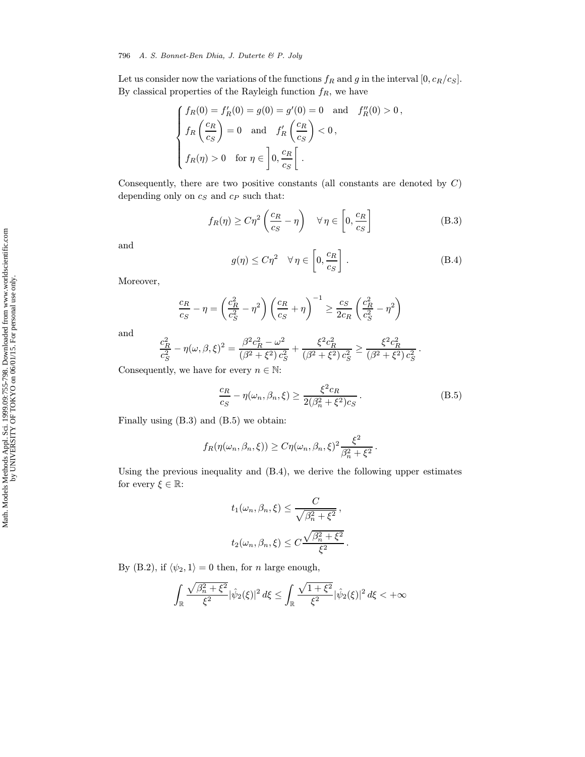Let us consider now the variations of the functions $f_R$ and $g$ in the interval $[0, c_R/c_S]$. By classical properties of the Rayleigh function $f_R$, we have

$$\begin{cases} f_R(0) = f_R'(0) = g(0) = g'(0) = 0 \quad \text{and} \quad f_R''(0) > 0\,, \\ f_R\left(\dfrac{c_R}{c_S}\right) = 0 \quad \text{and} \quad f_R'\left(\dfrac{c_R}{c_S}\right) < 0\,, \\ f_R(\eta) > 0 \quad \text{for } \eta \in \left]0, \dfrac{c_R}{c_S}\right[\,. \end{cases}$$

Consequently, there are two positive constants (all constants are denoted by $C$) depending only on $c_S$ and $c_P$ such that:

$$f_R(\eta) \geq C\eta^2 \left(\frac{c_R}{c_S} - \eta\right) \quad \forall\, \eta \in \left[0, \frac{c_R}{c_S}\right] \tag{B.3}$$

and

$$g(\eta) \leq C\eta^2 \quad \forall\, \eta \in \left[0, \frac{c_R}{c_S}\right]. \tag{B.4}$$

Moreover,

$$\frac{c_R}{c_S} - \eta = \left(\frac{c_R^2}{c_S^2} - \eta^2\right)\left(\frac{c_R}{c_S} + \eta\right)^{-1} \geq \frac{c_S}{2c_R}\left(\frac{c_R^2}{c_S^2} - \eta^2\right)$$

and

$$\frac{c_R^2}{c_S^2} - \eta(\omega, \beta, \xi)^2 = \frac{\beta^2 c_R^2 - \omega^2}{(\beta^2 + \xi^2)\, c_S^2} + \frac{\xi^2 c_R^2}{(\beta^2 + \xi^2)\, c_S^2} \geq \frac{\xi^2 c_R^2}{(\beta^2 + \xi^2)\, c_S^2}\,.$$

Consequently, we have for every $n \in \mathbb{N}$:

$$\frac{c_R}{c_S} - \eta(\omega_n, \beta_n, \xi) \geq \frac{\xi^2 c_R}{2(\beta_n^2 + \xi^2) c_S}\,. \tag{B.5}$$

Finally using (B.3) and (B.5) we obtain:

$$f_R(\eta(\omega_n, \beta_n, \xi)) \geq C\eta(\omega_n, \beta_n, \xi)^2 \frac{\xi^2}{\beta_n^2 + \xi^2}\,.$$

Using the previous inequality and (B.4), we derive the following upper estimates for every $\xi \in \mathbb{R}$:

$$t_1(\omega_n, \beta_n, \xi) \leq \frac{C}{\sqrt{\beta_n^2 + \xi^2}}\,,$$

$$t_2(\omega_n, \beta_n, \xi) \leq C\frac{\sqrt{\beta_n^2 + \xi^2}}{\xi^2}\,.$$

By (B.2), if $\langle \psi_2, 1\rangle = 0$ then, for $n$ large enough,

$$\int_{\mathbb{R}} \frac{\sqrt{\beta_n^2 + \xi^2}}{\xi^2} |\hat{\psi}_2(\xi)|^2\, d\xi \leq \int_{\mathbb{R}} \frac{\sqrt{1 + \xi^2}}{\xi^2} |\hat{\psi}_2(\xi)|^2\, d\xi < +\infty$$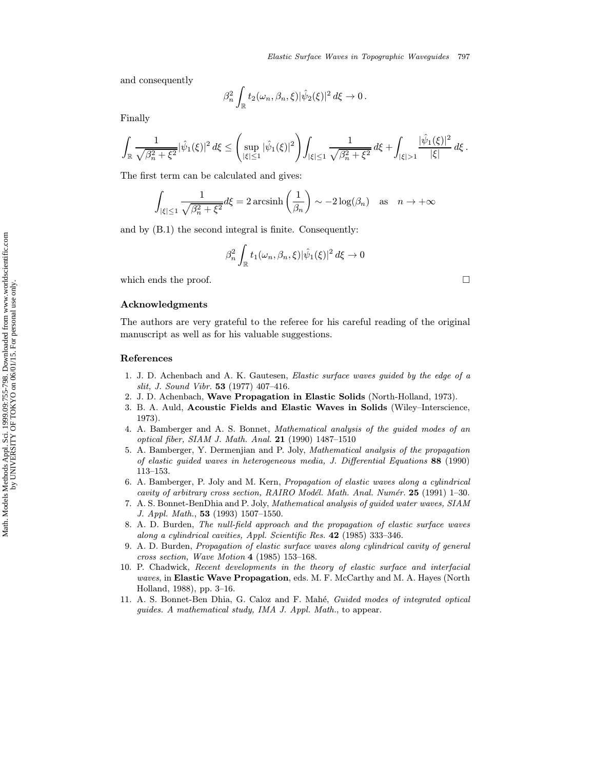and consequently

$$\beta_n^2 \int_{\mathbb{R}} t_2(\omega_n, \beta_n, \xi)|\hat{\psi}_2(\xi)|^2 \, d\xi \to 0 \, .$$

Finally

$$\int_{\mathbb{R}} \frac{1}{\sqrt{\beta_n^2 + \xi^2}} |\hat{\psi}_1(\xi)|^2 \, d\xi \leq \left( \sup_{|\xi| \leq 1} |\hat{\psi}_1(\xi)|^2 \right) \int_{|\xi| \leq 1} \frac{1}{\sqrt{\beta_n^2 + \xi^2}} \, d\xi + \int_{|\xi| > 1} \frac{|\hat{\psi}_1(\xi)|^2}{|\xi|} \, d\xi \, .$$

The first term can be calculated and gives:

$$\int_{|\xi| \leq 1} \frac{1}{\sqrt{\beta_n^2 + \xi^2}} d\xi = 2 \operatorname{arcsinh}\left(\frac{1}{\beta_n}\right) \sim -2 \log(\beta_n) \quad \text{as} \quad n \to +\infty$$

and by (B.1) the second integral is finite. Consequently:

$$\beta_n^2 \int_{\mathbb{R}} t_1(\omega_n, \beta_n, \xi)|\hat{\psi}_1(\xi)|^2 \, d\xi \to 0$$

which ends the proof. □

## Acknowledgments

The authors are very grateful to the referee for his careful reading of the original manuscript as well as for his valuable suggestions.

## References

1. J. D. Achenbach and A. K. Gautesen, *Elastic surface waves guided by the edge of a slit, J. Sound Vibr.* **53** (1977) 407–416.
2. J. D. Achenbach, **Wave Propagation in Elastic Solids** (North-Holland, 1973).
3. B. A. Auld, **Acoustic Fields and Elastic Waves in Solids** (Wiley–Interscience, 1973).
4. A. Bamberger and A. S. Bonnet, *Mathematical analysis of the guided modes of an optical fiber, SIAM J. Math. Anal.* **21** (1990) 1487–1510
5. A. Bamberger, Y. Dermenjian and P. Joly, *Mathematical analysis of the propagation of elastic guided waves in heterogeneous media, J. Differential Equations* **88** (1990) 113–153.
6. A. Bamberger, P. Joly and M. Kern, *Propagation of elastic waves along a cylindrical cavity of arbitrary cross section, RAIRO Modél. Math. Anal. Numér.* **25** (1991) 1–30.
7. A. S. Bonnet-BenDhia and P. Joly, *Mathematical analysis of guided water waves, SIAM J. Appl. Math.*, **53** (1993) 1507–1550.
8. A. D. Burden, *The null-field approach and the propagation of elastic surface waves along a cylindrical cavities, Appl. Scientific Res.* **42** (1985) 333–346.
9. A. D. Burden, *Propagation of elastic surface waves along cylindrical cavity of general cross section, Wave Motion* **4** (1985) 153–168.
10. P. Chadwick, *Recent developments in the theory of elastic surface and interfacial waves*, in **Elastic Wave Propagation**, eds. M. F. McCarthy and M. A. Hayes (North Holland, 1988), pp. 3–16.
11. A. S. Bonnet-Ben Dhia, G. Caloz and F. Mahé, *Guided modes of integrated optical guides. A mathematical study, IMA J. Appl. Math.*, to appear.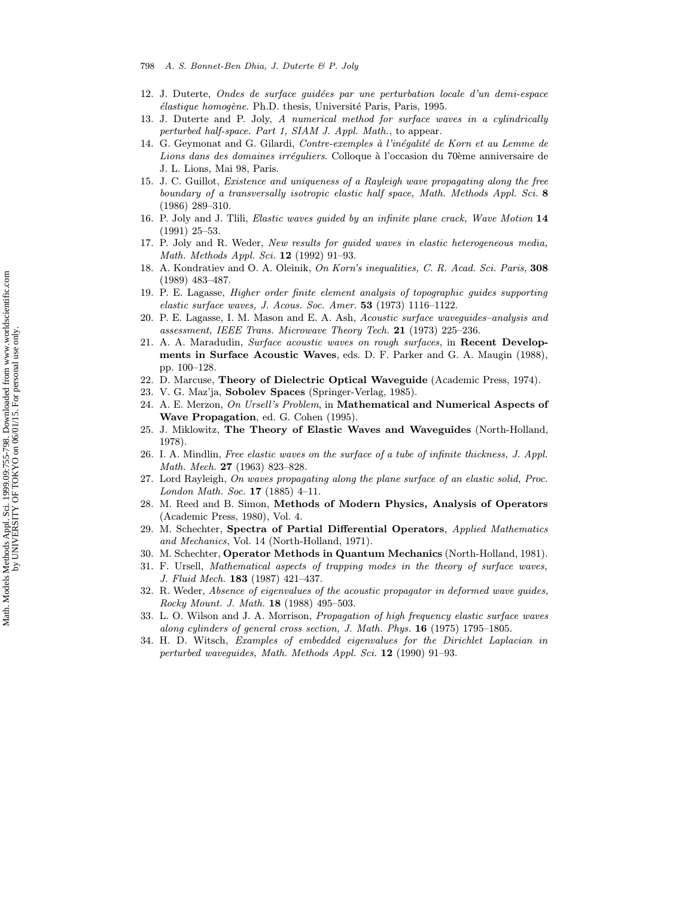12. J. Duterte, *Ondes de surface guidées par une perturbation locale d'un demi-espace élastique homogène*. Ph.D. thesis, Université Paris, Paris, 1995.
13. J. Duterte and P. Joly, *A numerical method for surface waves in a cylindrically perturbed half-space. Part 1, SIAM J. Appl. Math.*, to appear.
14. G. Geymonat and G. Gilardi, *Contre-exemples à l'inégalité de Korn et au Lemme de Lions dans des domaines irréguliers*. Colloque à l'occasion du 70ème anniversaire de J. L. Lions, Mai 98, Paris.
15. J. C. Guillot, *Existence and uniqueness of a Rayleigh wave propagating along the free boundary of a transversally isotropic elastic half space, Math. Methods Appl. Sci.* **8** (1986) 289–310.
16. P. Joly and J. Tlili, *Elastic waves guided by an infinite plane crack, Wave Motion* **14** (1991) 25–53.
17. P. Joly and R. Weder, *New results for guided waves in elastic heterogeneous media, Math. Methods Appl. Sci.* **12** (1992) 91–93.
18. A. Kondratiev and O. A. Oleinik, *On Korn's inequalities, C. R. Acad. Sci. Paris*, **308** (1989) 483–487.
19. P. E. Lagasse, *Higher order finite element analysis of topographic guides supporting elastic surface waves, J. Acous. Soc. Amer.* **53** (1973) 1116–1122.
20. P. E. Lagasse, I. M. Mason and E. A. Ash, *Acoustic surface waveguides–analysis and assessment, IEEE Trans. Microwave Theory Tech.* **21** (1973) 225–236.
21. A. A. Maradudin, *Surface acoustic waves on rough surfaces*, in **Recent Developments in Surface Acoustic Waves**, eds. D. F. Parker and G. A. Maugin (1988), pp. 100–128.
22. D. Marcuse, **Theory of Dielectric Optical Waveguide** (Academic Press, 1974).
23. V. G. Maz'ja, **Sobolev Spaces** (Springer-Verlag, 1985).
24. A. E. Merzon, *On Ursell's Problem*, in **Mathematical and Numerical Aspects of Wave Propagation**, ed. G. Cohen (1995).
25. J. Miklowitz, **The Theory of Elastic Waves and Waveguides** (North-Holland, 1978).
26. I. A. Mindlin, *Free elastic waves on the surface of a tube of infinite thickness, J. Appl. Math. Mech.* **27** (1963) 823–828.
27. Lord Rayleigh, *On waves propagating along the plane surface of an elastic solid, Proc. London Math. Soc.* **17** (1885) 4–11.
28. M. Reed and B. Simon, **Methods of Modern Physics, Analysis of Operators** (Academic Press, 1980), Vol. 4.
29. M. Schechter, **Spectra of Partial Differential Operators**, *Applied Mathematics and Mechanics*, Vol. 14 (North-Holland, 1971).
30. M. Schechter, **Operator Methods in Quantum Mechanics** (North-Holland, 1981).
31. F. Ursell, *Mathematical aspects of trapping modes in the theory of surface waves, J. Fluid Mech.* **183** (1987) 421–437.
32. R. Weder, *Absence of eigenvalues of the acoustic propagator in deformed wave guides, Rocky Mount. J. Math.* **18** (1988) 495–503.
33. L. O. Wilson and J. A. Morrison, *Propagation of high frequency elastic surface waves along cylinders of general cross section, J. Math. Phys.* **16** (1975) 1795–1805.
34. H. D. Witsch, *Examples of embedded eigenvalues for the Dirichlet Laplacian in perturbed waveguides, Math. Methods Appl. Sci.* **12** (1990) 91–93.